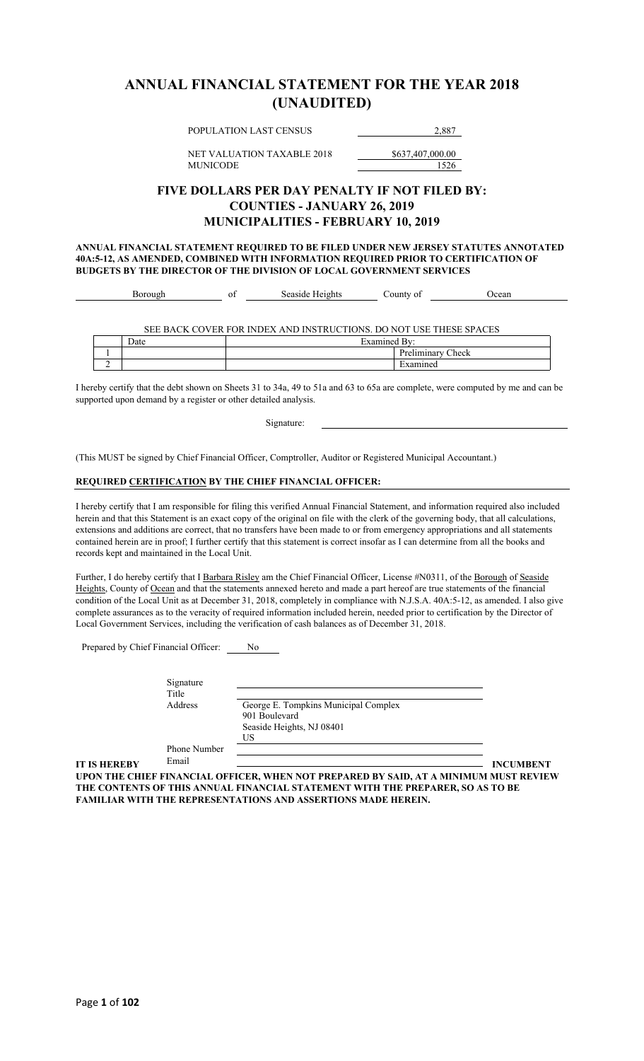# ANNUAL FINANCIAL STATEMENT FOR THE YEAR 2018 (UNAUDITED)

| | |
|---|---|
| POPULATION LAST CENSUS | 2,887 |
| NET VALUATION TAXABLE 2018 | $637,407,000.00 |
| MUNICODE | 1526 |

## FIVE DOLLARS PER DAY PENALTY IF NOT FILED BY:
## COUNTIES - JANUARY 26, 2019
## MUNICIPALITIES - FEBRUARY 10, 2019

**ANNUAL FINANCIAL STATEMENT REQUIRED TO BE FILED UNDER NEW JERSEY STATUTES ANNOTATED 40A:5-12, AS AMENDED, COMBINED WITH INFORMATION REQUIRED PRIOR TO CERTIFICATION OF BUDGETS BY THE DIRECTOR OF THE DIVISION OF LOCAL GOVERNMENT SERVICES**

Borough of Seaside Heights County of Ocean

SEE BACK COVER FOR INDEX AND INSTRUCTIONS. DO NOT USE THESE SPACES

| | Date | Examined By: | |
|---|---|---|---|
| 1 | | | Preliminary Check |
| 2 | | | Examined |

I hereby certify that the debt shown on Sheets 31 to 34a, 49 to 51a and 63 to 65a are complete, were computed by me and can be supported upon demand by a register or other detailed analysis.

Signature: ______________________________

(This MUST be signed by Chief Financial Officer, Comptroller, Auditor or Registered Municipal Accountant.)

**REQUIRED CERTIFICATION BY THE CHIEF FINANCIAL OFFICER:**

I hereby certify that I am responsible for filing this verified Annual Financial Statement, and information required also included herein and that this Statement is an exact copy of the original on file with the clerk of the governing body, that all calculations, extensions and additions are correct, that no transfers have been made to or from emergency appropriations and all statements contained herein are in proof; I further certify that this statement is correct insofar as I can determine from all the books and records kept and maintained in the Local Unit.

Further, I do hereby certify that I Barbara Risley am the Chief Financial Officer, License #N0311, of the Borough of Seaside Heights, County of Ocean and that the statements annexed hereto and made a part hereof are true statements of the financial condition of the Local Unit as at December 31, 2018, completely in compliance with N.J.S.A. 40A:5-12, as amended. I also give complete assurances as to the veracity of required information included herein, needed prior to certification by the Director of Local Government Services, including the verification of cash balances as of December 31, 2018.

Prepared by Chief Financial Officer: No

| | |
|---|---|
| Signature | |
| Title | |
| Address | George E. Tompkins Municipal Complex<br>901 Boulevard<br>Seaside Heights, NJ 08401<br>US |
| Phone Number | |
| Email | |

**IT IS HEREBY INCUMBENT UPON THE CHIEF FINANCIAL OFFICER, WHEN NOT PREPARED BY SAID, AT A MINIMUM MUST REVIEW THE CONTENTS OF THIS ANNUAL FINANCIAL STATEMENT WITH THE PREPARER, SO AS TO BE FAMILIAR WITH THE REPRESENTATIONS AND ASSERTIONS MADE HEREIN.**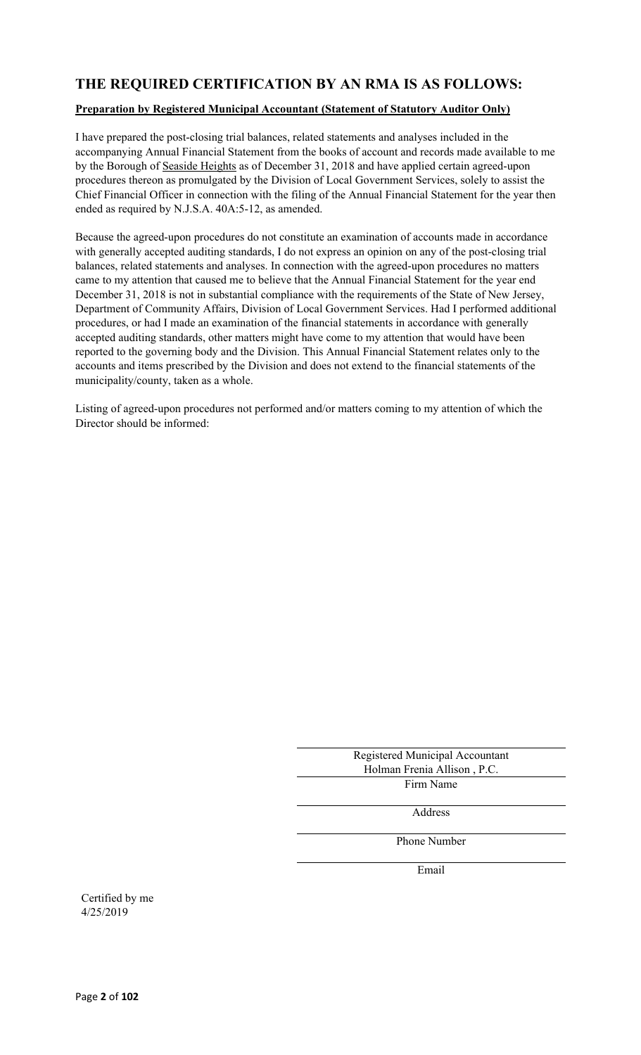## THE REQUIRED CERTIFICATION BY AN RMA IS AS FOLLOWS:

**Preparation by Registered Municipal Accountant (Statement of Statutory Auditor Only)**

I have prepared the post-closing trial balances, related statements and analyses included in the accompanying Annual Financial Statement from the books of account and records made available to me by the Borough of Seaside Heights as of December 31, 2018 and have applied certain agreed-upon procedures thereon as promulgated by the Division of Local Government Services, solely to assist the Chief Financial Officer in connection with the filing of the Annual Financial Statement for the year then ended as required by N.J.S.A. 40A:5-12, as amended.

Because the agreed-upon procedures do not constitute an examination of accounts made in accordance with generally accepted auditing standards, I do not express an opinion on any of the post-closing trial balances, related statements and analyses. In connection with the agreed-upon procedures no matters came to my attention that caused me to believe that the Annual Financial Statement for the year end December 31, 2018 is not in substantial compliance with the requirements of the State of New Jersey, Department of Community Affairs, Division of Local Government Services. Had I performed additional procedures, or had I made an examination of the financial statements in accordance with generally accepted auditing standards, other matters might have come to my attention that would have been reported to the governing body and the Division. This Annual Financial Statement relates only to the accounts and items prescribed by the Division and does not extend to the financial statements of the municipality/county, taken as a whole.

Listing of agreed-upon procedures not performed and/or matters coming to my attention of which the Director should be informed:

Registered Municipal Accountant

Holman Frenia Allison , P.C.

Firm Name

Address

Phone Number

Email

Certified by me
4/25/2019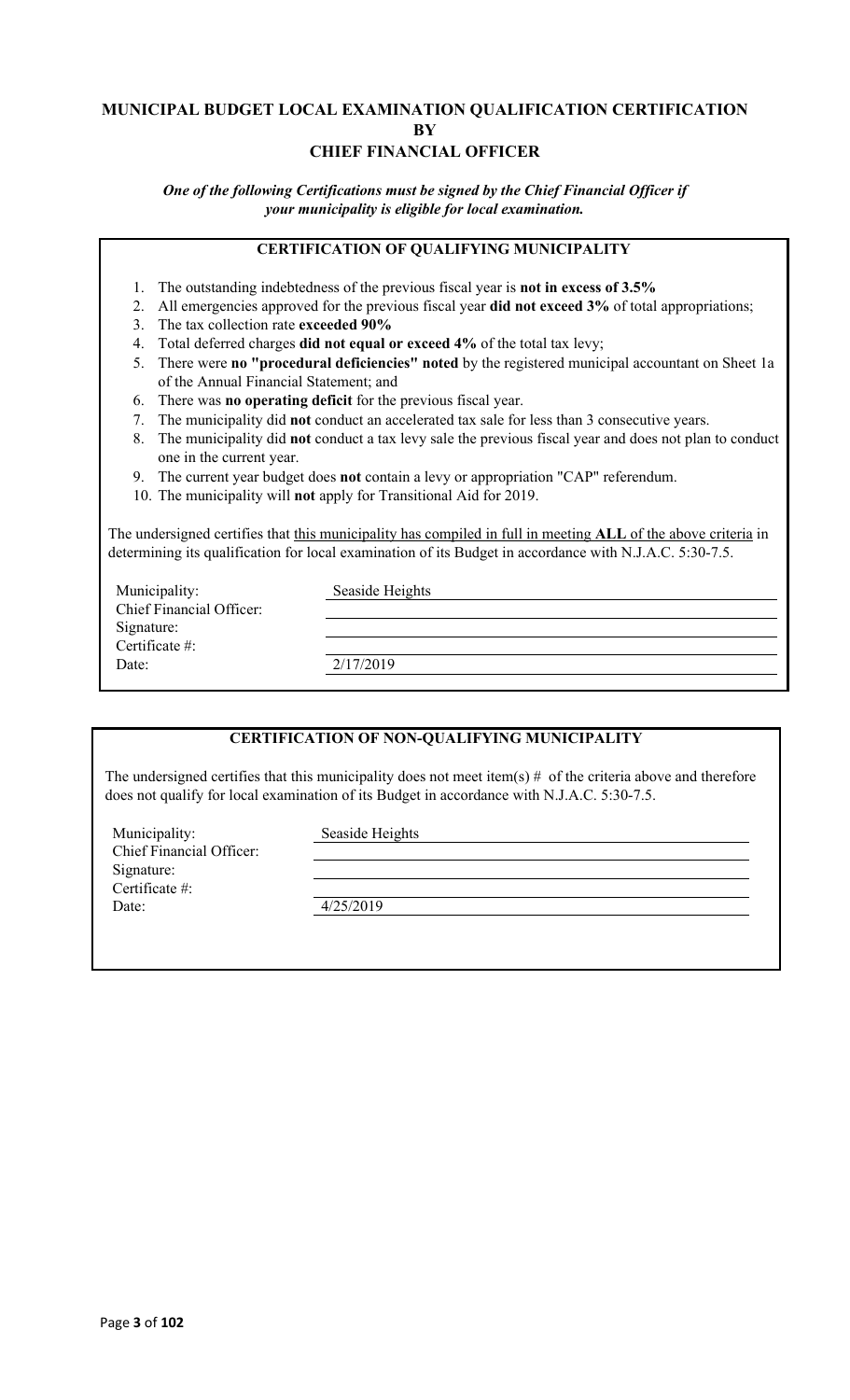# MUNICIPAL BUDGET LOCAL EXAMINATION QUALIFICATION CERTIFICATION BY CHIEF FINANCIAL OFFICER

***One of the following Certifications must be signed by the Chief Financial Officer if your municipality is eligible for local examination.***

## CERTIFICATION OF QUALIFYING MUNICIPALITY

1. The outstanding indebtedness of the previous fiscal year is **not in excess of 3.5%**
2. All emergencies approved for the previous fiscal year **did not exceed 3%** of total appropriations;
3. The tax collection rate **exceeded 90%**
4. Total deferred charges **did not equal or exceed 4%** of the total tax levy;
5. There were **no "procedural deficiencies" noted** by the registered municipal accountant on Sheet 1a of the Annual Financial Statement; and
6. There was **no operating deficit** for the previous fiscal year.
7. The municipality did **not** conduct an accelerated tax sale for less than 3 consecutive years.
8. The municipality did **not** conduct a tax levy sale the previous fiscal year and does not plan to conduct one in the current year.
9. The current year budget does **not** contain a levy or appropriation "CAP" referendum.
10. The municipality will **not** apply for Transitional Aid for 2019.

The undersigned certifies that this municipality has compiled in full in meeting **ALL** of the above criteria in determining its qualification for local examination of its Budget in accordance with N.J.A.C. 5:30-7.5.

| | |
|---|---|
| Municipality: | Seaside Heights |
| Chief Financial Officer: | |
| Signature: | |
| Certificate #: | |
| Date: | 2/17/2019 |

## CERTIFICATION OF NON-QUALIFYING MUNICIPALITY

The undersigned certifies that this municipality does not meet item(s) # of the criteria above and therefore does not qualify for local examination of its Budget in accordance with N.J.A.C. 5:30-7.5.

| | |
|---|---|
| Municipality: | Seaside Heights |
| Chief Financial Officer: | |
| Signature: | |
| Certificate #: | |
| Date: | 4/25/2019 |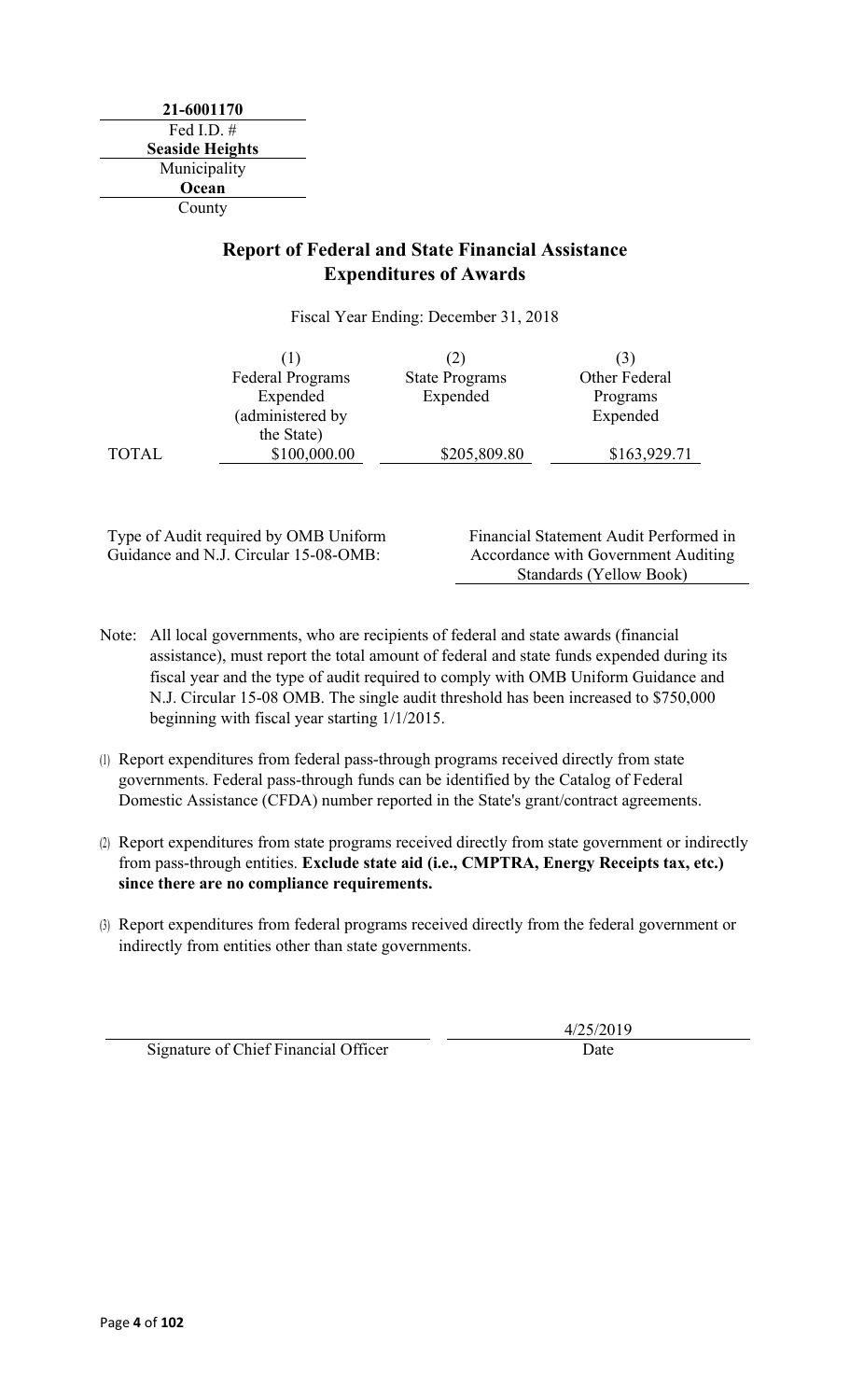**21-6001170**
Fed I.D. #
**Seaside Heights**
Municipality
**Ocean**
County

## Report of Federal and State Financial Assistance Expenditures of Awards

Fiscal Year Ending: December 31, 2018

| | (1) Federal Programs Expended (administered by the State) | (2) State Programs Expended | (3) Other Federal Programs Expended |
|---|---|---|---|
| TOTAL | $100,000.00 | $205,809.80 | $163,929.71 |

Type of Audit required by OMB Uniform Guidance and N.J. Circular 15-08-OMB: Financial Statement Audit Performed in Accordance with Government Auditing Standards (Yellow Book)

Note: All local governments, who are recipients of federal and state awards (financial assistance), must report the total amount of federal and state funds expended during its fiscal year and the type of audit required to comply with OMB Uniform Guidance and N.J. Circular 15-08 OMB. The single audit threshold has been increased to $750,000 beginning with fiscal year starting 1/1/2015.

(1) Report expenditures from federal pass-through programs received directly from state governments. Federal pass-through funds can be identified by the Catalog of Federal Domestic Assistance (CFDA) number reported in the State's grant/contract agreements.

(2) Report expenditures from state programs received directly from state government or indirectly from pass-through entities. **Exclude state aid (i.e., CMPTRA, Energy Receipts tax, etc.) since there are no compliance requirements.**

(3) Report expenditures from federal programs received directly from the federal government or indirectly from entities other than state governments.

Signature of Chief Financial Officer

4/25/2019
Date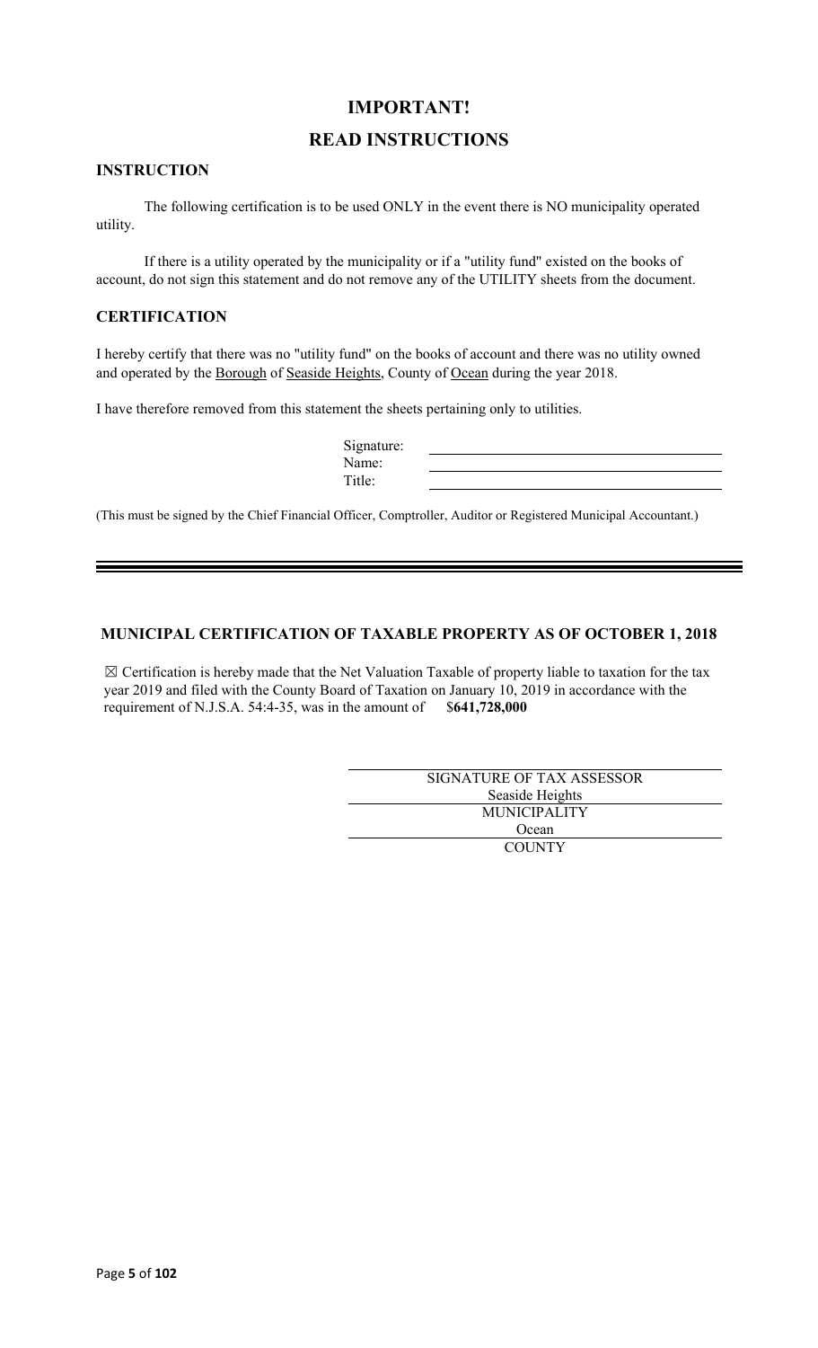# IMPORTANT!

# READ INSTRUCTIONS

## INSTRUCTION

The following certification is to be used ONLY in the event there is NO municipality operated utility.

If there is a utility operated by the municipality or if a "utility fund" existed on the books of account, do not sign this statement and do not remove any of the UTILITY sheets from the document.

## CERTIFICATION

I hereby certify that there was no "utility fund" on the books of account and there was no utility owned and operated by the Borough of Seaside Heights, County of Ocean during the year 2018.

I have therefore removed from this statement the sheets pertaining only to utilities.

Signature: ______________________

Name: ______________________

Title: ______________________

(This must be signed by the Chief Financial Officer, Comptroller, Auditor or Registered Municipal Accountant.)

---

## MUNICIPAL CERTIFICATION OF TAXABLE PROPERTY AS OF OCTOBER 1, 2018

☒ Certification is hereby made that the Net Valuation Taxable of property liable to taxation for the tax year 2019 and filed with the County Board of Taxation on January 10, 2019 in accordance with the requirement of N.J.S.A. 54:4-35, was in the amount of $**641,728,000**

______________________
SIGNATURE OF TAX ASSESSOR

Seaside Heights
MUNICIPALITY

Ocean
COUNTY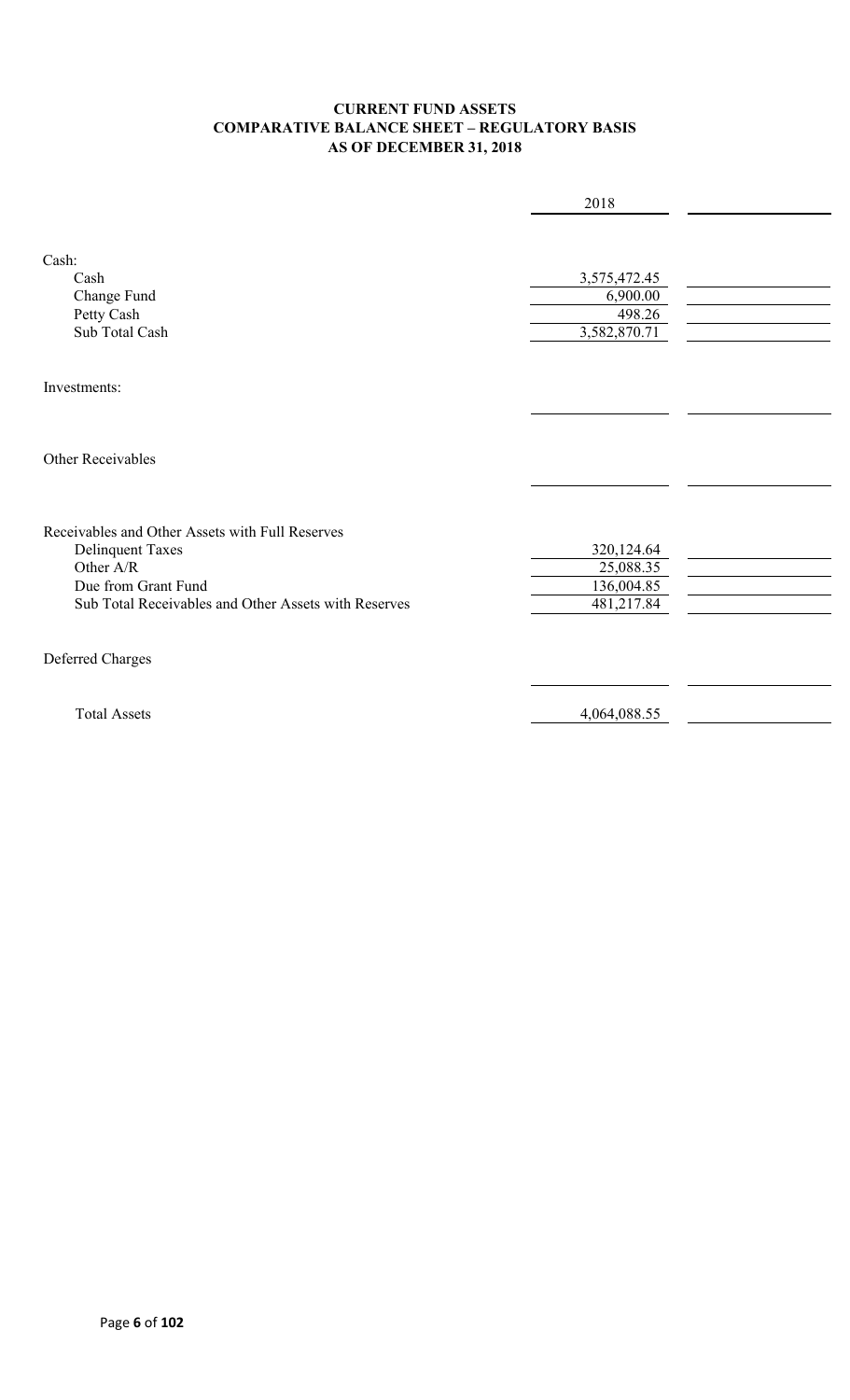# CURRENT FUND ASSETS
## COMPARATIVE BALANCE SHEET – REGULATORY BASIS
## AS OF DECEMBER 31, 2018

| | 2018 | |
|---|---|---|
| **Cash:** | | |
| Cash | 3,575,472.45 | |
| Change Fund | 6,900.00 | |
| Petty Cash | 498.26 | |
| Sub Total Cash | 3,582,870.71 | |
| **Investments:** | | |
| | | |
| **Other Receivables** | | |
| | | |
| **Receivables and Other Assets with Full Reserves** | | |
| Delinquent Taxes | 320,124.64 | |
| Other A/R | 25,088.35 | |
| Due from Grant Fund | 136,004.85 | |
| Sub Total Receivables and Other Assets with Reserves | 481,217.84 | |
| **Deferred Charges** | | |
| | | |
| Total Assets | 4,064,088.55 | |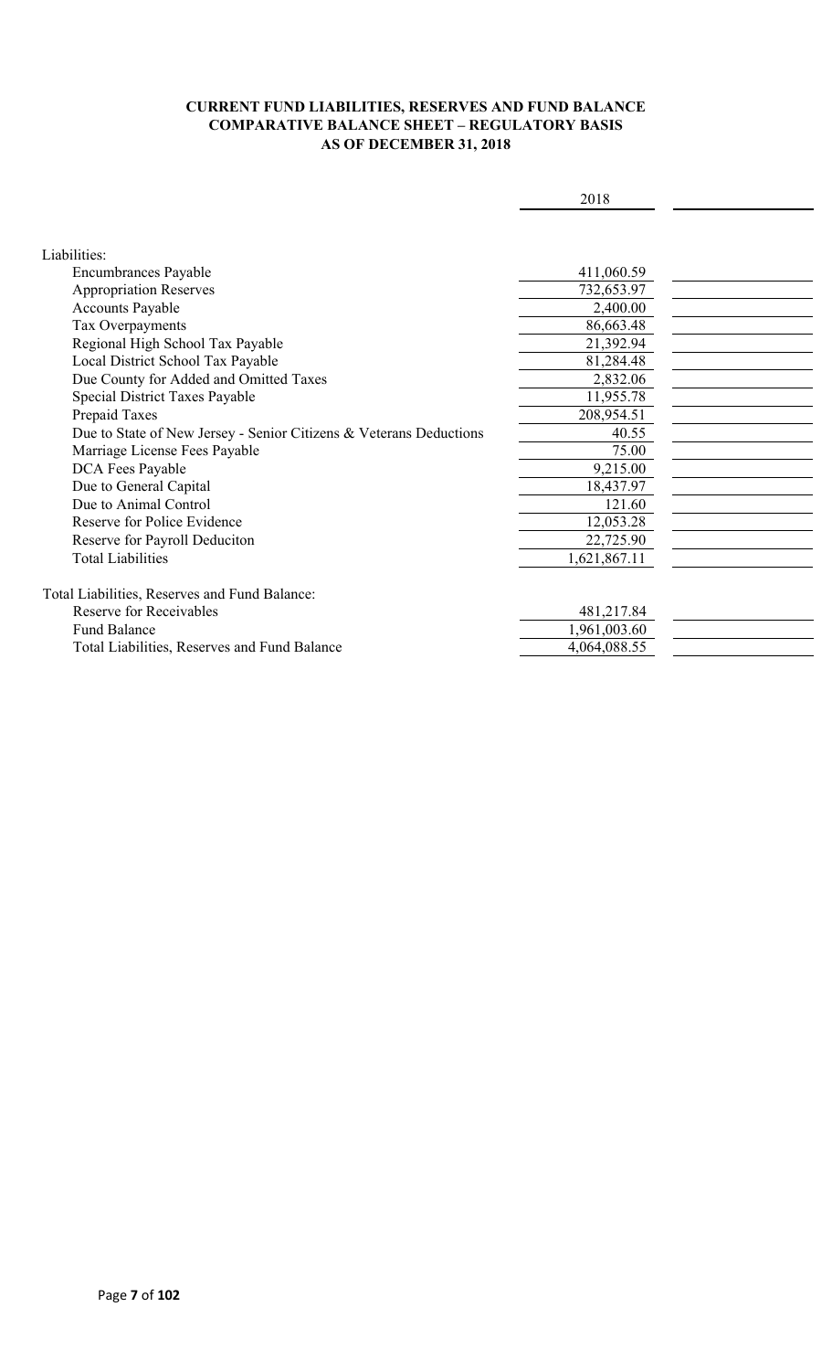**CURRENT FUND LIABILITIES, RESERVES AND FUND BALANCE**
**COMPARATIVE BALANCE SHEET – REGULATORY BASIS**
**AS OF DECEMBER 31, 2018**

| | 2018 | |
|---|---|---|
| Liabilities: | | |
| Encumbrances Payable | 411,060.59 | |
| Appropriation Reserves | 732,653.97 | |
| Accounts Payable | 2,400.00 | |
| Tax Overpayments | 86,663.48 | |
| Regional High School Tax Payable | 21,392.94 | |
| Local District School Tax Payable | 81,284.48 | |
| Due County for Added and Omitted Taxes | 2,832.06 | |
| Special District Taxes Payable | 11,955.78 | |
| Prepaid Taxes | 208,954.51 | |
| Due to State of New Jersey - Senior Citizens & Veterans Deductions | 40.55 | |
| Marriage License Fees Payable | 75.00 | |
| DCA Fees Payable | 9,215.00 | |
| Due to General Capital | 18,437.97 | |
| Due to Animal Control | 121.60 | |
| Reserve for Police Evidence | 12,053.28 | |
| Reserve for Payroll Deduciton | 22,725.90 | |
| Total Liabilities | 1,621,867.11 | |
| | | |
| Total Liabilities, Reserves and Fund Balance: | | |
| Reserve for Receivables | 481,217.84 | |
| Fund Balance | 1,961,003.60 | |
| Total Liabilities, Reserves and Fund Balance | 4,064,088.55 | |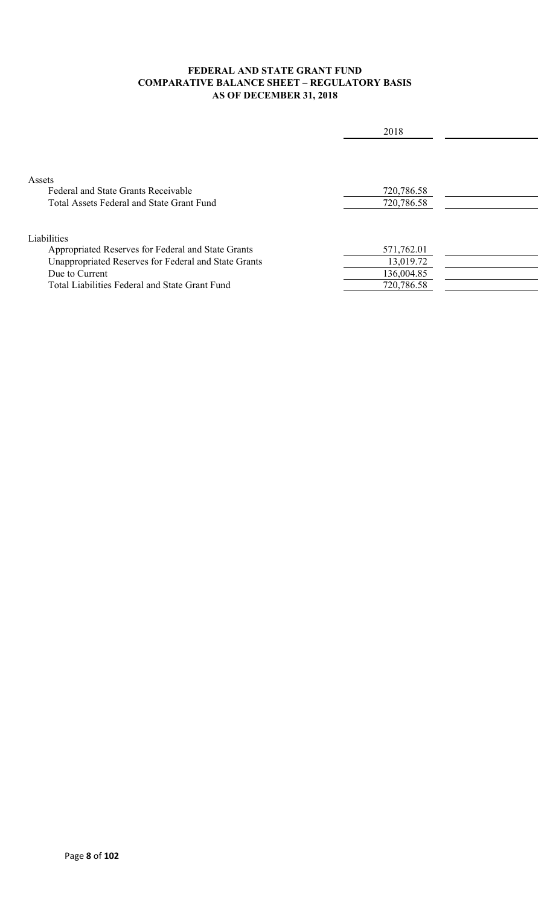**FEDERAL AND STATE GRANT FUND**
**COMPARATIVE BALANCE SHEET – REGULATORY BASIS**
**AS OF DECEMBER 31, 2018**

| | 2018 | |
|---|---|---|
| Assets | | |
| Federal and State Grants Receivable | 720,786.58 | |
| Total Assets Federal and State Grant Fund | 720,786.58 | |
| Liabilities | | |
| Appropriated Reserves for Federal and State Grants | 571,762.01 | |
| Unappropriated Reserves for Federal and State Grants | 13,019.72 | |
| Due to Current | 136,004.85 | |
| Total Liabilities Federal and State Grant Fund | 720,786.58 | |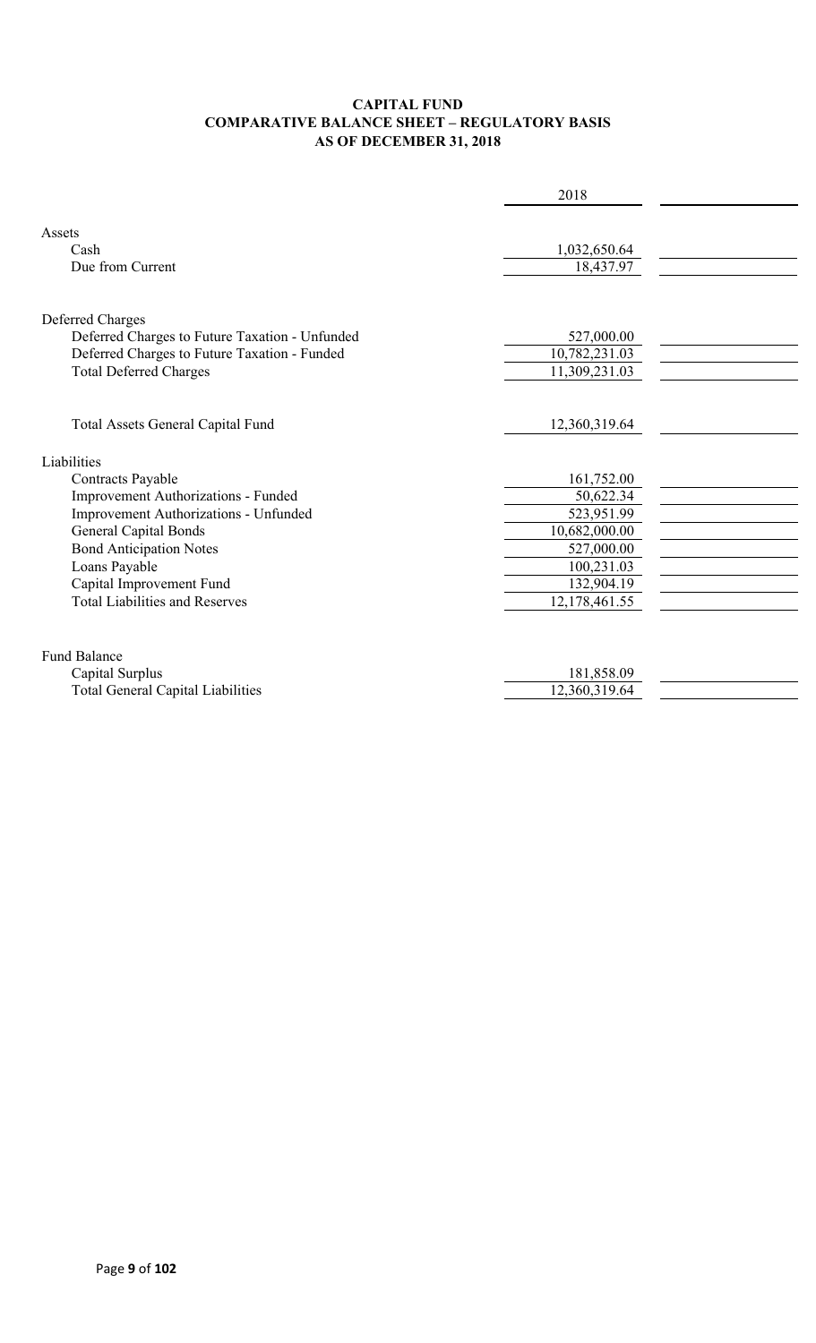**CAPITAL FUND**
**COMPARATIVE BALANCE SHEET – REGULATORY BASIS**
**AS OF DECEMBER 31, 2018**

| | 2018 | |
|---|---|---|
| Assets | | |
| Cash | 1,032,650.64 | |
| Due from Current | 18,437.97 | |
| | | |
| Deferred Charges | | |
| Deferred Charges to Future Taxation - Unfunded | 527,000.00 | |
| Deferred Charges to Future Taxation - Funded | 10,782,231.03 | |
| Total Deferred Charges | 11,309,231.03 | |
| | | |
| Total Assets General Capital Fund | 12,360,319.64 | |
| | | |
| Liabilities | | |
| Contracts Payable | 161,752.00 | |
| Improvement Authorizations - Funded | 50,622.34 | |
| Improvement Authorizations - Unfunded | 523,951.99 | |
| General Capital Bonds | 10,682,000.00 | |
| Bond Anticipation Notes | 527,000.00 | |
| Loans Payable | 100,231.03 | |
| Capital Improvement Fund | 132,904.19 | |
| Total Liabilities and Reserves | 12,178,461.55 | |
| | | |
| Fund Balance | | |
| Capital Surplus | 181,858.09 | |
| Total General Capital Liabilities | 12,360,319.64 | |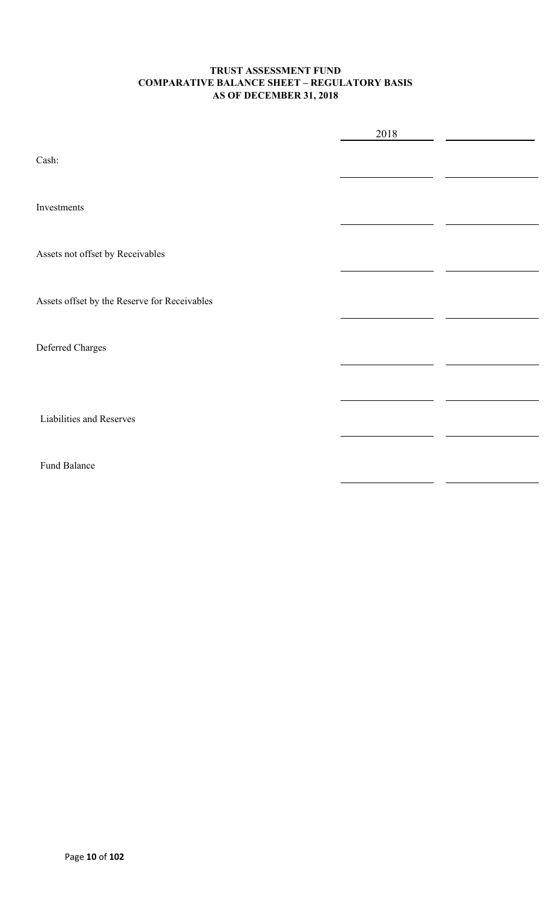**TRUST ASSESSMENT FUND**
**COMPARATIVE BALANCE SHEET – REGULATORY BASIS**
**AS OF DECEMBER 31, 2018**

| | 2018 | |
|---|---|---|
| Cash: | | |
| Investments | | |
| Assets not offset by Receivables | | |
| Assets offset by the Reserve for Receivables | | |
| Deferred Charges | | |
| | | |
| Liabilities and Reserves | | |
| Fund Balance | | |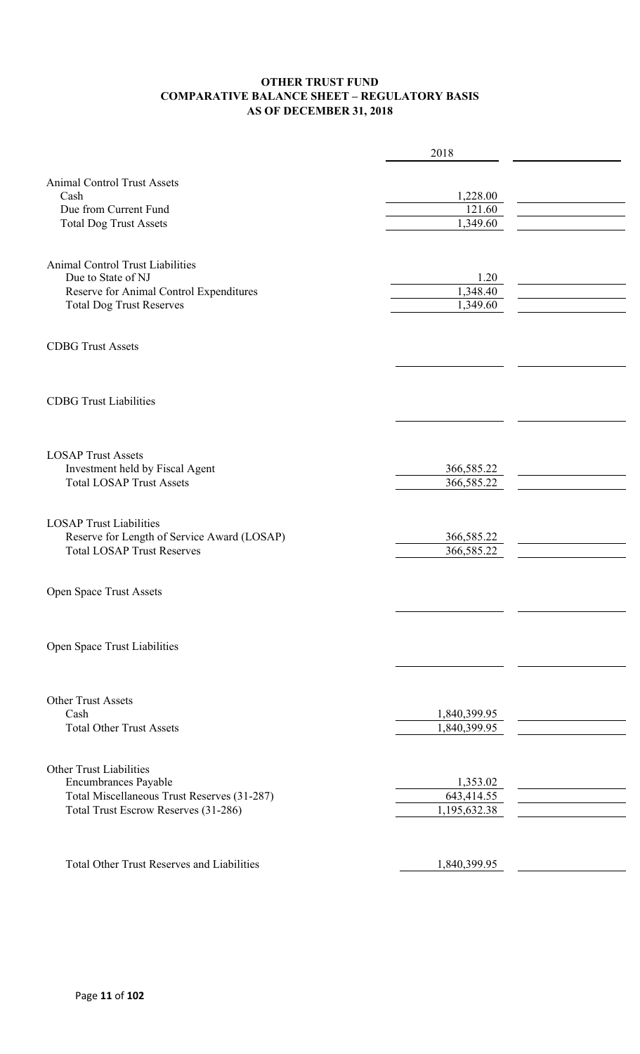**OTHER TRUST FUND**
**COMPARATIVE BALANCE SHEET – REGULATORY BASIS**
**AS OF DECEMBER 31, 2018**

| | 2018 | |
|---|---|---|
| Animal Control Trust Assets | | |
| Cash | 1,228.00 | |
| Due from Current Fund | 121.60 | |
| Total Dog Trust Assets | 1,349.60 | |
| | | |
| Animal Control Trust Liabilities | | |
| Due to State of NJ | 1.20 | |
| Reserve for Animal Control Expenditures | 1,348.40 | |
| Total Dog Trust Reserves | 1,349.60 | |
| | | |
| CDBG Trust Assets | | |
| | | |
| CDBG Trust Liabilities | | |
| | | |
| LOSAP Trust Assets | | |
| Investment held by Fiscal Agent | 366,585.22 | |
| Total LOSAP Trust Assets | 366,585.22 | |
| | | |
| LOSAP Trust Liabilities | | |
| Reserve for Length of Service Award (LOSAP) | 366,585.22 | |
| Total LOSAP Trust Reserves | 366,585.22 | |
| | | |
| Open Space Trust Assets | | |
| | | |
| Open Space Trust Liabilities | | |
| | | |
| Other Trust Assets | | |
| Cash | 1,840,399.95 | |
| Total Other Trust Assets | 1,840,399.95 | |
| | | |
| Other Trust Liabilities | | |
| Encumbrances Payable | 1,353.02 | |
| Total Miscellaneous Trust Reserves (31-287) | 643,414.55 | |
| Total Trust Escrow Reserves (31-286) | 1,195,632.38 | |
| | | |
| Total Other Trust Reserves and Liabilities | 1,840,399.95 | |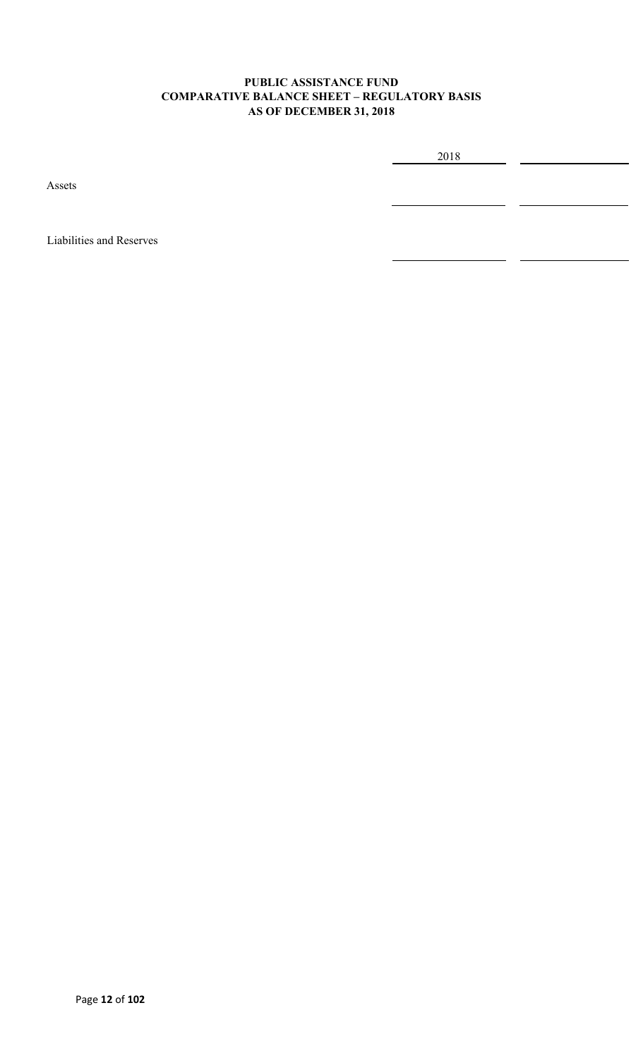**PUBLIC ASSISTANCE FUND**
**COMPARATIVE BALANCE SHEET – REGULATORY BASIS**
**AS OF DECEMBER 31, 2018**

| | 2018 | |
|---|---|---|
| Assets | | |
| Liabilities and Reserves | | |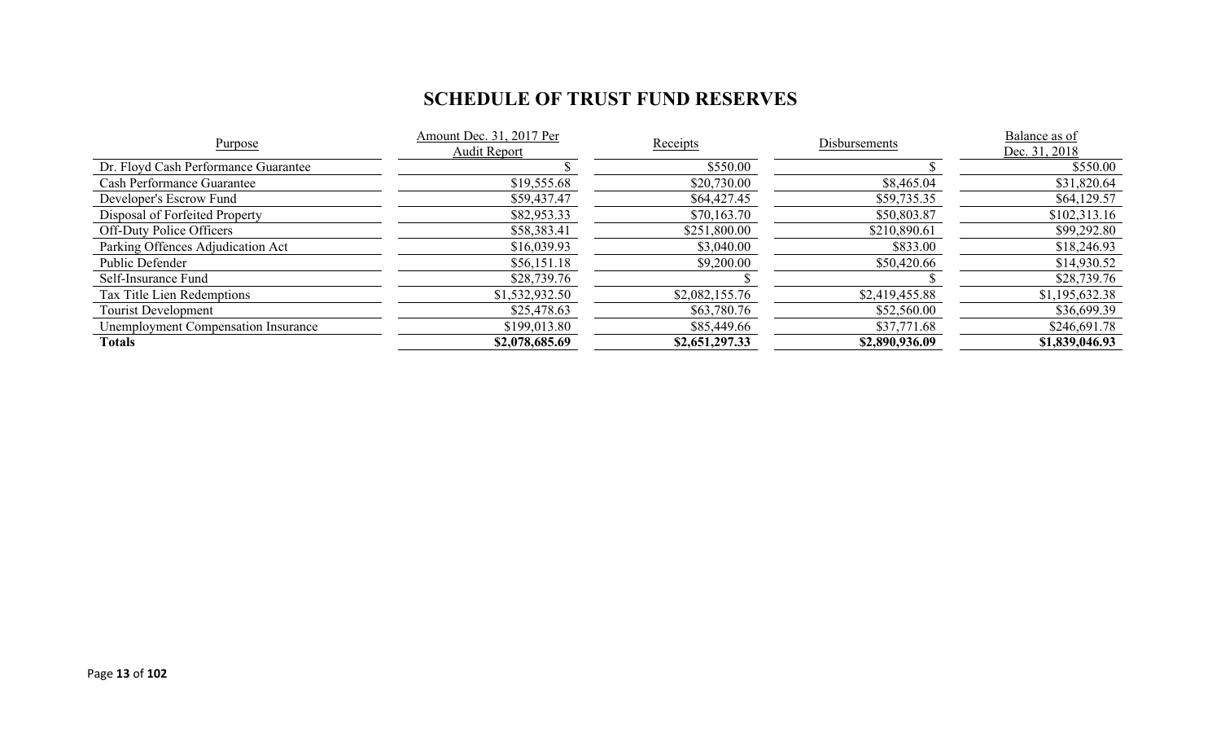# SCHEDULE OF TRUST FUND RESERVES

| Purpose | Amount Dec. 31, 2017 Per Audit Report | Receipts | Disbursements | Balance as of Dec. 31, 2018 |
|---|---|---|---|---|
| Dr. Floyd Cash Performance Guarantee | $ | $550.00 | $ | $550.00 |
| Cash Performance Guarantee | $19,555.68 | $20,730.00 | $8,465.04 | $31,820.64 |
| Developer's Escrow Fund | $59,437.47 | $64,427.45 | $59,735.35 | $64,129.57 |
| Disposal of Forfeited Property | $82,953.33 | $70,163.70 | $50,803.87 | $102,313.16 |
| Off-Duty Police Officers | $58,383.41 | $251,800.00 | $210,890.61 | $99,292.80 |
| Parking Offences Adjudication Act | $16,039.93 | $3,040.00 | $833.00 | $18,246.93 |
| Public Defender | $56,151.18 | $9,200.00 | $50,420.66 | $14,930.52 |
| Self-Insurance Fund | $28,739.76 | $ | $ | $28,739.76 |
| Tax Title Lien Redemptions | $1,532,932.50 | $2,082,155.76 | $2,419,455.88 | $1,195,632.38 |
| Tourist Development | $25,478.63 | $63,780.76 | $52,560.00 | $36,699.39 |
| Unemployment Compensation Insurance | $199,013.80 | $85,449.66 | $37,771.68 | $246,691.78 |
| **Totals** | **$2,078,685.69** | **$2,651,297.33** | **$2,890,936.09** | **$1,839,046.93** |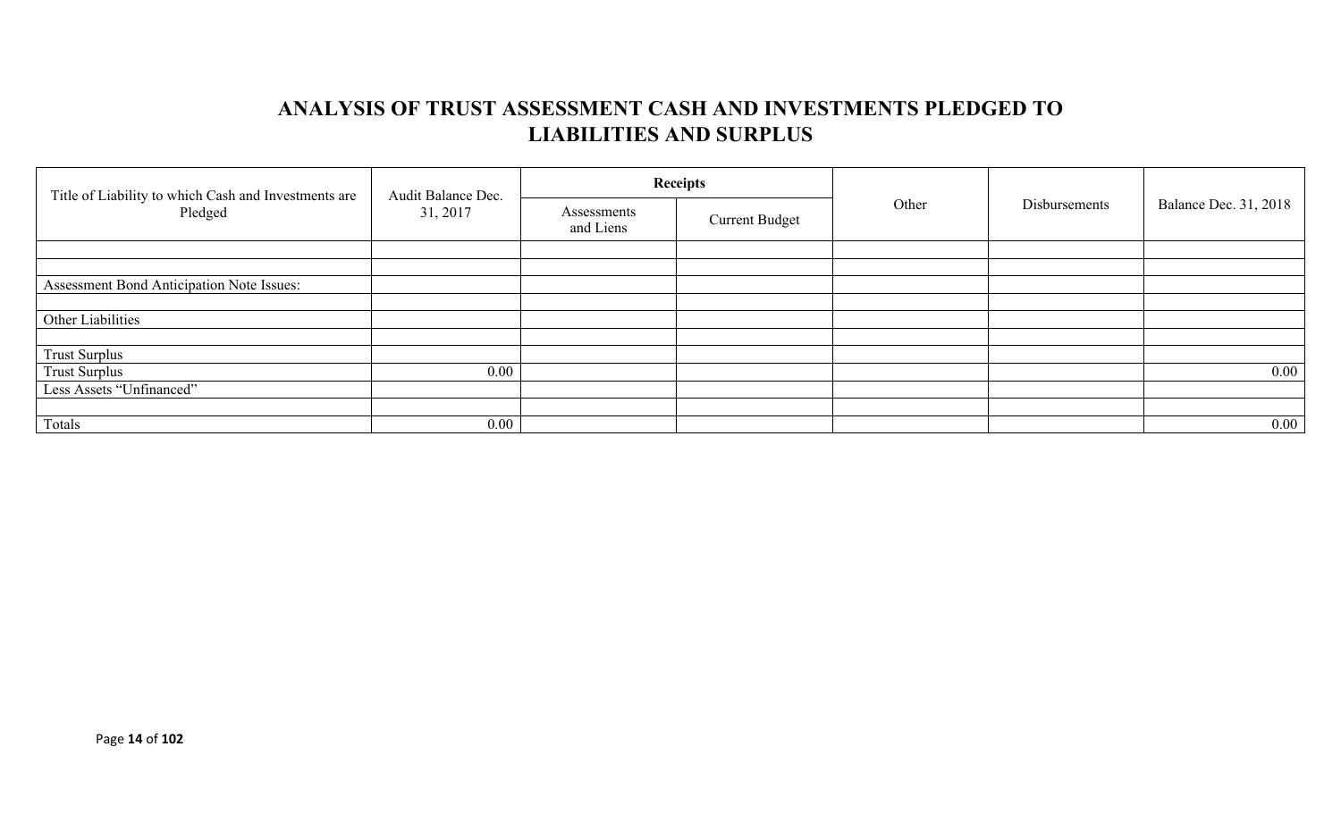## ANALYSIS OF TRUST ASSESSMENT CASH AND INVESTMENTS PLEDGED TO LIABILITIES AND SURPLUS

| Title of Liability to which Cash and Investments are Pledged | Audit Balance Dec. 31, 2017 | Receipts | | Other | Disbursements | Balance Dec. 31, 2018 |
|---|---|---|---|---|---|---|
| | | Assessments and Liens | Current Budget | | | |
| | | | | | | |
| | | | | | | |
| Assessment Bond Anticipation Note Issues: | | | | | | |
| | | | | | | |
| Other Liabilities | | | | | | |
| | | | | | | |
| Trust Surplus | | | | | | |
| Trust Surplus | 0.00 | | | | | 0.00 |
| Less Assets "Unfinanced" | | | | | | |
| | | | | | | |
| Totals | 0.00 | | | | | 0.00 |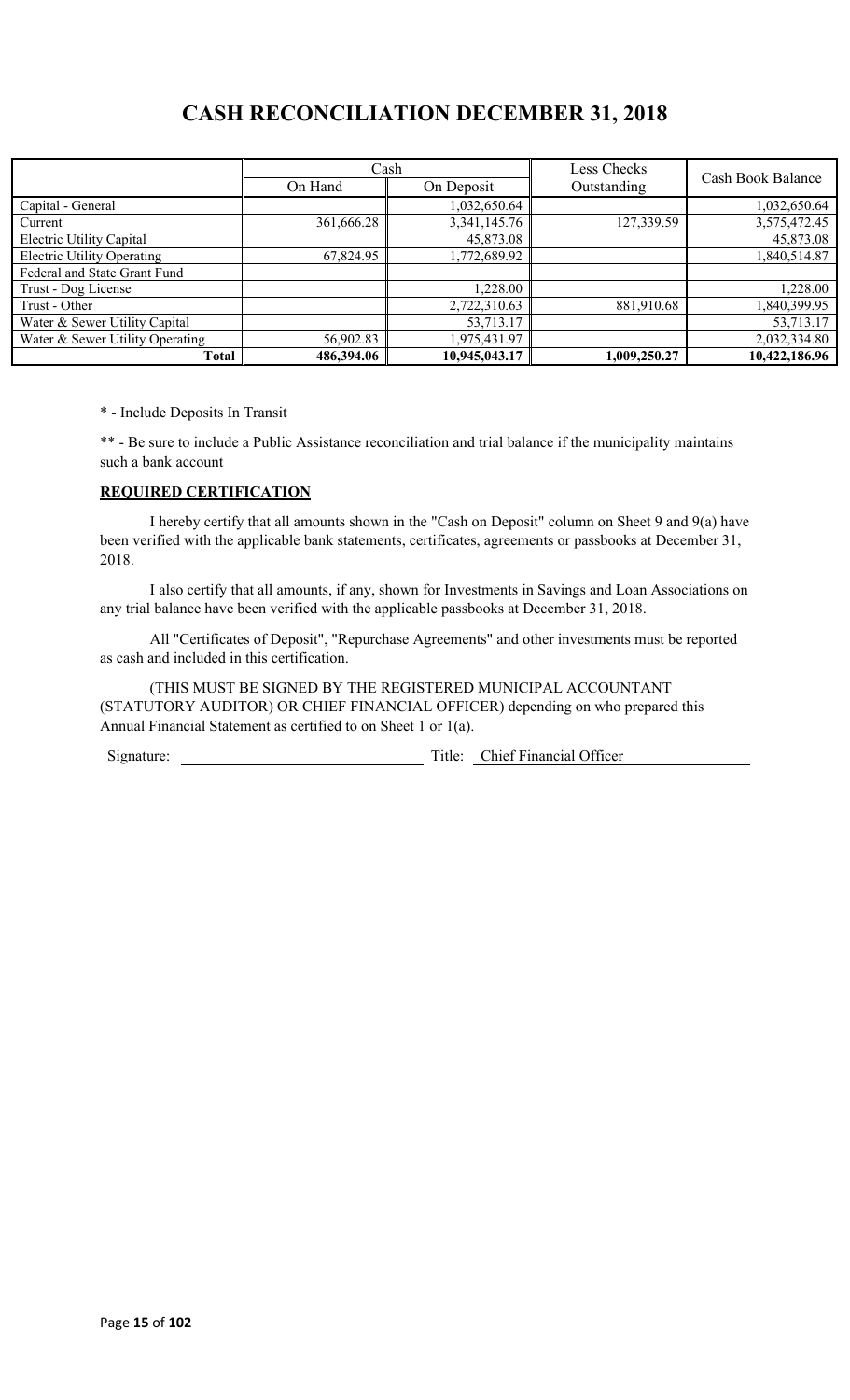# CASH RECONCILIATION DECEMBER 31, 2018

| | Cash | | Less Checks Outstanding | Cash Book Balance |
|---|---|---|---|---|
| | On Hand | On Deposit | | |
| Capital - General | | 1,032,650.64 | | 1,032,650.64 |
| Current | 361,666.28 | 3,341,145.76 | 127,339.59 | 3,575,472.45 |
| Electric Utility Capital | | 45,873.08 | | 45,873.08 |
| Electric Utility Operating | 67,824.95 | 1,772,689.92 | | 1,840,514.87 |
| Federal and State Grant Fund | | | | |
| Trust - Dog License | | 1,228.00 | | 1,228.00 |
| Trust - Other | | 2,722,310.63 | 881,910.68 | 1,840,399.95 |
| Water & Sewer Utility Capital | | 53,713.17 | | 53,713.17 |
| Water & Sewer Utility Operating | 56,902.83 | 1,975,431.97 | | 2,032,334.80 |
| **Total** | **486,394.06** | **10,945,043.17** | **1,009,250.27** | **10,422,186.96** |

* - Include Deposits In Transit

** - Be sure to include a Public Assistance reconciliation and trial balance if the municipality maintains such a bank account

**REQUIRED CERTIFICATION**

I hereby certify that all amounts shown in the "Cash on Deposit" column on Sheet 9 and 9(a) have been verified with the applicable bank statements, certificates, agreements or passbooks at December 31, 2018.

I also certify that all amounts, if any, shown for Investments in Savings and Loan Associations on any trial balance have been verified with the applicable passbooks at December 31, 2018.

All "Certificates of Deposit", "Repurchase Agreements" and other investments must be reported as cash and included in this certification.

(THIS MUST BE SIGNED BY THE REGISTERED MUNICIPAL ACCOUNTANT (STATUTORY AUDITOR) OR CHIEF FINANCIAL OFFICER) depending on who prepared this Annual Financial Statement as certified to on Sheet 1 or 1(a).

Signature: ______________________________ Title: Chief Financial Officer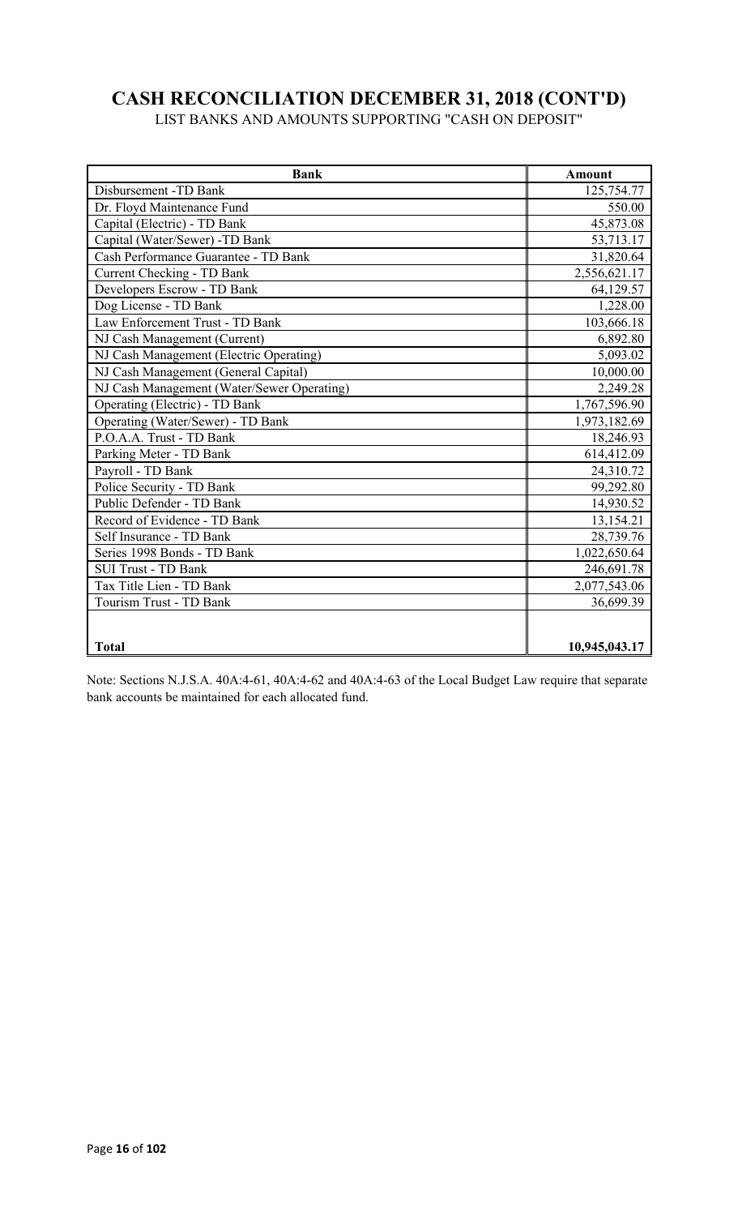# CASH RECONCILIATION DECEMBER 31, 2018 (CONT'D)

LIST BANKS AND AMOUNTS SUPPORTING "CASH ON DEPOSIT"

| Bank | Amount |
|---|---|
| Disbursement -TD Bank | 125,754.77 |
| Dr. Floyd Maintenance Fund | 550.00 |
| Capital (Electric) - TD Bank | 45,873.08 |
| Capital (Water/Sewer) -TD Bank | 53,713.17 |
| Cash Performance Guarantee - TD Bank | 31,820.64 |
| Current Checking - TD Bank | 2,556,621.17 |
| Developers Escrow - TD Bank | 64,129.57 |
| Dog License - TD Bank | 1,228.00 |
| Law Enforcement Trust - TD Bank | 103,666.18 |
| NJ Cash Management (Current) | 6,892.80 |
| NJ Cash Management (Electric Operating) | 5,093.02 |
| NJ Cash Management (General Capital) | 10,000.00 |
| NJ Cash Management (Water/Sewer Operating) | 2,249.28 |
| Operating (Electric) - TD Bank | 1,767,596.90 |
| Operating (Water/Sewer) - TD Bank | 1,973,182.69 |
| P.O.A.A. Trust - TD Bank | 18,246.93 |
| Parking Meter - TD Bank | 614,412.09 |
| Payroll - TD Bank | 24,310.72 |
| Police Security - TD Bank | 99,292.80 |
| Public Defender - TD Bank | 14,930.52 |
| Record of Evidence - TD Bank | 13,154.21 |
| Self Insurance - TD Bank | 28,739.76 |
| Series 1998 Bonds - TD Bank | 1,022,650.64 |
| SUI Trust - TD Bank | 246,691.78 |
| Tax Title Lien - TD Bank | 2,077,543.06 |
| Tourism Trust - TD Bank | 36,699.39 |
| | |
| **Total** | **10,945,043.17** |

Note: Sections N.J.S.A. 40A:4-61, 40A:4-62 and 40A:4-63 of the Local Budget Law require that separate bank accounts be maintained for each allocated fund.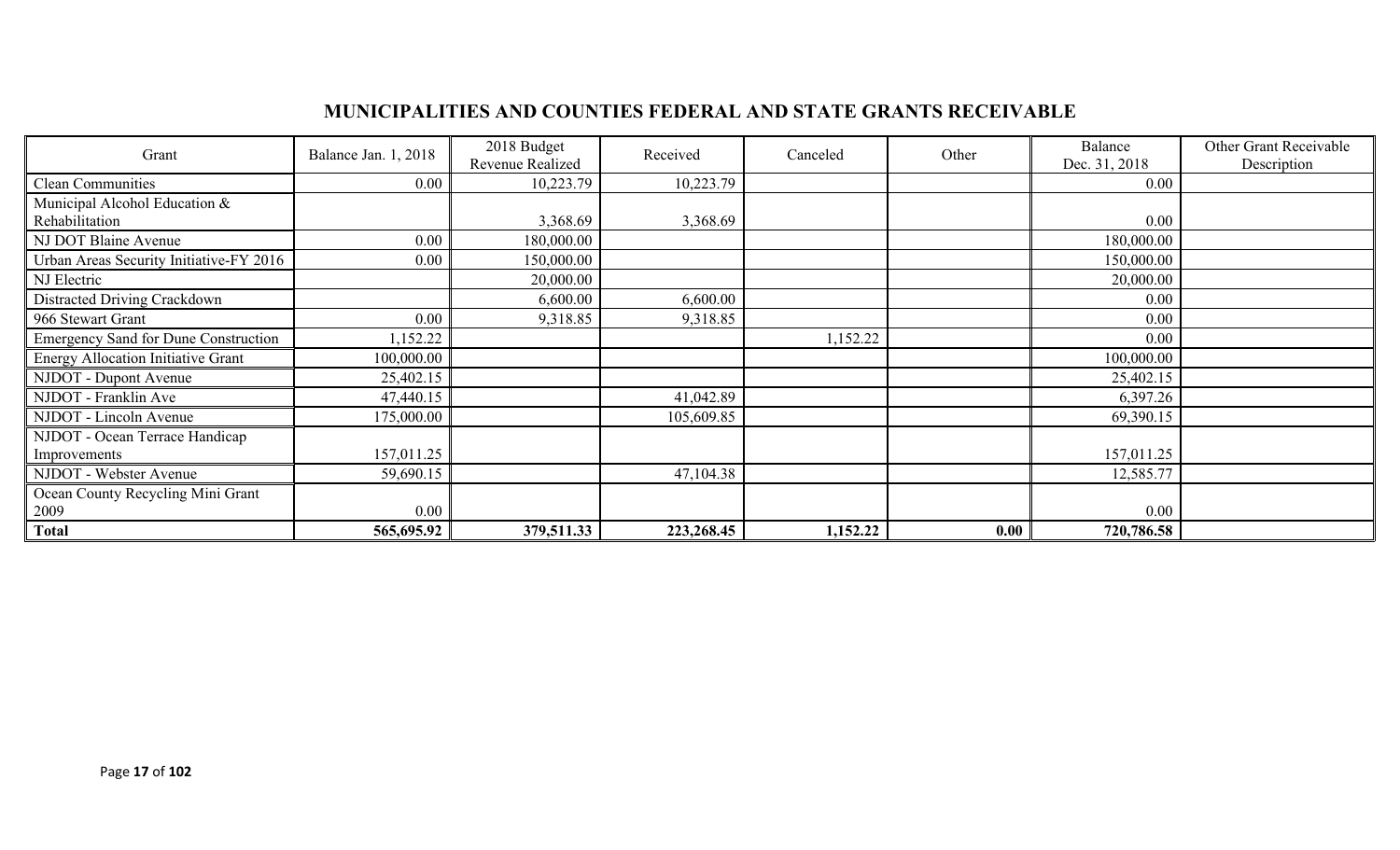## MUNICIPALITIES AND COUNTIES FEDERAL AND STATE GRANTS RECEIVABLE

| Grant | Balance Jan. 1, 2018 | 2018 Budget Revenue Realized | Received | Canceled | Other | Balance Dec. 31, 2018 | Other Grant Receivable Description |
|---|---|---|---|---|---|---|---|
| Clean Communities | 0.00 | 10,223.79 | 10,223.79 | | | 0.00 | |
| Municipal Alcohol Education & Rehabilitation | | 3,368.69 | 3,368.69 | | | 0.00 | |
| NJ DOT Blaine Avenue | 0.00 | 180,000.00 | | | | 180,000.00 | |
| Urban Areas Security Initiative-FY 2016 | 0.00 | 150,000.00 | | | | 150,000.00 | |
| NJ Electric | | 20,000.00 | | | | 20,000.00 | |
| Distracted Driving Crackdown | | 6,600.00 | 6,600.00 | | | 0.00 | |
| 966 Stewart Grant | 0.00 | 9,318.85 | 9,318.85 | | | 0.00 | |
| Emergency Sand for Dune Construction | 1,152.22 | | | 1,152.22 | | 0.00 | |
| Energy Allocation Initiative Grant | 100,000.00 | | | | | 100,000.00 | |
| NJDOT - Dupont Avenue | 25,402.15 | | | | | 25,402.15 | |
| NJDOT - Franklin Ave | 47,440.15 | | 41,042.89 | | | 6,397.26 | |
| NJDOT - Lincoln Avenue | 175,000.00 | | 105,609.85 | | | 69,390.15 | |
| NJDOT - Ocean Terrace Handicap Improvements | 157,011.25 | | | | | 157,011.25 | |
| NJDOT - Webster Avenue | 59,690.15 | | 47,104.38 | | | 12,585.77 | |
| Ocean County Recycling Mini Grant 2009 | 0.00 | | | | | 0.00 | |
| **Total** | **565,695.92** | **379,511.33** | **223,268.45** | **1,152.22** | **0.00** | **720,786.58** | |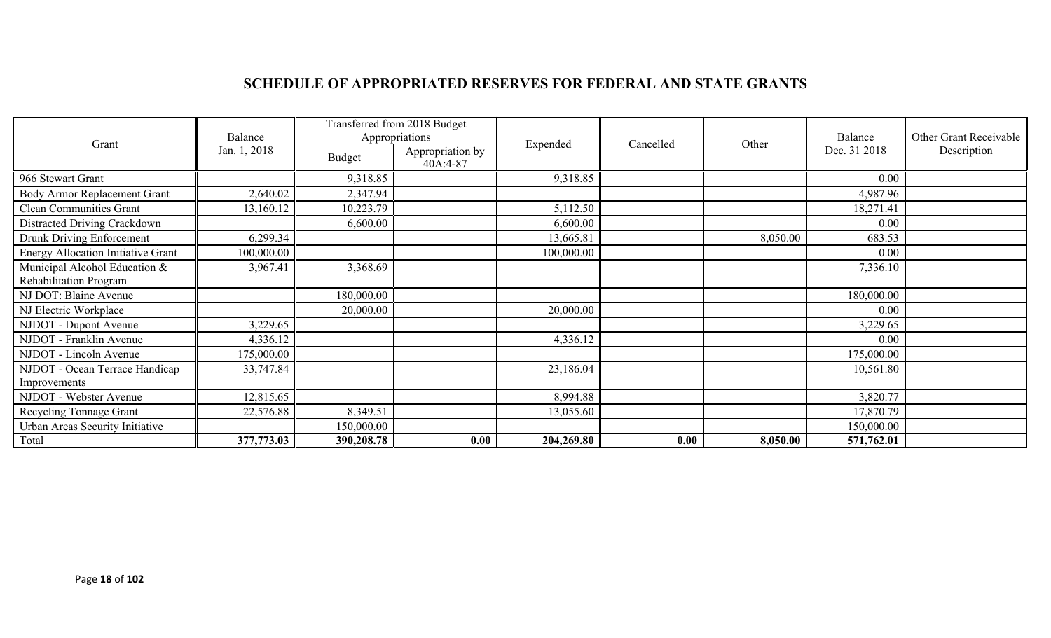## SCHEDULE OF APPROPRIATED RESERVES FOR FEDERAL AND STATE GRANTS

| Grant | Balance Jan. 1, 2018 | Transferred from 2018 Budget Appropriations | | Expended | Cancelled | Other | Balance Dec. 31 2018 | Other Grant Receivable Description |
|---|---|---|---|---|---|---|---|---|
| | | Budget | Appropriation by 40A:4-87 | | | | | |
| 966 Stewart Grant | | 9,318.85 | | 9,318.85 | | | 0.00 | |
| Body Armor Replacement Grant | 2,640.02 | 2,347.94 | | | | | 4,987.96 | |
| Clean Communities Grant | 13,160.12 | 10,223.79 | | 5,112.50 | | | 18,271.41 | |
| Distracted Driving Crackdown | | 6,600.00 | | 6,600.00 | | | 0.00 | |
| Drunk Driving Enforcement | 6,299.34 | | | 13,665.81 | | 8,050.00 | 683.53 | |
| Energy Allocation Initiative Grant | 100,000.00 | | | 100,000.00 | | | 0.00 | |
| Municipal Alcohol Education & Rehabilitation Program | 3,967.41 | 3,368.69 | | | | | 7,336.10 | |
| NJ DOT: Blaine Avenue | | 180,000.00 | | | | | 180,000.00 | |
| NJ Electric Workplace | | 20,000.00 | | 20,000.00 | | | 0.00 | |
| NJDOT - Dupont Avenue | 3,229.65 | | | | | | 3,229.65 | |
| NJDOT - Franklin Avenue | 4,336.12 | | | 4,336.12 | | | 0.00 | |
| NJDOT - Lincoln Avenue | 175,000.00 | | | | | | 175,000.00 | |
| NJDOT - Ocean Terrace Handicap Improvements | 33,747.84 | | | 23,186.04 | | | 10,561.80 | |
| NJDOT - Webster Avenue | 12,815.65 | | | 8,994.88 | | | 3,820.77 | |
| Recycling Tonnage Grant | 22,576.88 | 8,349.51 | | 13,055.60 | | | 17,870.79 | |
| Urban Areas Security Initiative | | 150,000.00 | | | | | 150,000.00 | |
| Total | **377,773.03** | **390,208.78** | **0.00** | **204,269.80** | **0.00** | **8,050.00** | **571,762.01** | |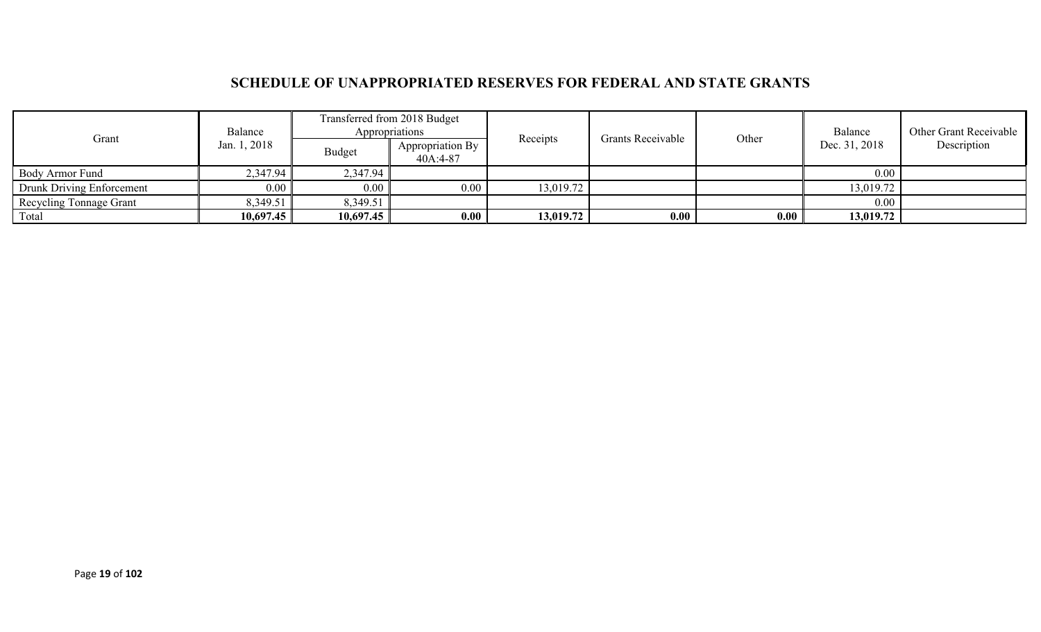## SCHEDULE OF UNAPPROPRIATED RESERVES FOR FEDERAL AND STATE GRANTS

| Grant | Balance Jan. 1, 2018 | Transferred from 2018 Budget Appropriations | | Receipts | Grants Receivable | Other | Balance Dec. 31, 2018 | Other Grant Receivable Description |
|---|---|---|---|---|---|---|---|---|
| | | Budget | Appropriation By 40A:4-87 | | | | | |
| Body Armor Fund | 2,347.94 | 2,347.94 | | | | | 0.00 | |
| Drunk Driving Enforcement | 0.00 | 0.00 | 0.00 | 13,019.72 | | | 13,019.72 | |
| Recycling Tonnage Grant | 8,349.51 | 8,349.51 | | | | | 0.00 | |
| Total | **10,697.45** | **10,697.45** | **0.00** | **13,019.72** | **0.00** | **0.00** | **13,019.72** | |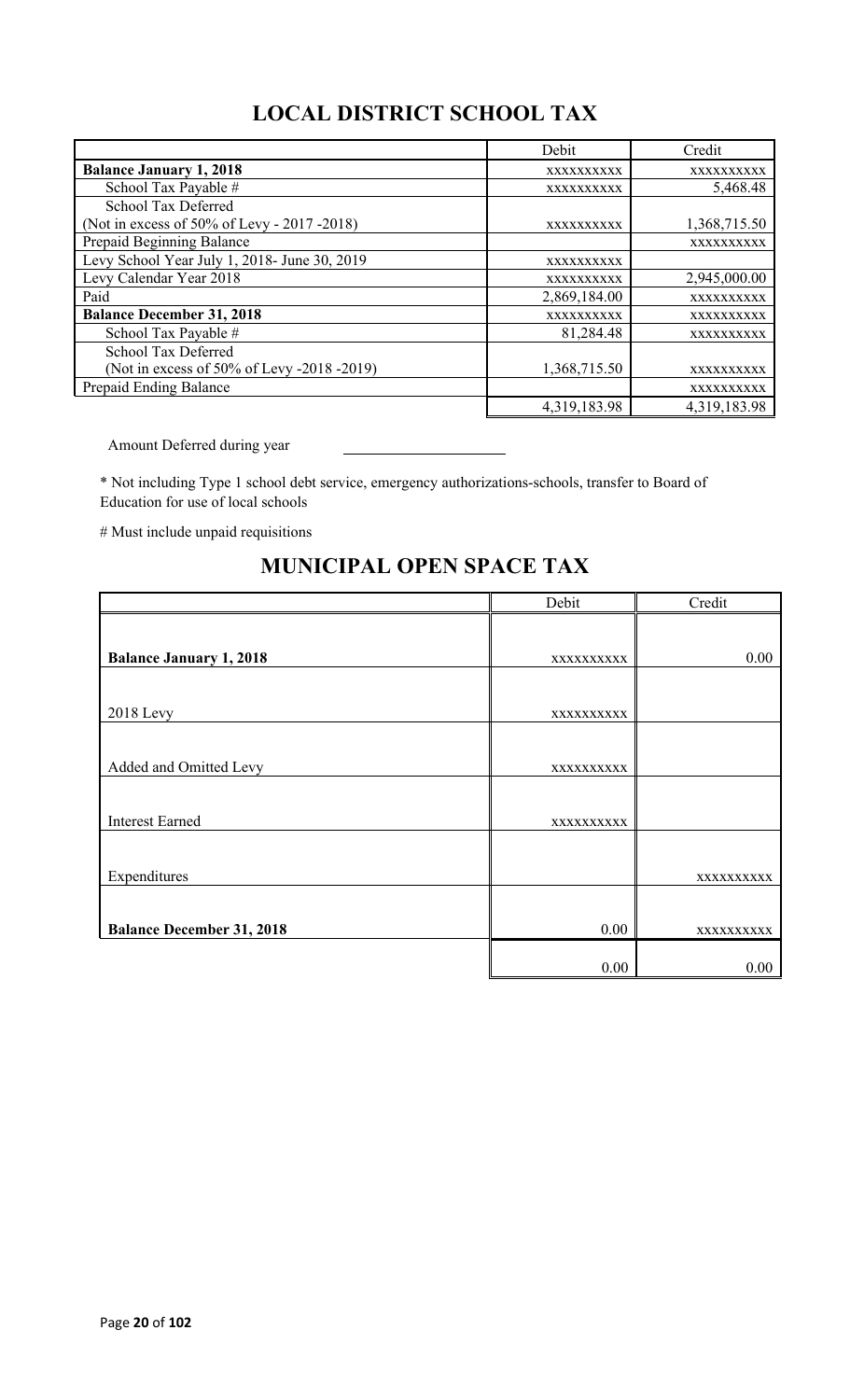## LOCAL DISTRICT SCHOOL TAX

| | Debit | Credit |
|---|---|---|
| **Balance January 1, 2018** | XXXXXXXXXX | XXXXXXXXXX |
| School Tax Payable # | XXXXXXXXXX | 5,468.48 |
| School Tax Deferred (Not in excess of 50% of Levy - 2017 -2018) | XXXXXXXXXX | 1,368,715.50 |
| Prepaid Beginning Balance | | XXXXXXXXXX |
| Levy School Year July 1, 2018- June 30, 2019 | XXXXXXXXXX | |
| Levy Calendar Year 2018 | XXXXXXXXXX | 2,945,000.00 |
| Paid | 2,869,184.00 | XXXXXXXXXX |
| **Balance December 31, 2018** | XXXXXXXXXX | XXXXXXXXXX |
| School Tax Payable # | 81,284.48 | XXXXXXXXXX |
| School Tax Deferred (Not in excess of 50% of Levy -2018 -2019) | 1,368,715.50 | XXXXXXXXXX |
| Prepaid Ending Balance | | XXXXXXXXXX |
| | 4,319,183.98 | 4,319,183.98 |

Amount Deferred during year ____________________

* Not including Type 1 school debt service, emergency authorizations-schools, transfer to Board of Education for use of local schools

# Must include unpaid requisitions

## MUNICIPAL OPEN SPACE TAX

| | Debit | Credit |
|---|---|---|
| **Balance January 1, 2018** | XXXXXXXXXX | 0.00 |
| 2018 Levy | XXXXXXXXXX | |
| Added and Omitted Levy | XXXXXXXXXX | |
| Interest Earned | XXXXXXXXXX | |
| Expenditures | | XXXXXXXXXX |
| **Balance December 31, 2018** | 0.00 | XXXXXXXXXX |
| | 0.00 | 0.00 |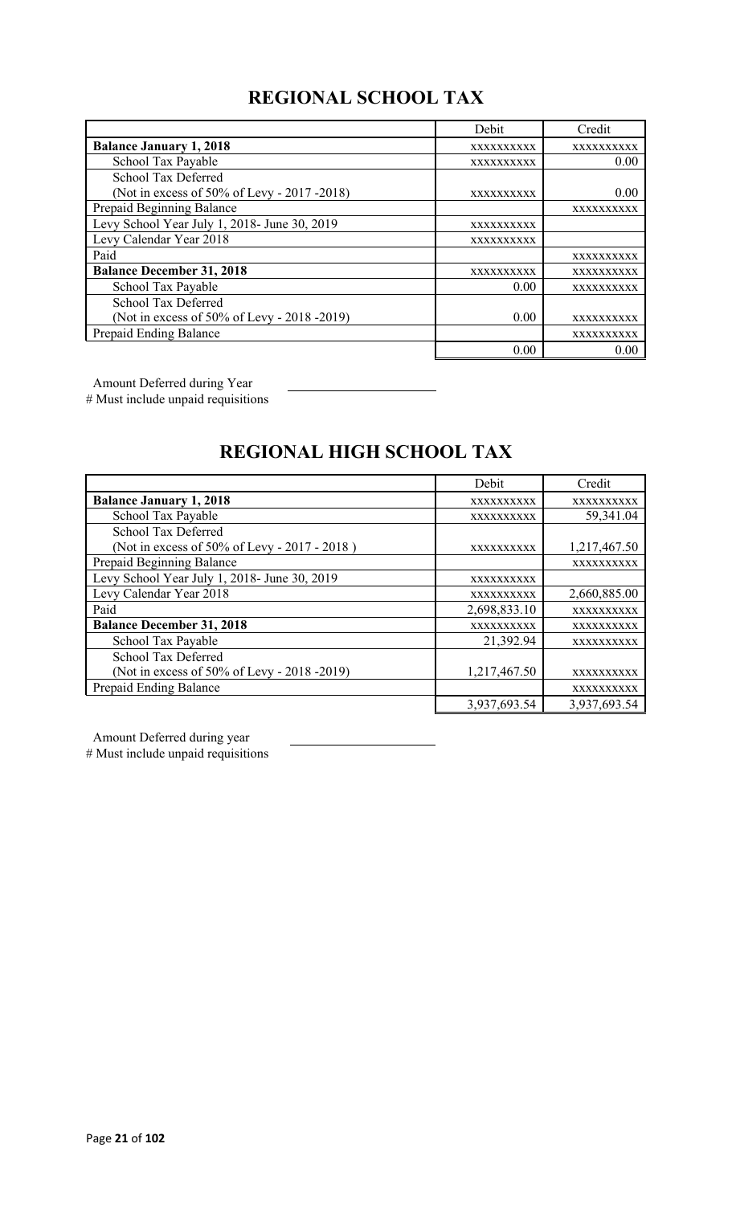## REGIONAL SCHOOL TAX

| | Debit | Credit |
|---|---|---|
| **Balance January 1, 2018** | XXXXXXXXXX | XXXXXXXXXX |
| School Tax Payable | XXXXXXXXXX | 0.00 |
| School Tax Deferred<br>(Not in excess of 50% of Levy - 2017 -2018) | XXXXXXXXXX | 0.00 |
| Prepaid Beginning Balance | | XXXXXXXXXX |
| Levy School Year July 1, 2018- June 30, 2019 | XXXXXXXXXX | |
| Levy Calendar Year 2018 | XXXXXXXXXX | |
| Paid | | XXXXXXXXXX |
| **Balance December 31, 2018** | XXXXXXXXXX | XXXXXXXXXX |
| School Tax Payable | 0.00 | XXXXXXXXXX |
| School Tax Deferred<br>(Not in excess of 50% of Levy - 2018 -2019) | 0.00 | XXXXXXXXXX |
| Prepaid Ending Balance | | XXXXXXXXXX |
| | 0.00 | 0.00 |

Amount Deferred during Year \_\_\_\_\_\_\_\_\_\_\_\_\_\_\_\_\_\_\_\_

# Must include unpaid requisitions

## REGIONAL HIGH SCHOOL TAX

| | Debit | Credit |
|---|---|---|
| **Balance January 1, 2018** | XXXXXXXXXX | XXXXXXXXXX |
| School Tax Payable | XXXXXXXXXX | 59,341.04 |
| School Tax Deferred<br>(Not in excess of 50% of Levy - 2017 - 2018 ) | XXXXXXXXXX | 1,217,467.50 |
| Prepaid Beginning Balance | | XXXXXXXXXX |
| Levy School Year July 1, 2018- June 30, 2019 | XXXXXXXXXX | |
| Levy Calendar Year 2018 | XXXXXXXXXX | 2,660,885.00 |
| Paid | 2,698,833.10 | XXXXXXXXXX |
| **Balance December 31, 2018** | XXXXXXXXXX | XXXXXXXXXX |
| School Tax Payable | 21,392.94 | XXXXXXXXXX |
| School Tax Deferred<br>(Not in excess of 50% of Levy - 2018 -2019) | 1,217,467.50 | XXXXXXXXXX |
| Prepaid Ending Balance | | XXXXXXXXXX |
| | 3,937,693.54 | 3,937,693.54 |

Amount Deferred during year \_\_\_\_\_\_\_\_\_\_\_\_\_\_\_\_\_\_\_\_

# Must include unpaid requisitions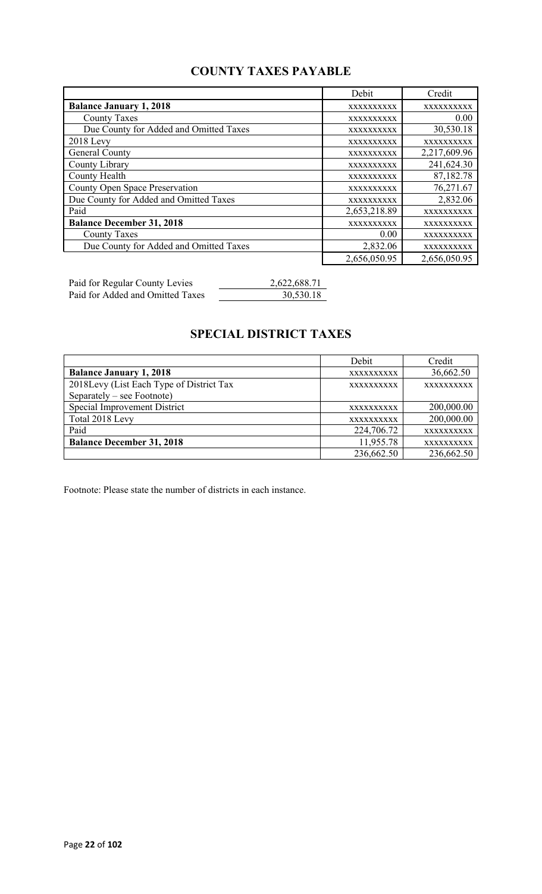## COUNTY TAXES PAYABLE

| | Debit | Credit |
|---|---|---|
| **Balance January 1, 2018** | xxxxxxxxxx | xxxxxxxxxx |
| County Taxes | xxxxxxxxxx | 0.00 |
| Due County for Added and Omitted Taxes | xxxxxxxxxx | 30,530.18 |
| 2018 Levy | xxxxxxxxxx | xxxxxxxxxx |
| General County | xxxxxxxxxx | 2,217,609.96 |
| County Library | xxxxxxxxxx | 241,624.30 |
| County Health | xxxxxxxxxx | 87,182.78 |
| County Open Space Preservation | xxxxxxxxxx | 76,271.67 |
| Due County for Added and Omitted Taxes | xxxxxxxxxx | 2,832.06 |
| Paid | 2,653,218.89 | xxxxxxxxxx |
| **Balance December 31, 2018** | xxxxxxxxxx | xxxxxxxxxx |
| County Taxes | 0.00 | xxxxxxxxxx |
| Due County for Added and Omitted Taxes | 2,832.06 | xxxxxxxxxx |
| | 2,656,050.95 | 2,656,050.95 |

| | |
|---|---|
| Paid for Regular County Levies | 2,622,688.71 |
| Paid for Added and Omitted Taxes | 30,530.18 |

## SPECIAL DISTRICT TAXES

| | Debit | Credit |
|---|---|---|
| **Balance January 1, 2018** | xxxxxxxxxx | 36,662.50 |
| 2018Levy (List Each Type of District Tax Separately – see Footnote) | xxxxxxxxxx | xxxxxxxxxx |
| Special Improvement District | xxxxxxxxxx | 200,000.00 |
| Total 2018 Levy | xxxxxxxxxx | 200,000.00 |
| Paid | 224,706.72 | xxxxxxxxxx |
| **Balance December 31, 2018** | 11,955.78 | xxxxxxxxxx |
| | 236,662.50 | 236,662.50 |

Footnote: Please state the number of districts in each instance.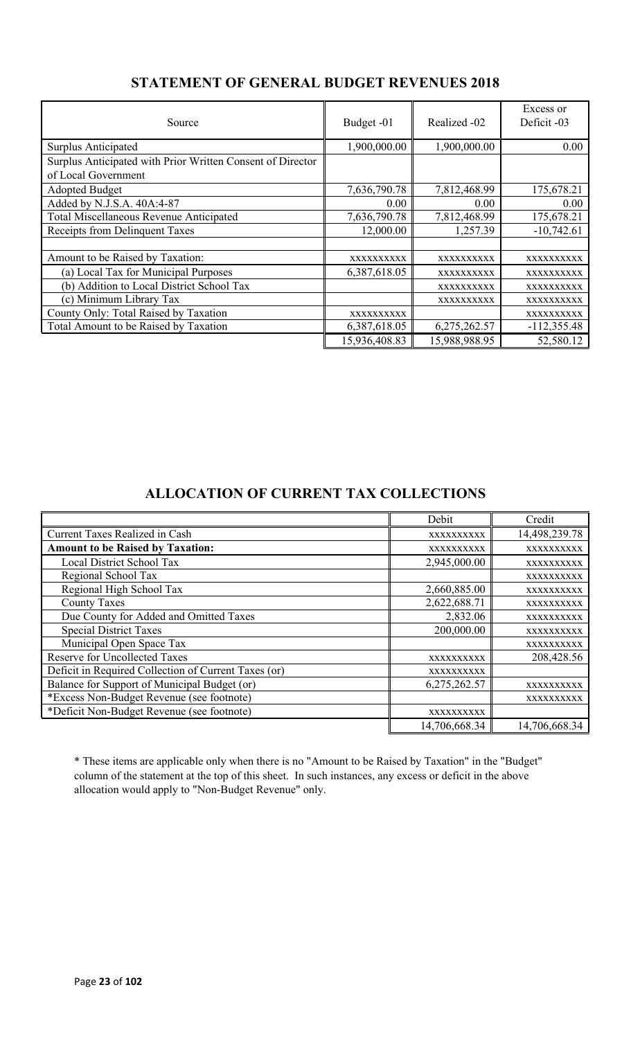## STATEMENT OF GENERAL BUDGET REVENUES 2018

| Source | Budget -01 | Realized -02 | Excess or Deficit -03 |
|---|---|---|---|
| Surplus Anticipated | 1,900,000.00 | 1,900,000.00 | 0.00 |
| Surplus Anticipated with Prior Written Consent of Director of Local Government | | | |
| Adopted Budget | 7,636,790.78 | 7,812,468.99 | 175,678.21 |
| Added by N.J.S.A. 40A:4-87 | 0.00 | 0.00 | 0.00 |
| Total Miscellaneous Revenue Anticipated | 7,636,790.78 | 7,812,468.99 | 175,678.21 |
| Receipts from Delinquent Taxes | 12,000.00 | 1,257.39 | -10,742.61 |
| | | | |
| Amount to be Raised by Taxation: | XXXXXXXXXX | XXXXXXXXXX | XXXXXXXXXX |
| (a) Local Tax for Municipal Purposes | 6,387,618.05 | XXXXXXXXXX | XXXXXXXXXX |
| (b) Addition to Local District School Tax | | XXXXXXXXXX | XXXXXXXXXX |
| (c) Minimum Library Tax | | XXXXXXXXXX | XXXXXXXXXX |
| County Only: Total Raised by Taxation | XXXXXXXXXX | | XXXXXXXXXX |
| Total Amount to be Raised by Taxation | 6,387,618.05 | 6,275,262.57 | -112,355.48 |
| | 15,936,408.83 | 15,988,988.95 | 52,580.12 |

## ALLOCATION OF CURRENT TAX COLLECTIONS

| | Debit | Credit |
|---|---|---|
| Current Taxes Realized in Cash | XXXXXXXXXX | 14,498,239.78 |
| **Amount to be Raised by Taxation:** | XXXXXXXXXX | XXXXXXXXXX |
| Local District School Tax | 2,945,000.00 | XXXXXXXXXX |
| Regional School Tax | | XXXXXXXXXX |
| Regional High School Tax | 2,660,885.00 | XXXXXXXXXX |
| County Taxes | 2,622,688.71 | XXXXXXXXXX |
| Due County for Added and Omitted Taxes | 2,832.06 | XXXXXXXXXX |
| Special District Taxes | 200,000.00 | XXXXXXXXXX |
| Municipal Open Space Tax | | XXXXXXXXXX |
| Reserve for Uncollected Taxes | XXXXXXXXXX | 208,428.56 |
| Deficit in Required Collection of Current Taxes (or) | XXXXXXXXXX | |
| Balance for Support of Municipal Budget (or) | 6,275,262.57 | XXXXXXXXXX |
| *Excess Non-Budget Revenue (see footnote) | | XXXXXXXXXX |
| *Deficit Non-Budget Revenue (see footnote) | XXXXXXXXXX | |
| | 14,706,668.34 | 14,706,668.34 |

* These items are applicable only when there is no "Amount to be Raised by Taxation" in the "Budget" column of the statement at the top of this sheet. In such instances, any excess or deficit in the above allocation would apply to "Non-Budget Revenue" only.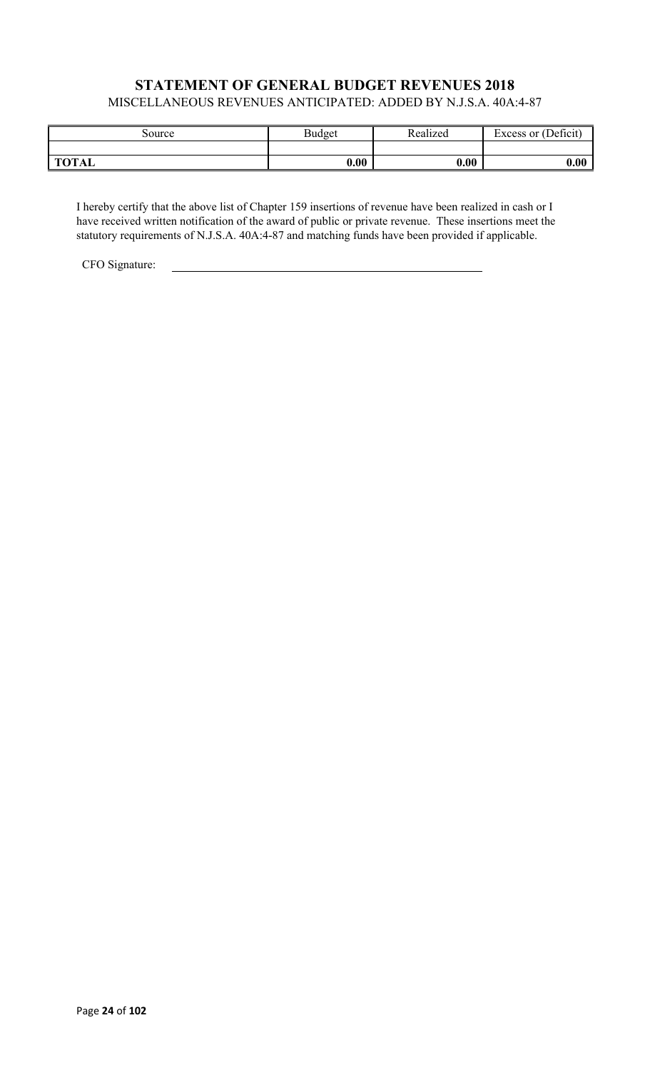## STATEMENT OF GENERAL BUDGET REVENUES 2018

MISCELLANEOUS REVENUES ANTICIPATED: ADDED BY N.J.S.A. 40A:4-87

| Source | Budget | Realized | Excess or (Deficit) |
|---|---|---|---|
| | | | |
| **TOTAL** | **0.00** | **0.00** | **0.00** |

I hereby certify that the above list of Chapter 159 insertions of revenue have been realized in cash or I have received written notification of the award of public or private revenue. These insertions meet the statutory requirements of N.J.S.A. 40A:4-87 and matching funds have been provided if applicable.

CFO Signature: \_\_\_\_\_\_\_\_\_\_\_\_\_\_\_\_\_\_\_\_\_\_\_\_\_\_\_\_\_\_\_\_\_\_\_\_\_\_\_\_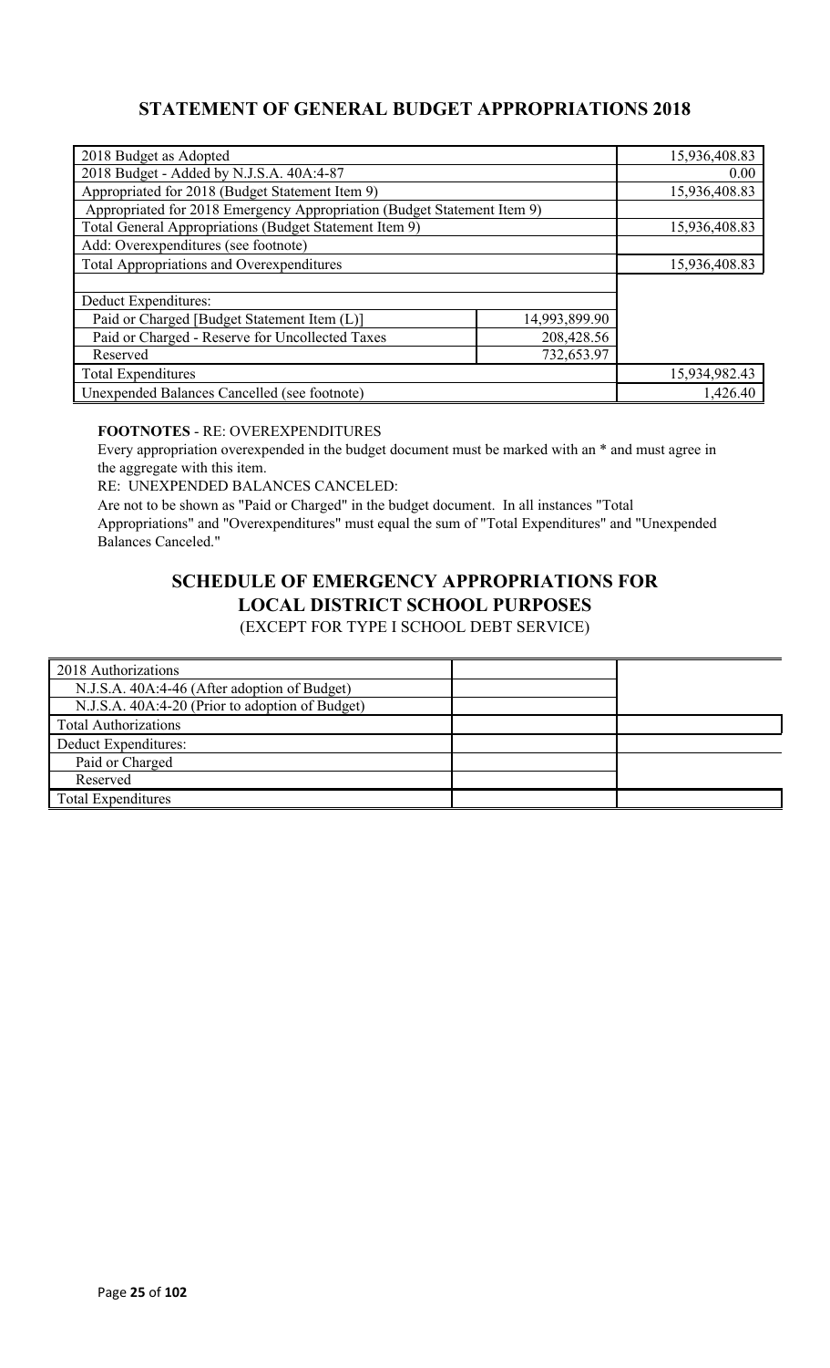## STATEMENT OF GENERAL BUDGET APPROPRIATIONS 2018

| | | |
|---|---|---|
| 2018 Budget as Adopted | | 15,936,408.83 |
| 2018 Budget - Added by N.J.S.A. 40A:4-87 | | 0.00 |
| Appropriated for 2018 (Budget Statement Item 9) | | 15,936,408.83 |
| Appropriated for 2018 Emergency Appropriation (Budget Statement Item 9) | | |
| Total General Appropriations (Budget Statement Item 9) | | 15,936,408.83 |
| Add: Overexpenditures (see footnote) | | |
| Total Appropriations and Overexpenditures | | 15,936,408.83 |
| | | |
| Deduct Expenditures: | | |
| Paid or Charged [Budget Statement Item (L)] | 14,993,899.90 | |
| Paid or Charged - Reserve for Uncollected Taxes | 208,428.56 | |
| Reserved | 732,653.97 | |
| Total Expenditures | | 15,934,982.43 |
| Unexpended Balances Cancelled (see footnote) | | 1,426.40 |

**FOOTNOTES** - RE: OVEREXPENDITURES

Every appropriation overexpended in the budget document must be marked with an * and must agree in the aggregate with this item.

RE: UNEXPENDED BALANCES CANCELED:

Are not to be shown as "Paid or Charged" in the budget document. In all instances "Total Appropriations" and "Overexpenditures" must equal the sum of "Total Expenditures" and "Unexpended Balances Canceled."

## SCHEDULE OF EMERGENCY APPROPRIATIONS FOR LOCAL DISTRICT SCHOOL PURPOSES

(EXCEPT FOR TYPE I SCHOOL DEBT SERVICE)

| | | |
|---|---|---|
| 2018 Authorizations | | |
| N.J.S.A. 40A:4-46 (After adoption of Budget) | | |
| N.J.S.A. 40A:4-20 (Prior to adoption of Budget) | | |
| Total Authorizations | | |
| Deduct Expenditures: | | |
| Paid or Charged | | |
| Reserved | | |
| Total Expenditures | | |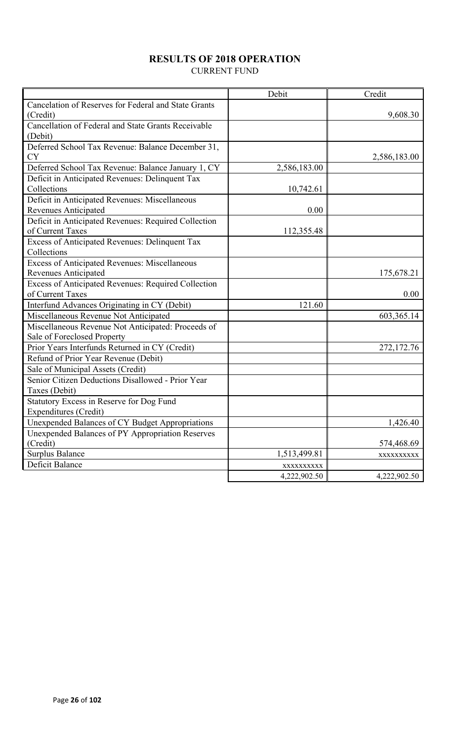# RESULTS OF 2018 OPERATION

CURRENT FUND

| | Debit | Credit |
|---|---|---|
| Cancelation of Reserves for Federal and State Grants (Credit) | | 9,608.30 |
| Cancellation of Federal and State Grants Receivable (Debit) | | |
| Deferred School Tax Revenue: Balance December 31, CY | | 2,586,183.00 |
| Deferred School Tax Revenue: Balance January 1, CY | 2,586,183.00 | |
| Deficit in Anticipated Revenues: Delinquent Tax Collections | 10,742.61 | |
| Deficit in Anticipated Revenues: Miscellaneous Revenues Anticipated | 0.00 | |
| Deficit in Anticipated Revenues: Required Collection of Current Taxes | 112,355.48 | |
| Excess of Anticipated Revenues: Delinquent Tax Collections | | |
| Excess of Anticipated Revenues: Miscellaneous Revenues Anticipated | | 175,678.21 |
| Excess of Anticipated Revenues: Required Collection of Current Taxes | | 0.00 |
| Interfund Advances Originating in CY (Debit) | 121.60 | |
| Miscellaneous Revenue Not Anticipated | | 603,365.14 |
| Miscellaneous Revenue Not Anticipated: Proceeds of Sale of Foreclosed Property | | |
| Prior Years Interfunds Returned in CY (Credit) | | 272,172.76 |
| Refund of Prior Year Revenue (Debit) | | |
| Sale of Municipal Assets (Credit) | | |
| Senior Citizen Deductions Disallowed - Prior Year Taxes (Debit) | | |
| Statutory Excess in Reserve for Dog Fund Expenditures (Credit) | | |
| Unexpended Balances of CY Budget Appropriations | | 1,426.40 |
| Unexpended Balances of PY Appropriation Reserves (Credit) | | 574,468.69 |
| Surplus Balance | 1,513,499.81 | xxxxxxxxxx |
| Deficit Balance | xxxxxxxxxx | |
| | 4,222,902.50 | 4,222,902.50 |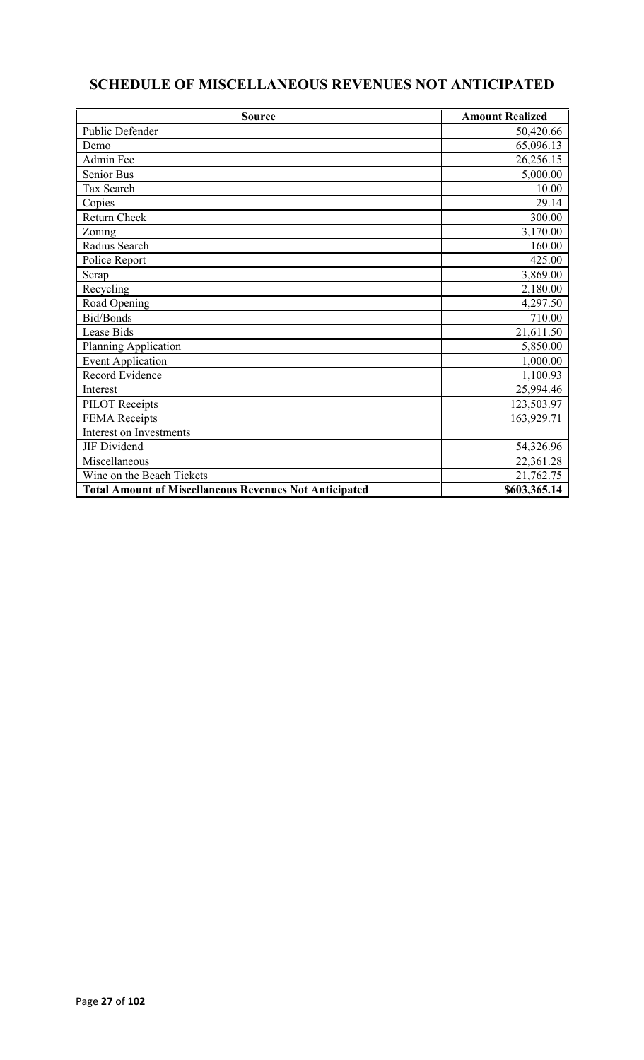# SCHEDULE OF MISCELLANEOUS REVENUES NOT ANTICIPATED

| Source | Amount Realized |
|---|---|
| Public Defender | 50,420.66 |
| Demo | 65,096.13 |
| Admin Fee | 26,256.15 |
| Senior Bus | 5,000.00 |
| Tax Search | 10.00 |
| Copies | 29.14 |
| Return Check | 300.00 |
| Zoning | 3,170.00 |
| Radius Search | 160.00 |
| Police Report | 425.00 |
| Scrap | 3,869.00 |
| Recycling | 2,180.00 |
| Road Opening | 4,297.50 |
| Bid/Bonds | 710.00 |
| Lease Bids | 21,611.50 |
| Planning Application | 5,850.00 |
| Event Application | 1,000.00 |
| Record Evidence | 1,100.93 |
| Interest | 25,994.46 |
| PILOT Receipts | 123,503.97 |
| FEMA Receipts | 163,929.71 |
| Interest on Investments | |
| JIF Dividend | 54,326.96 |
| Miscellaneous | 22,361.28 |
| Wine on the Beach Tickets | 21,762.75 |
| **Total Amount of Miscellaneous Revenues Not Anticipated** | **$603,365.14** |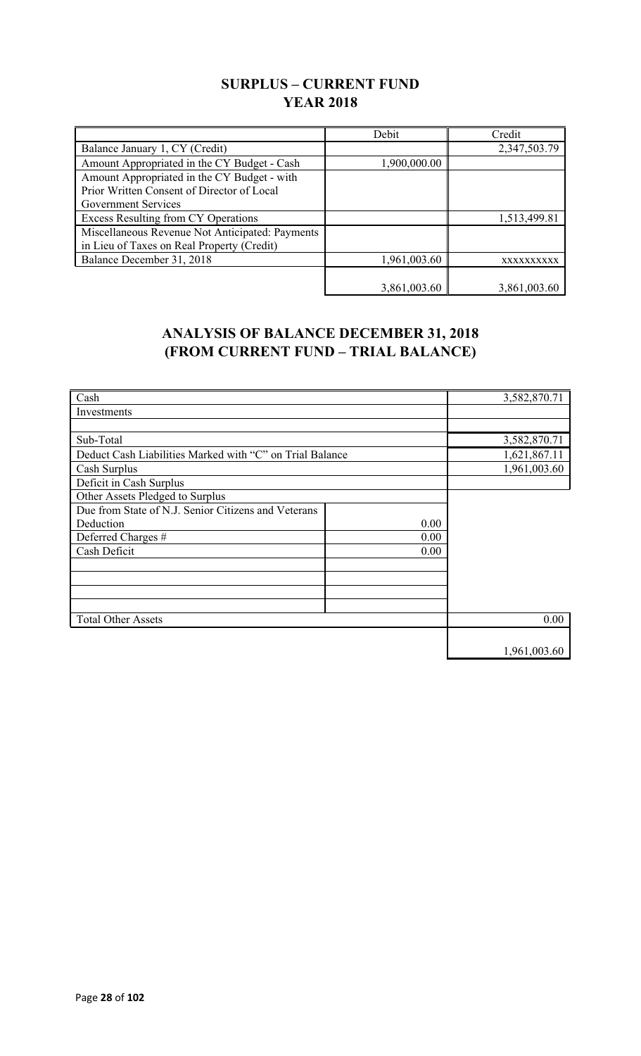## SURPLUS – CURRENT FUND
## YEAR 2018

| | Debit | Credit |
|---|---|---|
| Balance January 1, CY (Credit) | | 2,347,503.79 |
| Amount Appropriated in the CY Budget - Cash | 1,900,000.00 | |
| Amount Appropriated in the CY Budget - with Prior Written Consent of Director of Local Government Services | | |
| Excess Resulting from CY Operations | | 1,513,499.81 |
| Miscellaneous Revenue Not Anticipated: Payments in Lieu of Taxes on Real Property (Credit) | | |
| Balance December 31, 2018 | 1,961,003.60 | XXXXXXXXXX |
| | 3,861,003.60 | 3,861,003.60 |

## ANALYSIS OF BALANCE DECEMBER 31, 2018
## (FROM CURRENT FUND – TRIAL BALANCE)

| | | |
|---|---|---|
| Cash | | 3,582,870.71 |
| Investments | | |
| | | |
| Sub-Total | | 3,582,870.71 |
| Deduct Cash Liabilities Marked with "C" on Trial Balance | | 1,621,867.11 |
| Cash Surplus | | 1,961,003.60 |
| Deficit in Cash Surplus | | |
| Other Assets Pledged to Surplus | | |
| Due from State of N.J. Senior Citizens and Veterans Deduction | 0.00 | |
| Deferred Charges # | 0.00 | |
| Cash Deficit | 0.00 | |
| | | |
| | | |
| | | |
| | | |
| Total Other Assets | | 0.00 |
| | | 1,961,003.60 |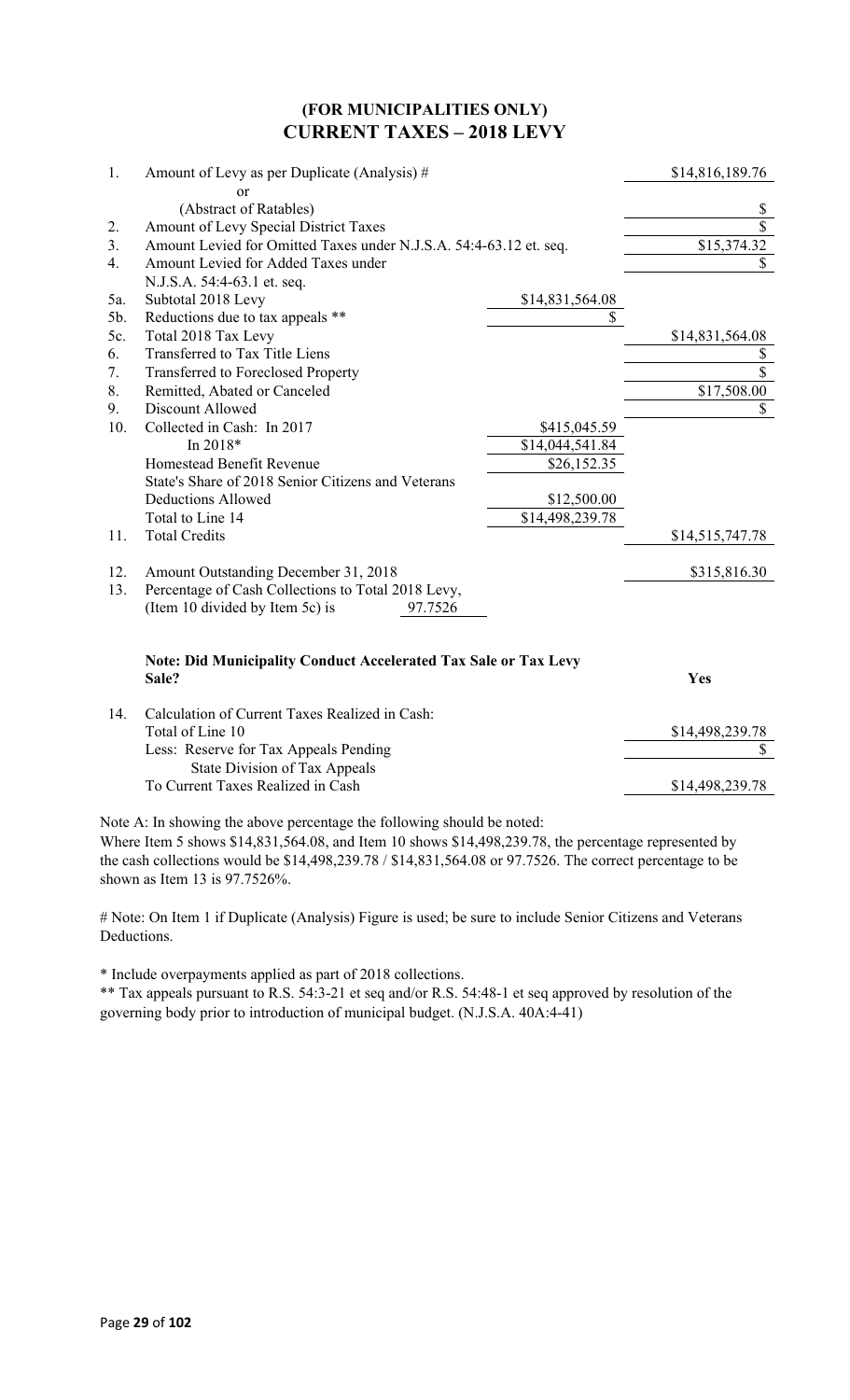## (FOR MUNICIPALITIES ONLY)
## CURRENT TAXES – 2018 LEVY

| | | | |
|---|---|---|---|
| 1. | Amount of Levy as per Duplicate (Analysis) # | | $14,816,189.76 |
| | or | | |
| | (Abstract of Ratables) | | $ |
| 2. | Amount of Levy Special District Taxes | | $ |
| 3. | Amount Levied for Omitted Taxes under N.J.S.A. 54:4-63.12 et. seq. | | $15,374.32 |
| 4. | Amount Levied for Added Taxes under N.J.S.A. 54:4-63.1 et. seq. | | $ |
| 5a. | Subtotal 2018 Levy | $14,831,564.08 | |
| 5b. | Reductions due to tax appeals ** | $ | |
| 5c. | Total 2018 Tax Levy | | $14,831,564.08 |
| 6. | Transferred to Tax Title Liens | | $ |
| 7. | Transferred to Foreclosed Property | | $ |
| 8. | Remitted, Abated or Canceled | | $17,508.00 |
| 9. | Discount Allowed | | $ |
| 10. | Collected in Cash: In 2017 | $415,045.59 | |
| | In 2018* | $14,044,541.84 | |
| | Homestead Benefit Revenue | $26,152.35 | |
| | State's Share of 2018 Senior Citizens and Veterans Deductions Allowed | $12,500.00 | |
| | Total to Line 14 | $14,498,239.78 | |
| 11. | Total Credits | | $14,515,747.78 |
| 12. | Amount Outstanding December 31, 2018 | | $315,816.30 |
| 13. | Percentage of Cash Collections to Total 2018 Levy, (Item 10 divided by Item 5c) is | 97.7526 | |

**Note: Did Municipality Conduct Accelerated Tax Sale or Tax Levy Sale?** **Yes**

| | | |
|---|---|---|
| 14. | Calculation of Current Taxes Realized in Cash: | |
| | Total of Line 10 | $14,498,239.78 |
| | Less: Reserve for Tax Appeals Pending State Division of Tax Appeals | $ |
| | To Current Taxes Realized in Cash | $14,498,239.78 |

Note A: In showing the above percentage the following should be noted:
Where Item 5 shows $14,831,564.08, and Item 10 shows $14,498,239.78, the percentage represented by the cash collections would be $14,498,239.78 / $14,831,564.08 or 97.7526. The correct percentage to be shown as Item 13 is 97.7526%.

# Note: On Item 1 if Duplicate (Analysis) Figure is used; be sure to include Senior Citizens and Veterans Deductions.

* Include overpayments applied as part of 2018 collections.

** Tax appeals pursuant to R.S. 54:3-21 et seq and/or R.S. 54:48-1 et seq approved by resolution of the governing body prior to introduction of municipal budget. (N.J.S.A. 40A:4-41)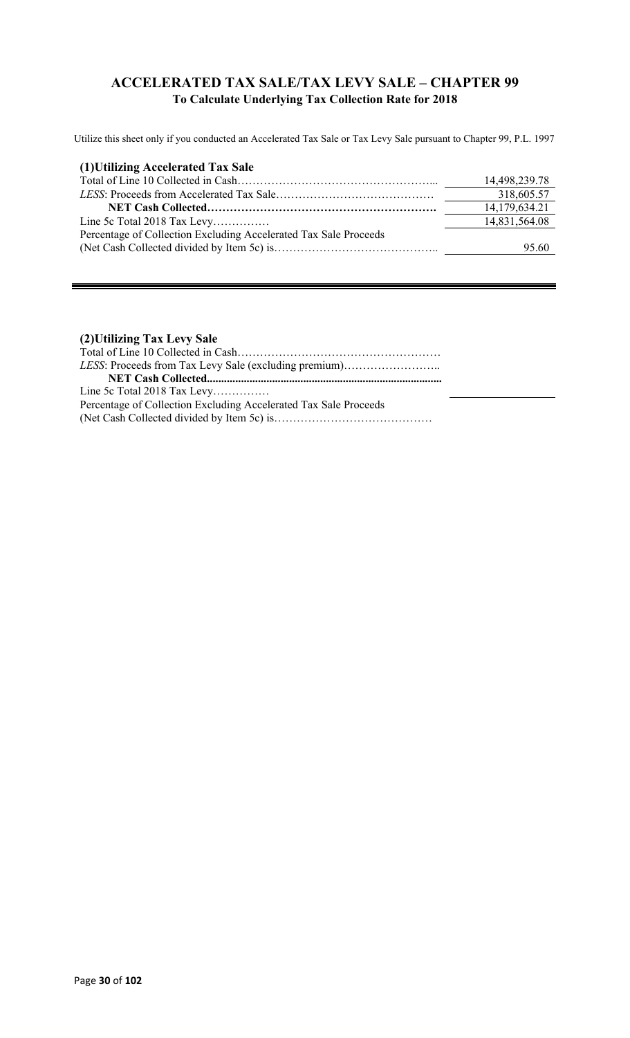## ACCELERATED TAX SALE/TAX LEVY SALE – CHAPTER 99

**To Calculate Underlying Tax Collection Rate for 2018**

Utilize this sheet only if you conducted an Accelerated Tax Sale or Tax Levy Sale pursuant to Chapter 99, P.L. 1997

### (1) Utilizing Accelerated Tax Sale

| | |
|---|---|
| Total of Line 10 Collected in Cash | 14,498,239.78 |
| *LESS*: Proceeds from Accelerated Tax Sale | 318,605.57 |
| **NET Cash Collected** | 14,179,634.21 |
| Line 5c Total 2018 Tax Levy | 14,831,564.08 |
| Percentage of Collection Excluding Accelerated Tax Sale Proceeds (Net Cash Collected divided by Item 5c) is | 95.60 |

### (2) Utilizing Tax Levy Sale

| | |
|---|---|
| Total of Line 10 Collected in Cash | |
| *LESS*: Proceeds from Tax Levy Sale (excluding premium) | |
| **NET Cash Collected** | |
| Line 5c Total 2018 Tax Levy | |
| Percentage of Collection Excluding Accelerated Tax Sale Proceeds (Net Cash Collected divided by Item 5c) is | |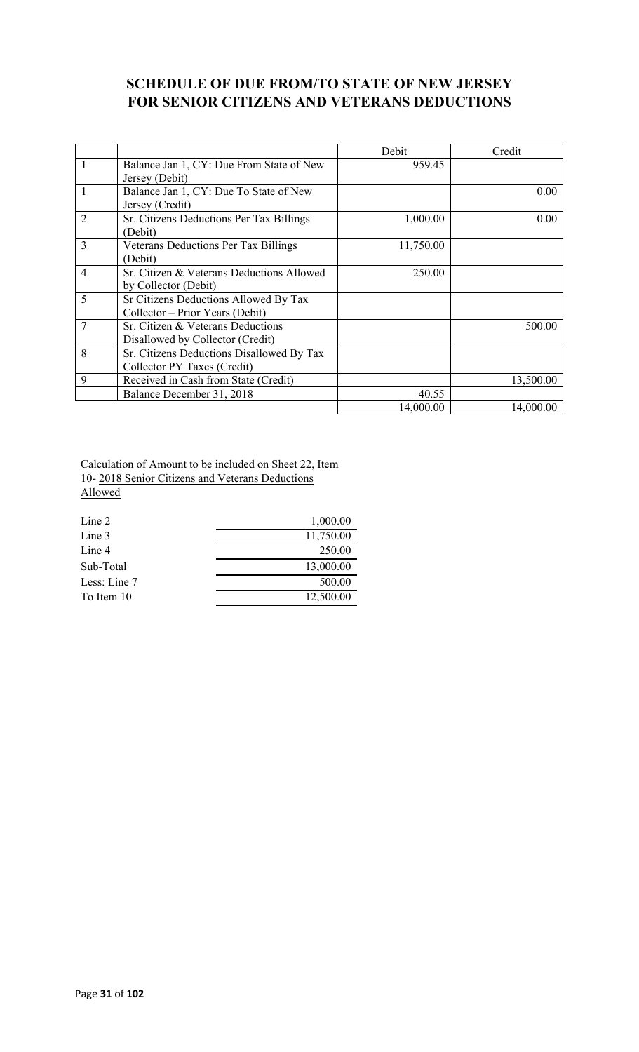## SCHEDULE OF DUE FROM/TO STATE OF NEW JERSEY FOR SENIOR CITIZENS AND VETERANS DEDUCTIONS

| | | Debit | Credit |
|---|---|---|---|
| 1 | Balance Jan 1, CY: Due From State of New Jersey (Debit) | 959.45 | |
| 1 | Balance Jan 1, CY: Due To State of New Jersey (Credit) | | 0.00 |
| 2 | Sr. Citizens Deductions Per Tax Billings (Debit) | 1,000.00 | 0.00 |
| 3 | Veterans Deductions Per Tax Billings (Debit) | 11,750.00 | |
| 4 | Sr. Citizen & Veterans Deductions Allowed by Collector (Debit) | 250.00 | |
| 5 | Sr Citizens Deductions Allowed By Tax Collector – Prior Years (Debit) | | |
| 7 | Sr. Citizen & Veterans Deductions Disallowed by Collector (Credit) | | 500.00 |
| 8 | Sr. Citizens Deductions Disallowed By Tax Collector PY Taxes (Credit) | | |
| 9 | Received in Cash from State (Credit) | | 13,500.00 |
| | Balance December 31, 2018 | 40.55 | |
| | | 14,000.00 | 14,000.00 |

Calculation of Amount to be included on Sheet 22, Item 10- 2018 Senior Citizens and Veterans Deductions Allowed

| | |
|---|---|
| Line 2 | 1,000.00 |
| Line 3 | 11,750.00 |
| Line 4 | 250.00 |
| Sub-Total | 13,000.00 |
| Less: Line 7 | 500.00 |
| To Item 10 | 12,500.00 |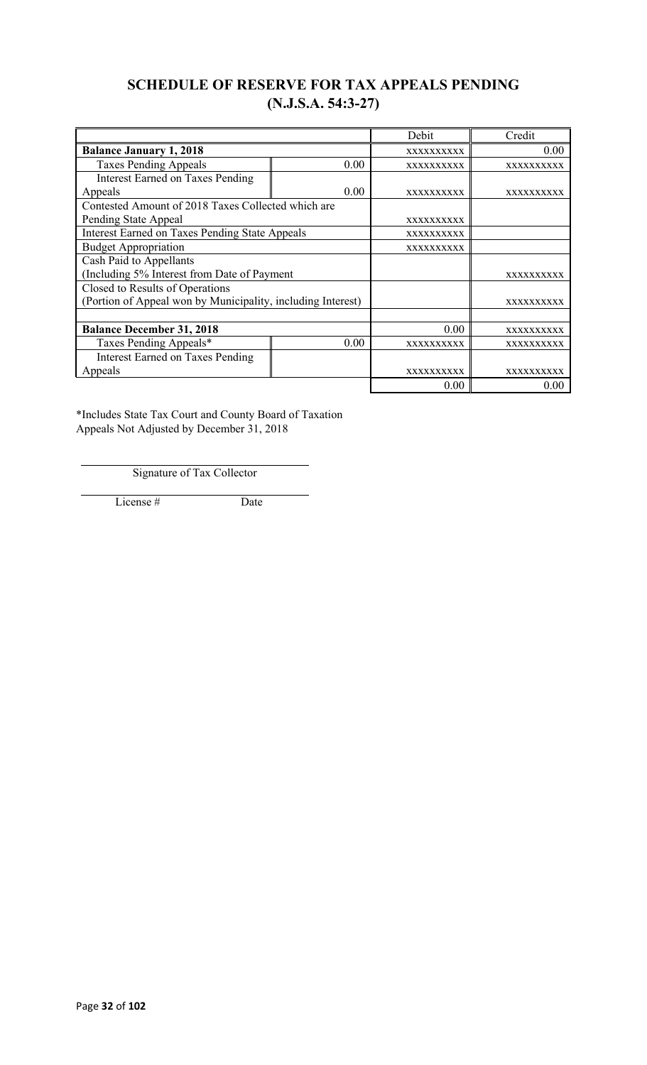# SCHEDULE OF RESERVE FOR TAX APPEALS PENDING (N.J.S.A. 54:3-27)

| | | Debit | Credit |
|---|---|---|---|
| **Balance January 1, 2018** | | XXXXXXXXXX | 0.00 |
| Taxes Pending Appeals | 0.00 | XXXXXXXXXX | XXXXXXXXXX |
| Interest Earned on Taxes Pending Appeals | 0.00 | XXXXXXXXXX | XXXXXXXXXX |
| Contested Amount of 2018 Taxes Collected which are Pending State Appeal | | XXXXXXXXXX | |
| Interest Earned on Taxes Pending State Appeals | | XXXXXXXXXX | |
| Budget Appropriation | | XXXXXXXXXX | |
| Cash Paid to Appellants (Including 5% Interest from Date of Payment | | | XXXXXXXXXX |
| Closed to Results of Operations (Portion of Appeal won by Municipality, including Interest) | | | XXXXXXXXXX |
| | | | |
| **Balance December 31, 2018** | | 0.00 | XXXXXXXXXX |
| Taxes Pending Appeals* | 0.00 | XXXXXXXXXX | XXXXXXXXXX |
| Interest Earned on Taxes Pending Appeals | | XXXXXXXXXX | XXXXXXXXXX |
| | | 0.00 | 0.00 |

*Includes State Tax Court and County Board of Taxation Appeals Not Adjusted by December 31, 2018

Signature of Tax Collector

License # Date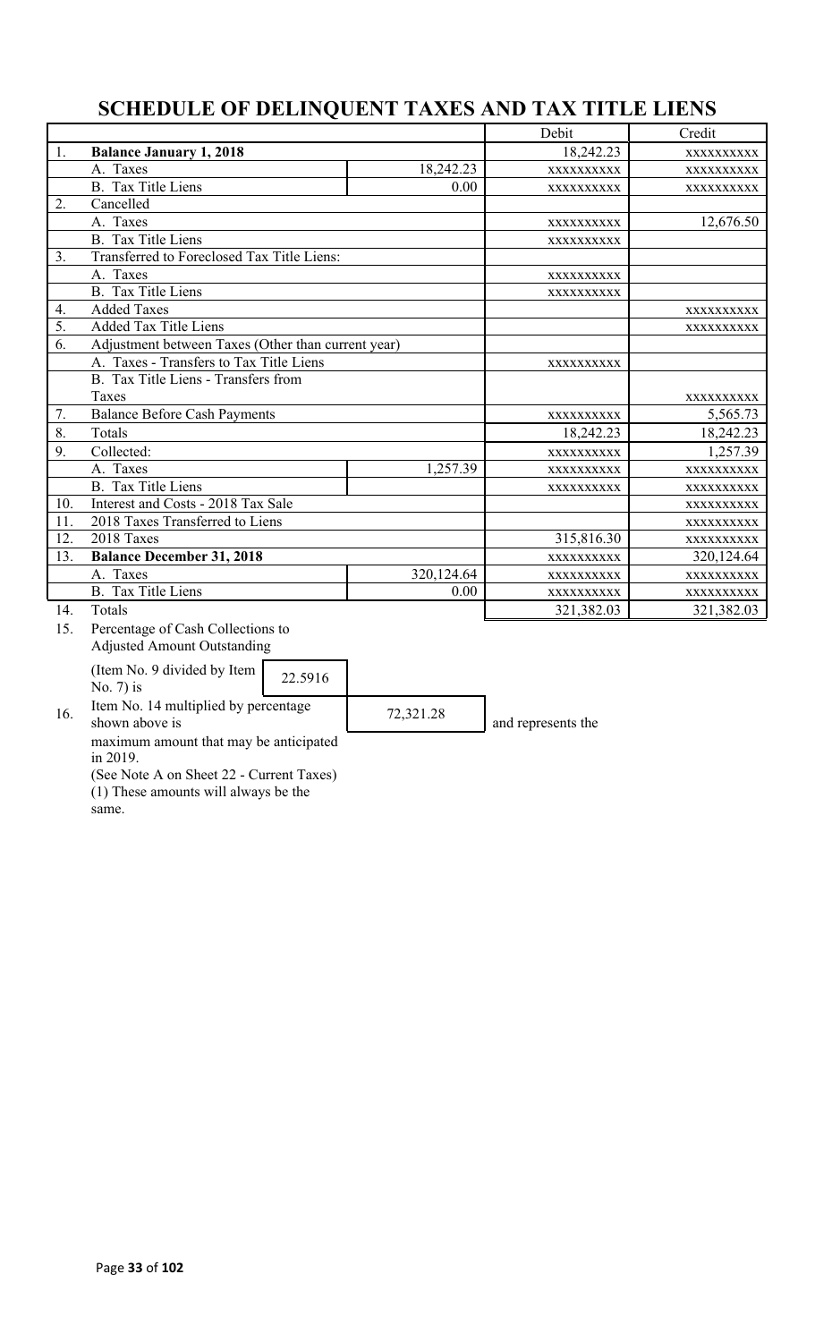# SCHEDULE OF DELINQUENT TAXES AND TAX TITLE LIENS

| | | | Debit | Credit |
|---|---|---|---|---|
| 1. | **Balance January 1, 2018** | | 18,242.23 | xxxxxxxxxx |
| | A. Taxes | 18,242.23 | xxxxxxxxxx | xxxxxxxxxx |
| | B. Tax Title Liens | 0.00 | xxxxxxxxxx | xxxxxxxxxx |
| 2. | Cancelled | | | |
| | A. Taxes | | xxxxxxxxxx | 12,676.50 |
| | B. Tax Title Liens | | xxxxxxxxxx | |
| 3. | Transferred to Foreclosed Tax Title Liens: | | | |
| | A. Taxes | | xxxxxxxxxx | |
| | B. Tax Title Liens | | xxxxxxxxxx | |
| 4. | Added Taxes | | | xxxxxxxxxx |
| 5. | Added Tax Title Liens | | | xxxxxxxxxx |
| 6. | Adjustment between Taxes (Other than current year) | | | |
| | A. Taxes - Transfers to Tax Title Liens | | xxxxxxxxxx | |
| | B. Tax Title Liens - Transfers from Taxes | | | xxxxxxxxxx |
| 7. | Balance Before Cash Payments | | xxxxxxxxxx | 5,565.73 |
| 8. | Totals | | 18,242.23 | 18,242.23 |
| 9. | Collected: | | xxxxxxxxxx | 1,257.39 |
| | A. Taxes | 1,257.39 | xxxxxxxxxx | xxxxxxxxxx |
| | B. Tax Title Liens | | xxxxxxxxxx | xxxxxxxxxx |
| 10. | Interest and Costs - 2018 Tax Sale | | | xxxxxxxxxx |
| 11. | 2018 Taxes Transferred to Liens | | | xxxxxxxxxx |
| 12. | 2018 Taxes | | 315,816.30 | xxxxxxxxxx |
| 13. | **Balance December 31, 2018** | | xxxxxxxxxx | 320,124.64 |
| | A. Taxes | 320,124.64 | xxxxxxxxxx | xxxxxxxxxx |
| | B. Tax Title Liens | 0.00 | xxxxxxxxxx | xxxxxxxxxx |
| 14. | Totals | | 321,382.03 | 321,382.03 |

15. Percentage of Cash Collections to Adjusted Amount Outstanding

(Item No. 9 divided by Item No. 7) is 22.5916

16. Item No. 14 multiplied by percentage shown above is 72,321.28 and represents the maximum amount that may be anticipated in 2019.

(See Note A on Sheet 22 - Current Taxes)

(1) These amounts will always be the same.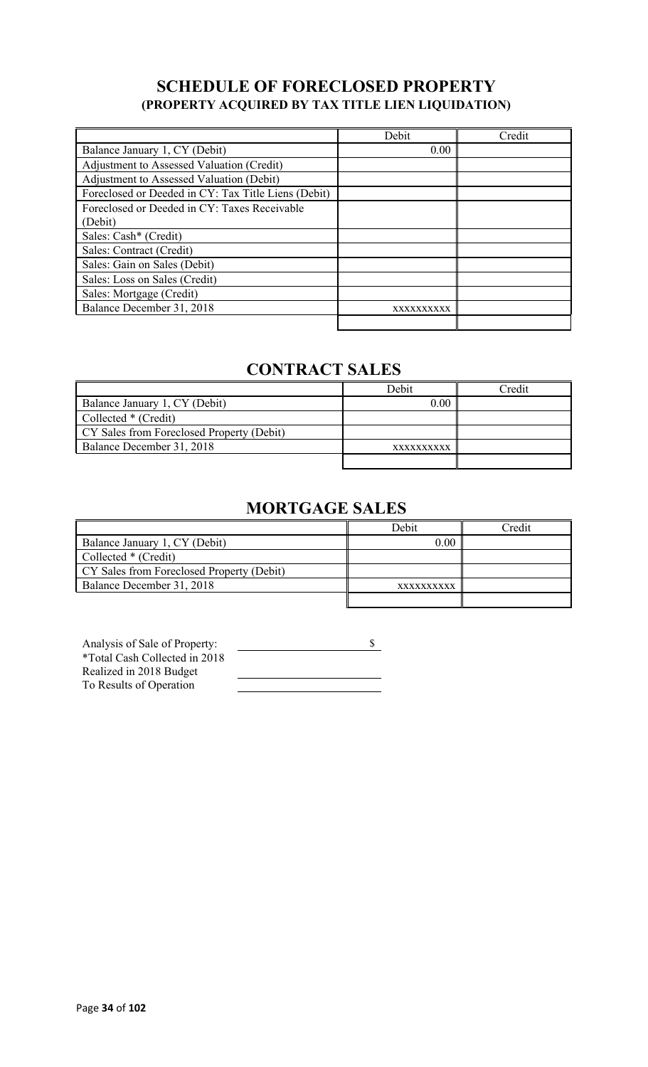## SCHEDULE OF FORECLOSED PROPERTY
### (PROPERTY ACQUIRED BY TAX TITLE LIEN LIQUIDATION)

| | Debit | Credit |
|---|---|---|
| Balance January 1, CY (Debit) | 0.00 | |
| Adjustment to Assessed Valuation (Credit) | | |
| Adjustment to Assessed Valuation (Debit) | | |
| Foreclosed or Deeded in CY: Tax Title Liens (Debit) | | |
| Foreclosed or Deeded in CY: Taxes Receivable (Debit) | | |
| Sales: Cash* (Credit) | | |
| Sales: Contract (Credit) | | |
| Sales: Gain on Sales (Debit) | | |
| Sales: Loss on Sales (Credit) | | |
| Sales: Mortgage (Credit) | | |
| Balance December 31, 2018 | xxxxxxxxxx | |
| | | |

## CONTRACT SALES

| | Debit | Credit |
|---|---|---|
| Balance January 1, CY (Debit) | 0.00 | |
| Collected * (Credit) | | |
| CY Sales from Foreclosed Property (Debit) | | |
| Balance December 31, 2018 | xxxxxxxxxx | |
| | | |

## MORTGAGE SALES

| | Debit | Credit |
|---|---|---|
| Balance January 1, CY (Debit) | 0.00 | |
| Collected * (Credit) | | |
| CY Sales from Foreclosed Property (Debit) | | |
| Balance December 31, 2018 | xxxxxxxxxx | |
| | | |

Analysis of Sale of Property: $

*Total Cash Collected in 2018

Realized in 2018 Budget

To Results of Operation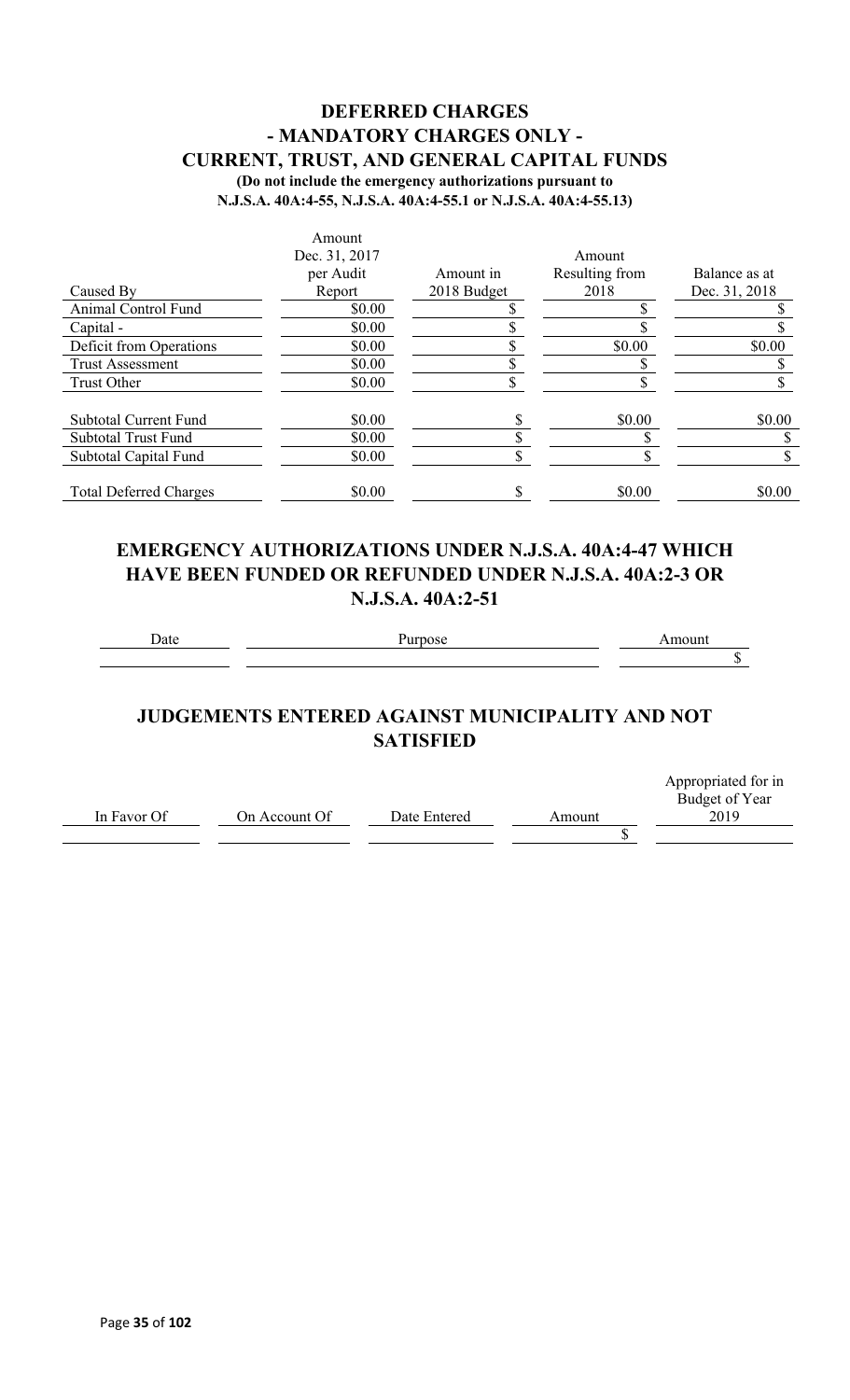## DEFERRED CHARGES
## - MANDATORY CHARGES ONLY -
## CURRENT, TRUST, AND GENERAL CAPITAL FUNDS

**(Do not include the emergency authorizations pursuant to N.J.S.A. 40A:4-55, N.J.S.A. 40A:4-55.1 or N.J.S.A. 40A:4-55.13)**

| Caused By | Amount Dec. 31, 2017 per Audit Report | Amount in 2018 Budget | Amount Resulting from 2018 | Balance as at Dec. 31, 2018 |
|---|---|---|---|---|
| Animal Control Fund | $0.00 | $ | $ | $ |
| Capital - | $0.00 | $ | $ | $ |
| Deficit from Operations | $0.00 | $ | $0.00 | $0.00 |
| Trust Assessment | $0.00 | $ | $ | $ |
| Trust Other | $0.00 | $ | $ | $ |
| Subtotal Current Fund | $0.00 | $ | $0.00 | $0.00 |
| Subtotal Trust Fund | $0.00 | $ | $ | $ |
| Subtotal Capital Fund | $0.00 | $ | $ | $ |
| Total Deferred Charges | $0.00 | $ | $0.00 | $0.00 |

## EMERGENCY AUTHORIZATIONS UNDER N.J.S.A. 40A:4-47 WHICH HAVE BEEN FUNDED OR REFUNDED UNDER N.J.S.A. 40A:2-3 OR N.J.S.A. 40A:2-51

| Date | Purpose | Amount |
|---|---|---|
| | | $ |

## JUDGEMENTS ENTERED AGAINST MUNICIPALITY AND NOT SATISFIED

| In Favor Of | On Account Of | Date Entered | Amount | Appropriated for in Budget of Year 2019 |
|---|---|---|---|---|
| | | | $ | |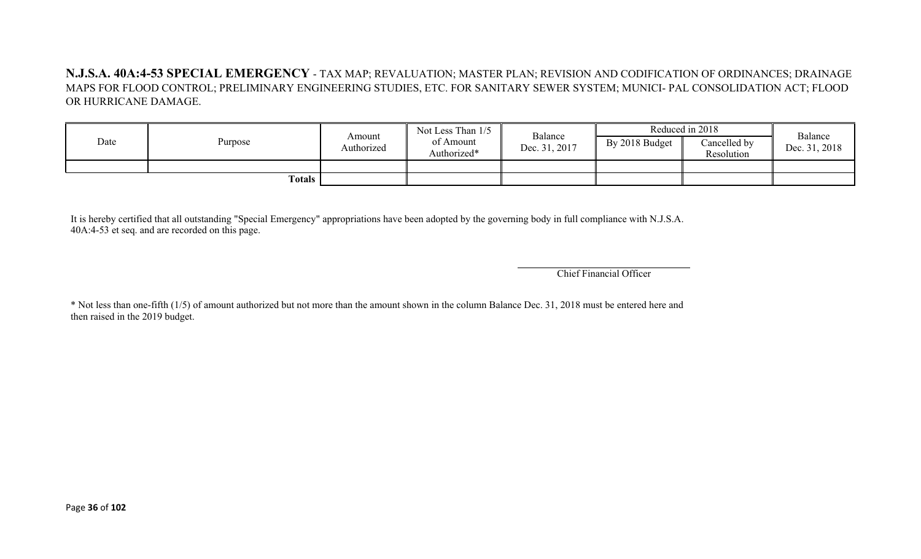**N.J.S.A. 40A:4-53 SPECIAL EMERGENCY** - TAX MAP; REVALUATION; MASTER PLAN; REVISION AND CODIFICATION OF ORDINANCES; DRAINAGE MAPS FOR FLOOD CONTROL; PRELIMINARY ENGINEERING STUDIES, ETC. FOR SANITARY SEWER SYSTEM; MUNICI- PAL CONSOLIDATION ACT; FLOOD OR HURRICANE DAMAGE.

| Date | Purpose | Amount Authorized | Not Less Than 1/5 of Amount Authorized* | Balance Dec. 31, 2017 | Reduced in 2018 | | Balance Dec. 31, 2018 |
|---|---|---|---|---|---|---|---|
| | | | | | By 2018 Budget | Cancelled by Resolution | |
| | | | | | | | |
| | **Totals** | | | | | | |

It is hereby certified that all outstanding "Special Emergency" appropriations have been adopted by the governing body in full compliance with N.J.S.A. 40A:4-53 et seq. and are recorded on this page.

Chief Financial Officer

* Not less than one-fifth (1/5) of amount authorized but not more than the amount shown in the column Balance Dec. 31, 2018 must be entered here and then raised in the 2019 budget.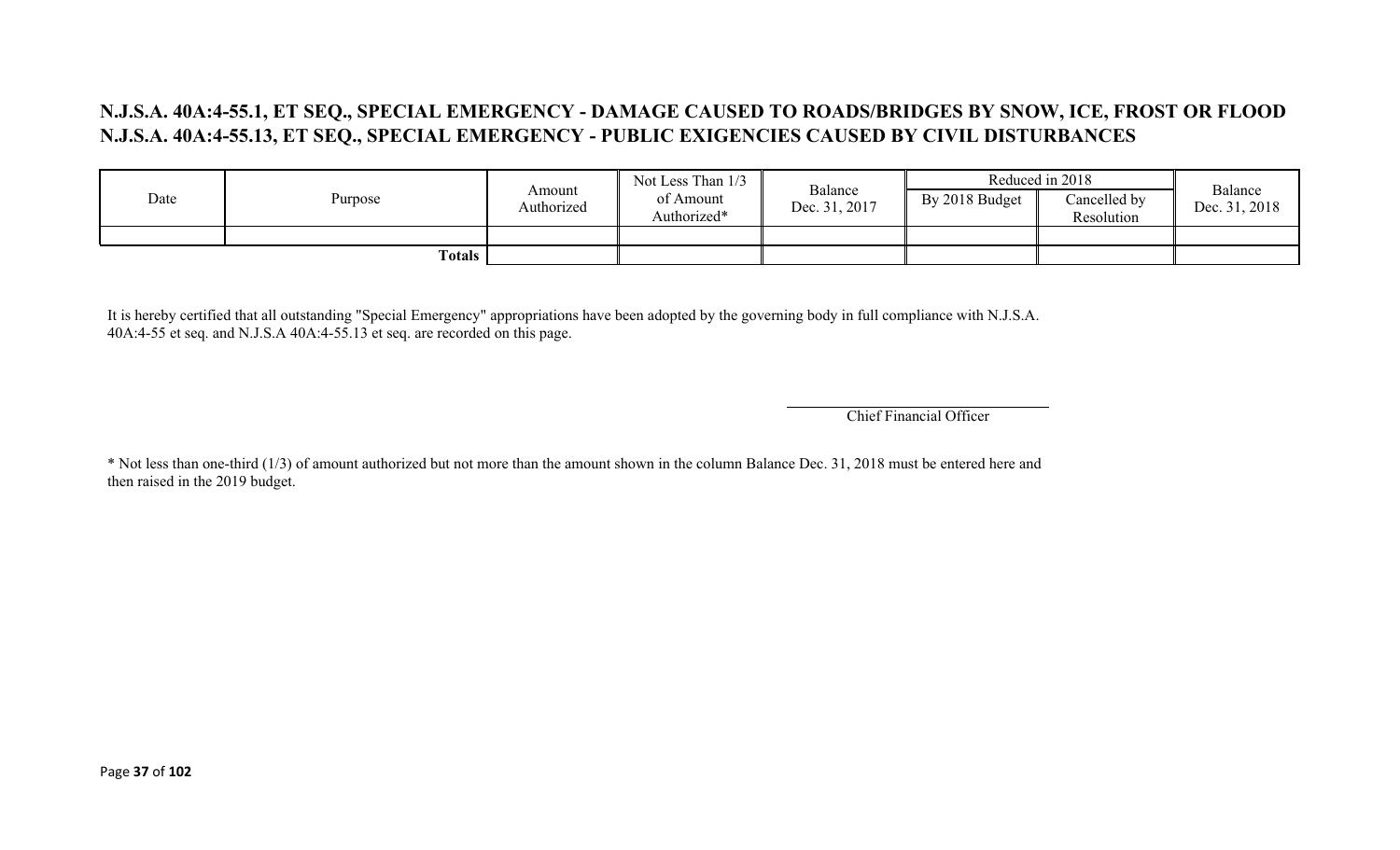## N.J.S.A. 40A:4-55.1, ET SEQ., SPECIAL EMERGENCY - DAMAGE CAUSED TO ROADS/BRIDGES BY SNOW, ICE, FROST OR FLOOD
## N.J.S.A. 40A:4-55.13, ET SEQ., SPECIAL EMERGENCY - PUBLIC EXIGENCIES CAUSED BY CIVIL DISTURBANCES

| Date | Purpose | Amount Authorized | Not Less Than 1/3 of Amount Authorized* | Balance Dec. 31, 2017 | Reduced in 2018 | | Balance Dec. 31, 2018 |
|---|---|---|---|---|---|---|---|
| | | | | | By 2018 Budget | Cancelled by Resolution | |
| | | | | | | | |
| | **Totals** | | | | | | |

It is hereby certified that all outstanding "Special Emergency" appropriations have been adopted by the governing body in full compliance with N.J.S.A. 40A:4-55 et seq. and N.J.S.A 40A:4-55.13 et seq. are recorded on this page.

Chief Financial Officer

* Not less than one-third (1/3) of amount authorized but not more than the amount shown in the column Balance Dec. 31, 2018 must be entered here and then raised in the 2019 budget.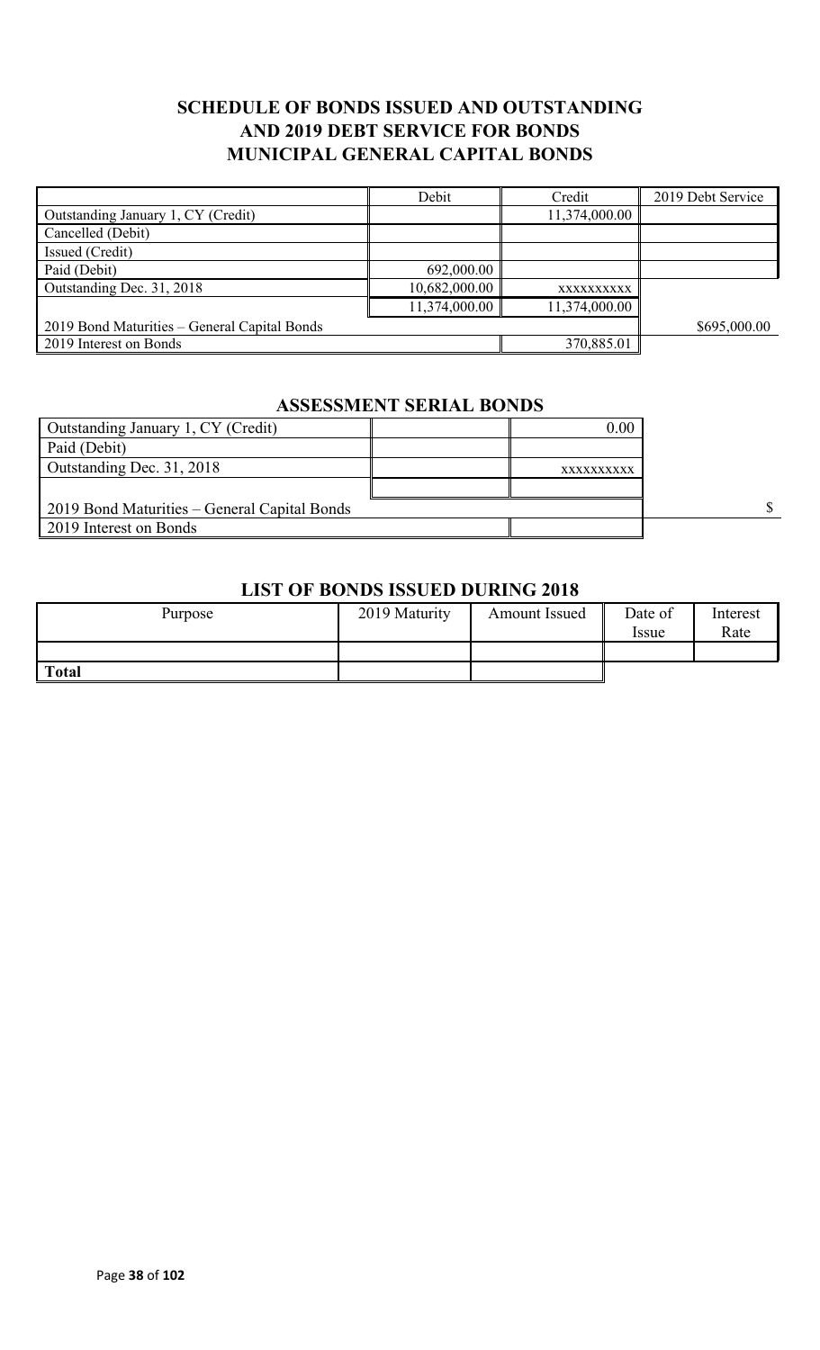## SCHEDULE OF BONDS ISSUED AND OUTSTANDING AND 2019 DEBT SERVICE FOR BONDS MUNICIPAL GENERAL CAPITAL BONDS

| | Debit | Credit | 2019 Debt Service |
|---|---|---|---|
| Outstanding January 1, CY (Credit) | | 11,374,000.00 | |
| Cancelled (Debit) | | | |
| Issued (Credit) | | | |
| Paid (Debit) | 692,000.00 | | |
| Outstanding Dec. 31, 2018 | 10,682,000.00 | xxxxxxxxxx | |
| | 11,374,000.00 | 11,374,000.00 | |
| 2019 Bond Maturities – General Capital Bonds | | | $695,000.00 |
| 2019 Interest on Bonds | | 370,885.01 | |

## ASSESSMENT SERIAL BONDS

| | | | |
|---|---|---|---|
| Outstanding January 1, CY (Credit) | | 0.00 | |
| Paid (Debit) | | | |
| Outstanding Dec. 31, 2018 | | xxxxxxxxxx | |
| | | | |
| 2019 Bond Maturities – General Capital Bonds | | | $ |
| 2019 Interest on Bonds | | | |

## LIST OF BONDS ISSUED DURING 2018

| Purpose | 2019 Maturity | Amount Issued | Date of Issue | Interest Rate |
|---|---|---|---|---|
| | | | | |
| **Total** | | | | |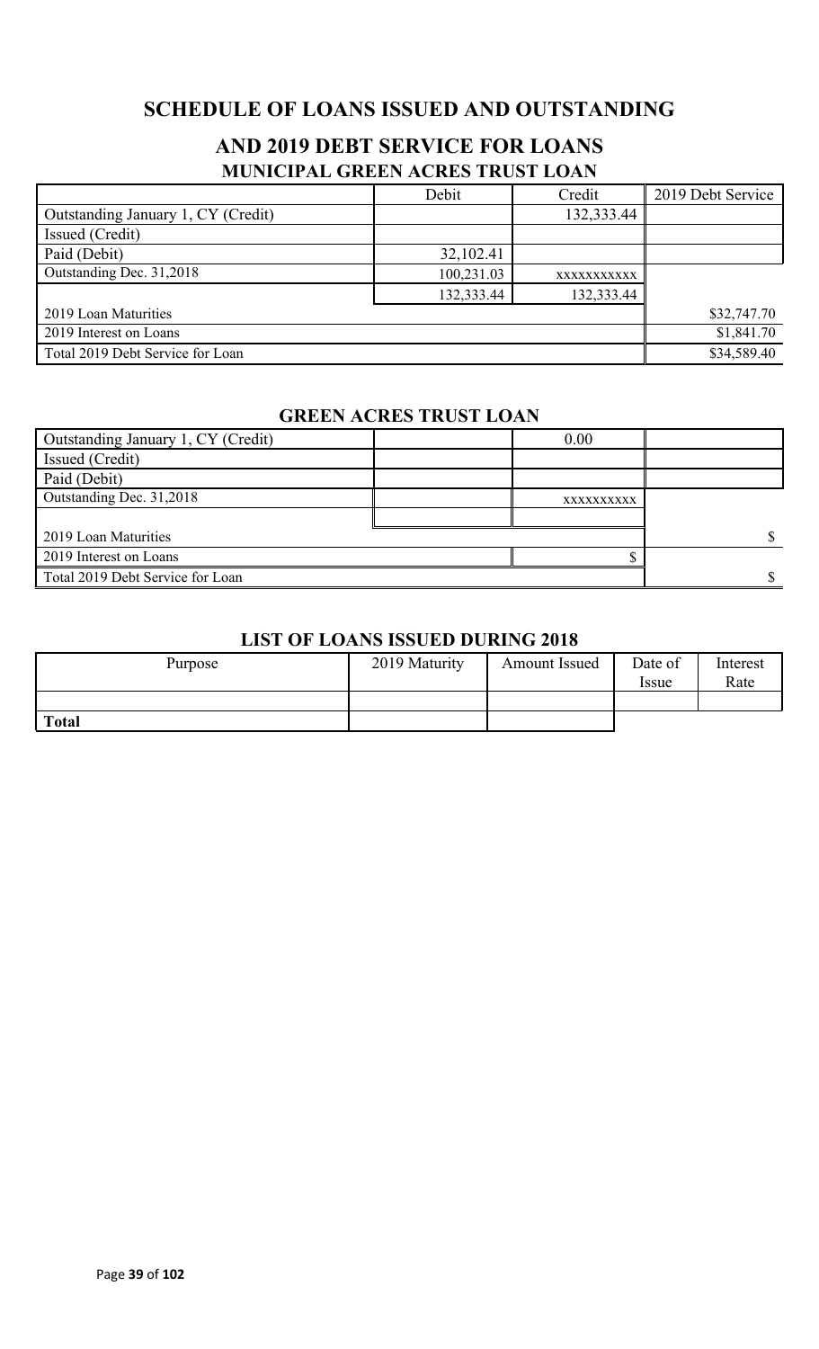# SCHEDULE OF LOANS ISSUED AND OUTSTANDING

## AND 2019 DEBT SERVICE FOR LOANS

### MUNICIPAL GREEN ACRES TRUST LOAN

| | Debit | Credit | 2019 Debt Service |
|---|---|---|---|
| Outstanding January 1, CY (Credit) | | 132,333.44 | |
| Issued (Credit) | | | |
| Paid (Debit) | 32,102.41 | | |
| Outstanding Dec. 31,2018 | 100,231.03 | xxxxxxxxxxx | |
| | 132,333.44 | 132,333.44 | |
| 2019 Loan Maturities | | | $32,747.70 |
| 2019 Interest on Loans | | | $1,841.70 |
| Total 2019 Debt Service for Loan | | | $34,589.40 |

### GREEN ACRES TRUST LOAN

| | | | |
|---|---|---|---|
| Outstanding January 1, CY (Credit) | | 0.00 | |
| Issued (Credit) | | | |
| Paid (Debit) | | | |
| Outstanding Dec. 31,2018 | | xxxxxxxxxx | |
| | | | |
| 2019 Loan Maturities | | | $ |
| 2019 Interest on Loans | | $ | |
| Total 2019 Debt Service for Loan | | | $ |

### LIST OF LOANS ISSUED DURING 2018

| Purpose | 2019 Maturity | Amount Issued | Date of Issue | Interest Rate |
|---|---|---|---|---|
| | | | | |
| **Total** | | | | |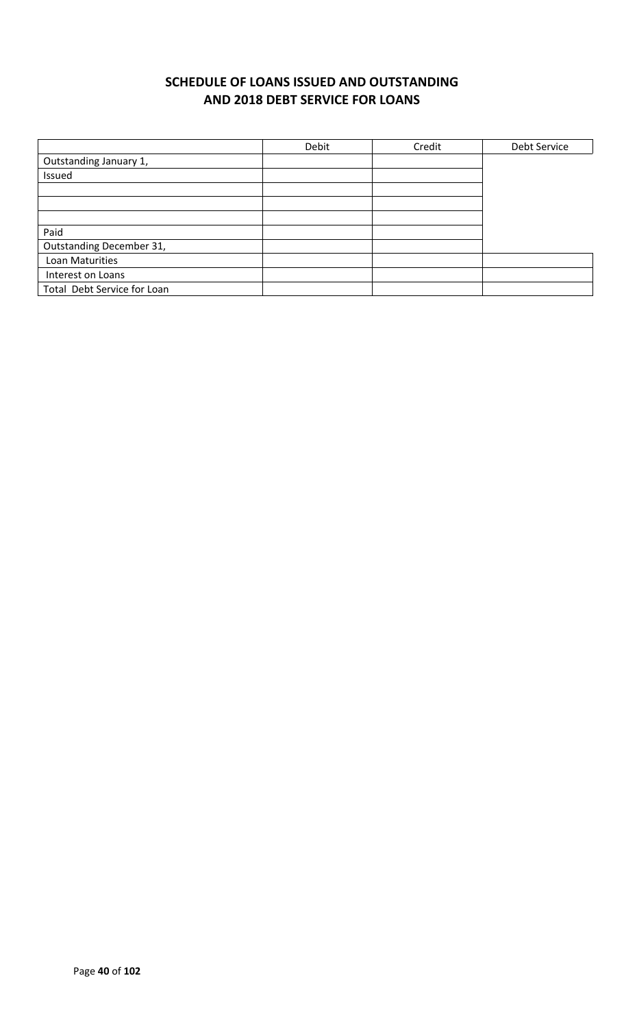# SCHEDULE OF LOANS ISSUED AND OUTSTANDING AND 2018 DEBT SERVICE FOR LOANS

| | Debit | Credit | Debt Service |
|---|---|---|---|
| Outstanding January 1, | | | |
| Issued | | | |
| | | | |
| | | | |
| | | | |
| Paid | | | |
| Outstanding December 31, | | | |
| Loan Maturities | | | |
| Interest on Loans | | | |
| Total Debt Service for Loan | | | |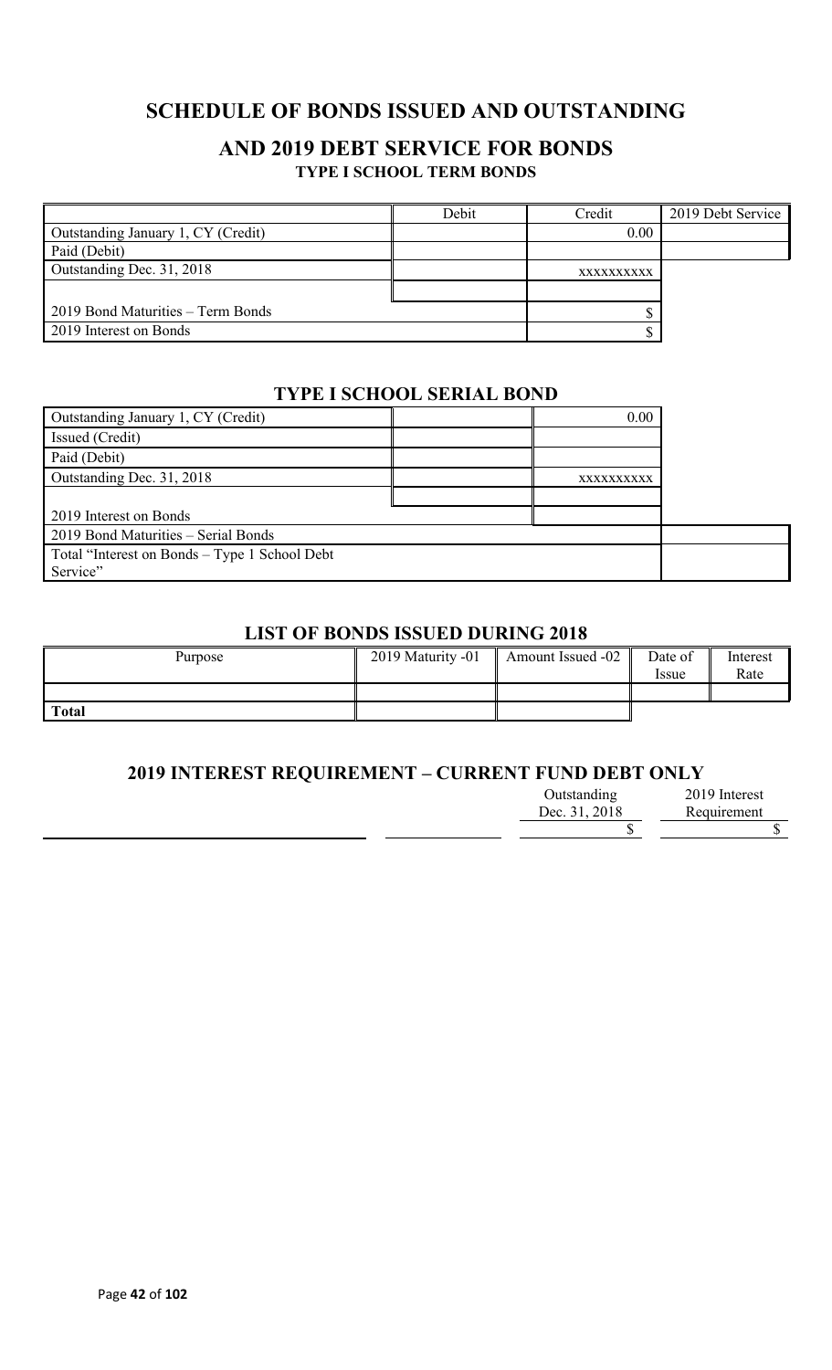# SCHEDULE OF BONDS ISSUED AND OUTSTANDING

## AND 2019 DEBT SERVICE FOR BONDS

### TYPE I SCHOOL TERM BONDS

| | Debit | Credit | 2019 Debt Service |
|---|---|---|---|
| Outstanding January 1, CY (Credit) | | 0.00 | |
| Paid (Debit) | | | |
| Outstanding Dec. 31, 2018 | | xxxxxxxxxx | |
| | | | |
| 2019 Bond Maturities – Term Bonds | | $ | |
| 2019 Interest on Bonds | | $ | |

### TYPE I SCHOOL SERIAL BOND

| | | | |
|---|---|---|---|
| Outstanding January 1, CY (Credit) | | 0.00 | |
| Issued (Credit) | | | |
| Paid (Debit) | | | |
| Outstanding Dec. 31, 2018 | | xxxxxxxxxx | |
| | | | |
| 2019 Interest on Bonds | | | |
| 2019 Bond Maturities – Serial Bonds | | | |
| Total "Interest on Bonds – Type 1 School Debt Service" | | | |

### LIST OF BONDS ISSUED DURING 2018

| Purpose | 2019 Maturity -01 | Amount Issued -02 | Date of Issue | Interest Rate |
|---|---|---|---|---|
| | | | | |
| **Total** | | | | |

### 2019 INTEREST REQUIREMENT – CURRENT FUND DEBT ONLY

| | | Outstanding Dec. 31, 2018 | 2019 Interest Requirement |
|---|---|---|---|
| | | $ | $ |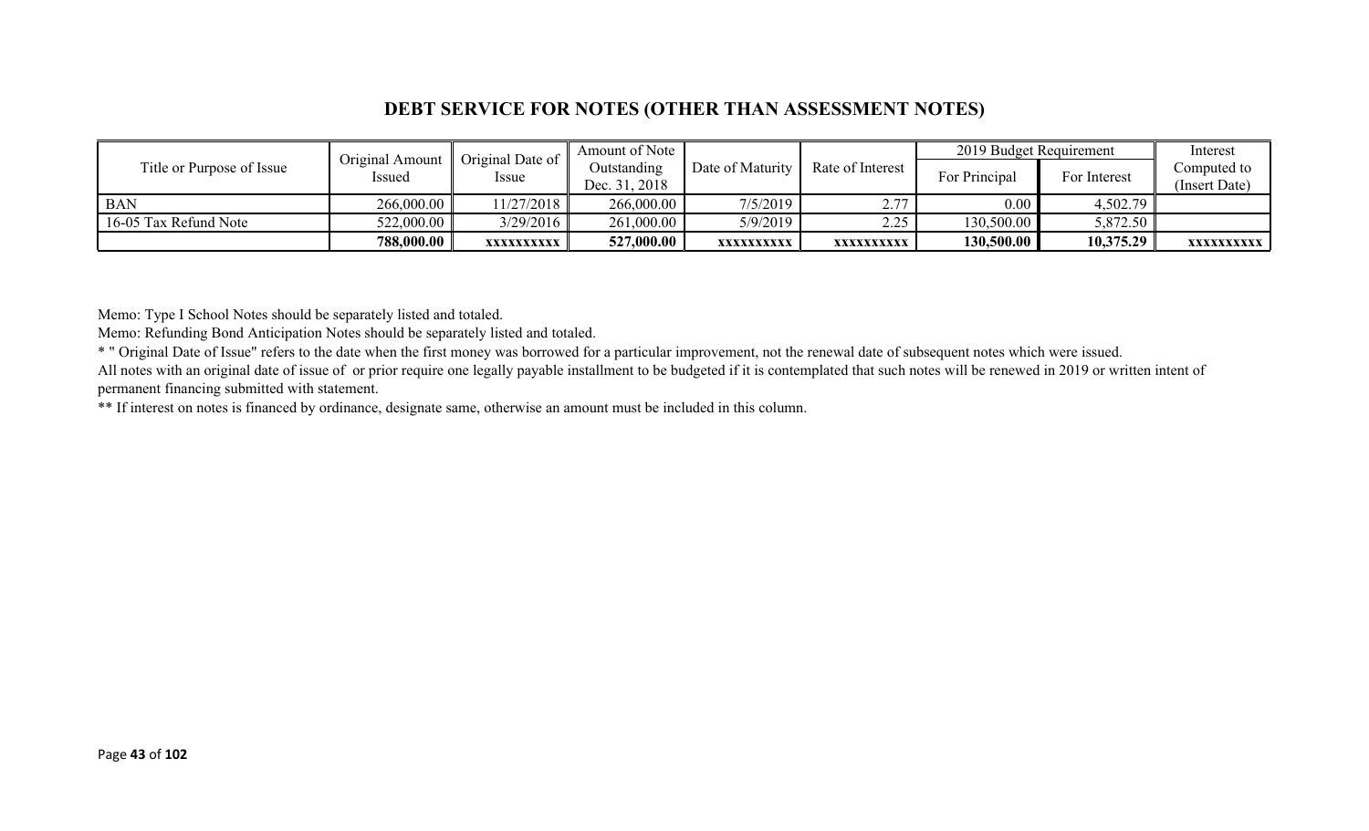## DEBT SERVICE FOR NOTES (OTHER THAN ASSESSMENT NOTES)

| Title or Purpose of Issue | Original Amount Issued | Original Date of Issue | Amount of Note Outstanding Dec. 31, 2018 | Date of Maturity | Rate of Interest | 2019 Budget Requirement | | Interest Computed to (Insert Date) |
|---|---|---|---|---|---|---|---|---|
| | | | | | | For Principal | For Interest | |
| BAN | 266,000.00 | 11/27/2018 | 266,000.00 | 7/5/2019 | 2.77 | 0.00 | 4,502.79 | |
| 16-05 Tax Refund Note | 522,000.00 | 3/29/2016 | 261,000.00 | 5/9/2019 | 2.25 | 130,500.00 | 5,872.50 | |
| | **788,000.00** | **xxxxxxxxxx** | **527,000.00** | **xxxxxxxxxx** | **xxxxxxxxxx** | **130,500.00** | **10,375.29** | **xxxxxxxxxx** |

Memo: Type I School Notes should be separately listed and totaled.

Memo: Refunding Bond Anticipation Notes should be separately listed and totaled.

* " Original Date of Issue" refers to the date when the first money was borrowed for a particular improvement, not the renewal date of subsequent notes which were issued.

All notes with an original date of issue of or prior require one legally payable installment to be budgeted if it is contemplated that such notes will be renewed in 2019 or written intent of permanent financing submitted with statement.

** If interest on notes is financed by ordinance, designate same, otherwise an amount must be included in this column.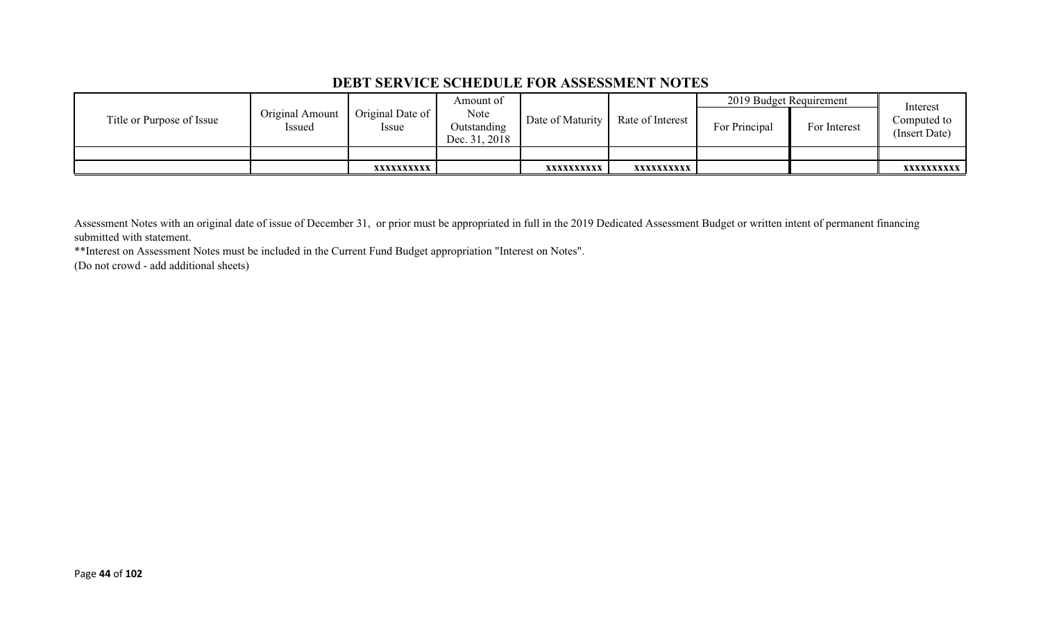## DEBT SERVICE SCHEDULE FOR ASSESSMENT NOTES

| Title or Purpose of Issue | Original Amount Issued | Original Date of Issue | Amount of Note Outstanding Dec. 31, 2018 | Date of Maturity | Rate of Interest | 2019 Budget Requirement | | Interest Computed to (Insert Date) |
|---|---|---|---|---|---|---|---|---|
| | | | | | | For Principal | For Interest | |
| | | | | | | | | |
| | | xxxxxxxxxx | | xxxxxxxxxx | xxxxxxxxxx | | | xxxxxxxxxx |

Assessment Notes with an original date of issue of December 31, or prior must be appropriated in full in the 2019 Dedicated Assessment Budget or written intent of permanent financing submitted with statement.

**Interest on Assessment Notes must be included in the Current Fund Budget appropriation "Interest on Notes".

(Do not crowd - add additional sheets)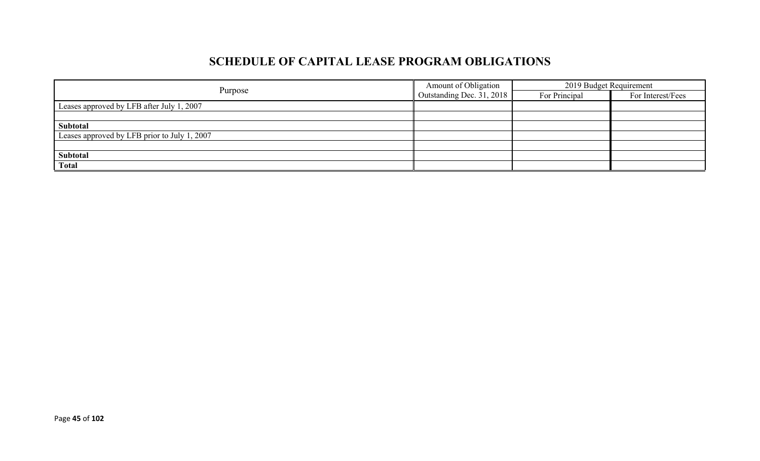# SCHEDULE OF CAPITAL LEASE PROGRAM OBLIGATIONS

| Purpose | Amount of Obligation Outstanding Dec. 31, 2018 | 2019 Budget Requirement | |
|---|---|---|---|
| | | For Principal | For Interest/Fees |
| Leases approved by LFB after July 1, 2007 | | | |
| | | | |
| **Subtotal** | | | |
| Leases approved by LFB prior to July 1, 2007 | | | |
| | | | |
| **Subtotal** | | | |
| **Total** | | | |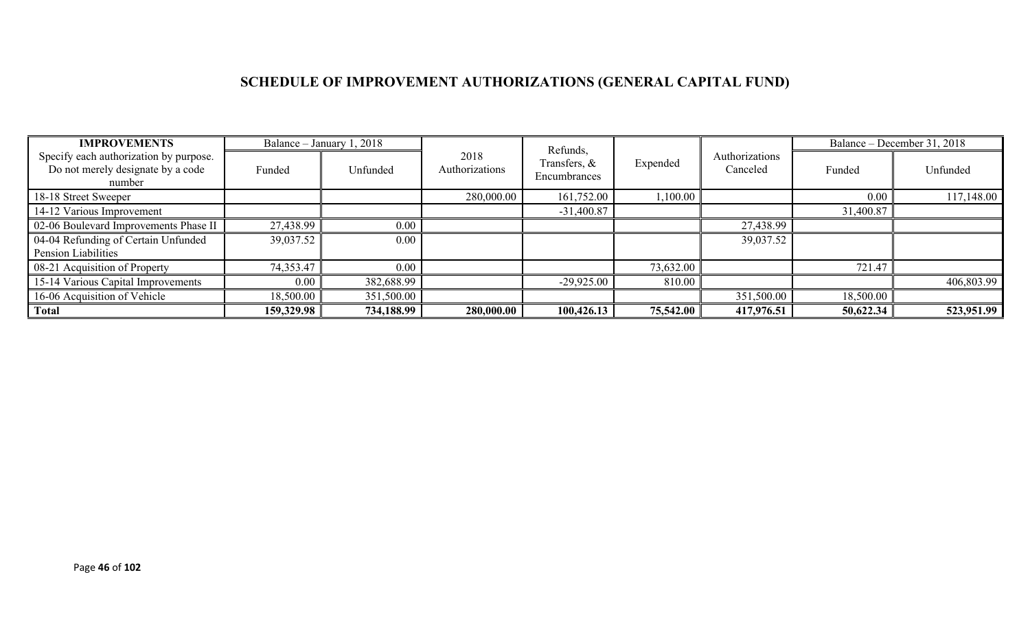# SCHEDULE OF IMPROVEMENT AUTHORIZATIONS (GENERAL CAPITAL FUND)

| IMPROVEMENTS | Balance – January 1, 2018 | | 2018 Authorizations | Refunds, Transfers, & Encumbrances | Expended | Authorizations Canceled | Balance – December 31, 2018 | |
|---|---|---|---|---|---|---|---|---|
| Specify each authorization by purpose. Do not merely designate by a code number | Funded | Unfunded | | | | | Funded | Unfunded |
| 18-18 Street Sweeper | | | 280,000.00 | 161,752.00 | 1,100.00 | | 0.00 | 117,148.00 |
| 14-12 Various Improvement | | | | -31,400.87 | | | 31,400.87 | |
| 02-06 Boulevard Improvements Phase II | 27,438.99 | 0.00 | | | | 27,438.99 | | |
| 04-04 Refunding of Certain Unfunded Pension Liabilities | 39,037.52 | 0.00 | | | | 39,037.52 | | |
| 08-21 Acquisition of Property | 74,353.47 | 0.00 | | | 73,632.00 | | 721.47 | |
| 15-14 Various Capital Improvements | 0.00 | 382,688.99 | | -29,925.00 | 810.00 | | | 406,803.99 |
| 16-06 Acquisition of Vehicle | 18,500.00 | 351,500.00 | | | | 351,500.00 | 18,500.00 | |
| **Total** | **159,329.98** | **734,188.99** | **280,000.00** | **100,426.13** | **75,542.00** | **417,976.51** | **50,622.34** | **523,951.99** |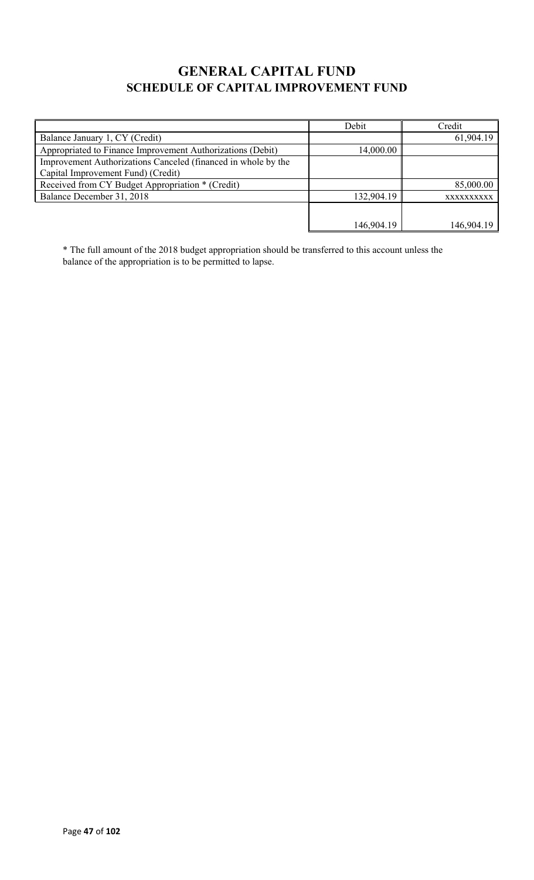# GENERAL CAPITAL FUND

## SCHEDULE OF CAPITAL IMPROVEMENT FUND

| | Debit | Credit |
|---|---|---|
| Balance January 1, CY (Credit) | | 61,904.19 |
| Appropriated to Finance Improvement Authorizations (Debit) | 14,000.00 | |
| Improvement Authorizations Canceled (financed in whole by the Capital Improvement Fund) (Credit) | | |
| Received from CY Budget Appropriation * (Credit) | | 85,000.00 |
| Balance December 31, 2018 | 132,904.19 | xxxxxxxxxx |
| | 146,904.19 | 146,904.19 |

* The full amount of the 2018 budget appropriation should be transferred to this account unless the balance of the appropriation is to be permitted to lapse.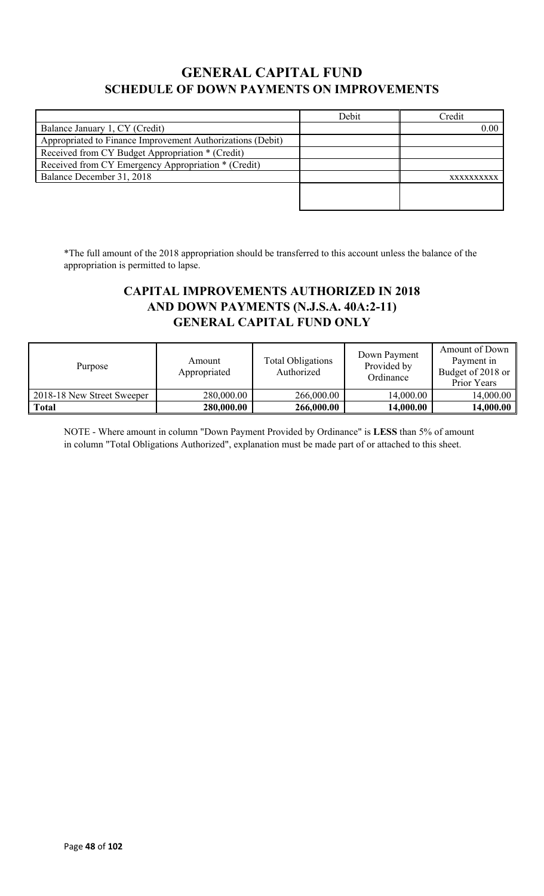# GENERAL CAPITAL FUND

## SCHEDULE OF DOWN PAYMENTS ON IMPROVEMENTS

| | Debit | Credit |
|---|---|---|
| Balance January 1, CY (Credit) | | 0.00 |
| Appropriated to Finance Improvement Authorizations (Debit) | | |
| Received from CY Budget Appropriation * (Credit) | | |
| Received from CY Emergency Appropriation * (Credit) | | |
| Balance December 31, 2018 | | xxxxxxxxxx |
| | | |

*The full amount of the 2018 appropriation should be transferred to this account unless the balance of the appropriation is permitted to lapse.

## CAPITAL IMPROVEMENTS AUTHORIZED IN 2018 AND DOWN PAYMENTS (N.J.S.A. 40A:2-11) GENERAL CAPITAL FUND ONLY

| Purpose | Amount Appropriated | Total Obligations Authorized | Down Payment Provided by Ordinance | Amount of Down Payment in Budget of 2018 or Prior Years |
|---|---|---|---|---|
| 2018-18 New Street Sweeper | 280,000.00 | 266,000.00 | 14,000.00 | 14,000.00 |
| **Total** | **280,000.00** | **266,000.00** | **14,000.00** | **14,000.00** |

NOTE - Where amount in column "Down Payment Provided by Ordinance" is **LESS** than 5% of amount in column "Total Obligations Authorized", explanation must be made part of or attached to this sheet.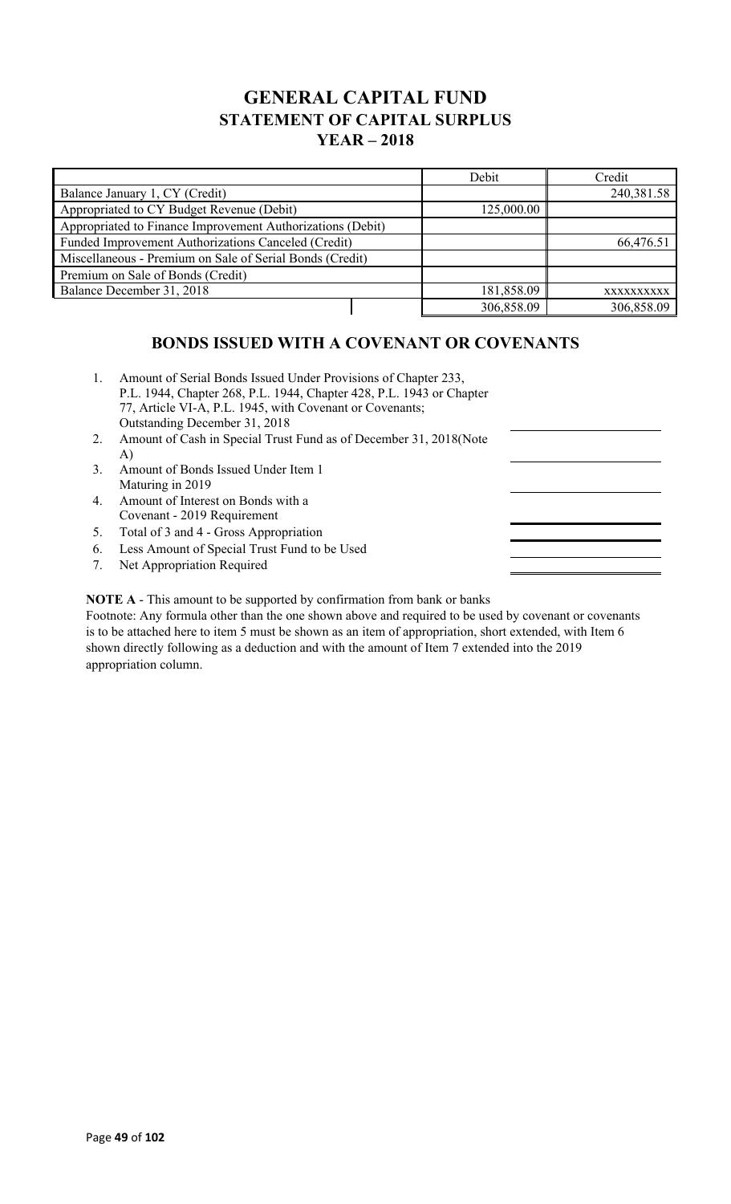# GENERAL CAPITAL FUND
## STATEMENT OF CAPITAL SURPLUS
## YEAR – 2018

| | Debit | Credit |
|---|---|---|
| Balance January 1, CY (Credit) | | 240,381.58 |
| Appropriated to CY Budget Revenue (Debit) | 125,000.00 | |
| Appropriated to Finance Improvement Authorizations (Debit) | | |
| Funded Improvement Authorizations Canceled (Credit) | | 66,476.51 |
| Miscellaneous - Premium on Sale of Serial Bonds (Credit) | | |
| Premium on Sale of Bonds (Credit) | | |
| Balance December 31, 2018 | 181,858.09 | xxxxxxxxxx |
| | 306,858.09 | 306,858.09 |

## BONDS ISSUED WITH A COVENANT OR COVENANTS

1. Amount of Serial Bonds Issued Under Provisions of Chapter 233, P.L. 1944, Chapter 268, P.L. 1944, Chapter 428, P.L. 1943 or Chapter 77, Article VI-A, P.L. 1945, with Covenant or Covenants; Outstanding December 31, 2018
2. Amount of Cash in Special Trust Fund as of December 31, 2018(Note A)
3. Amount of Bonds Issued Under Item 1 Maturing in 2019
4. Amount of Interest on Bonds with a Covenant - 2019 Requirement
5. Total of 3 and 4 - Gross Appropriation
6. Less Amount of Special Trust Fund to be Used
7. Net Appropriation Required

**NOTE A** - This amount to be supported by confirmation from bank or banks

Footnote: Any formula other than the one shown above and required to be used by covenant or covenants is to be attached here to item 5 must be shown as an item of appropriation, short extended, with Item 6 shown directly following as a deduction and with the amount of Item 7 extended into the 2019 appropriation column.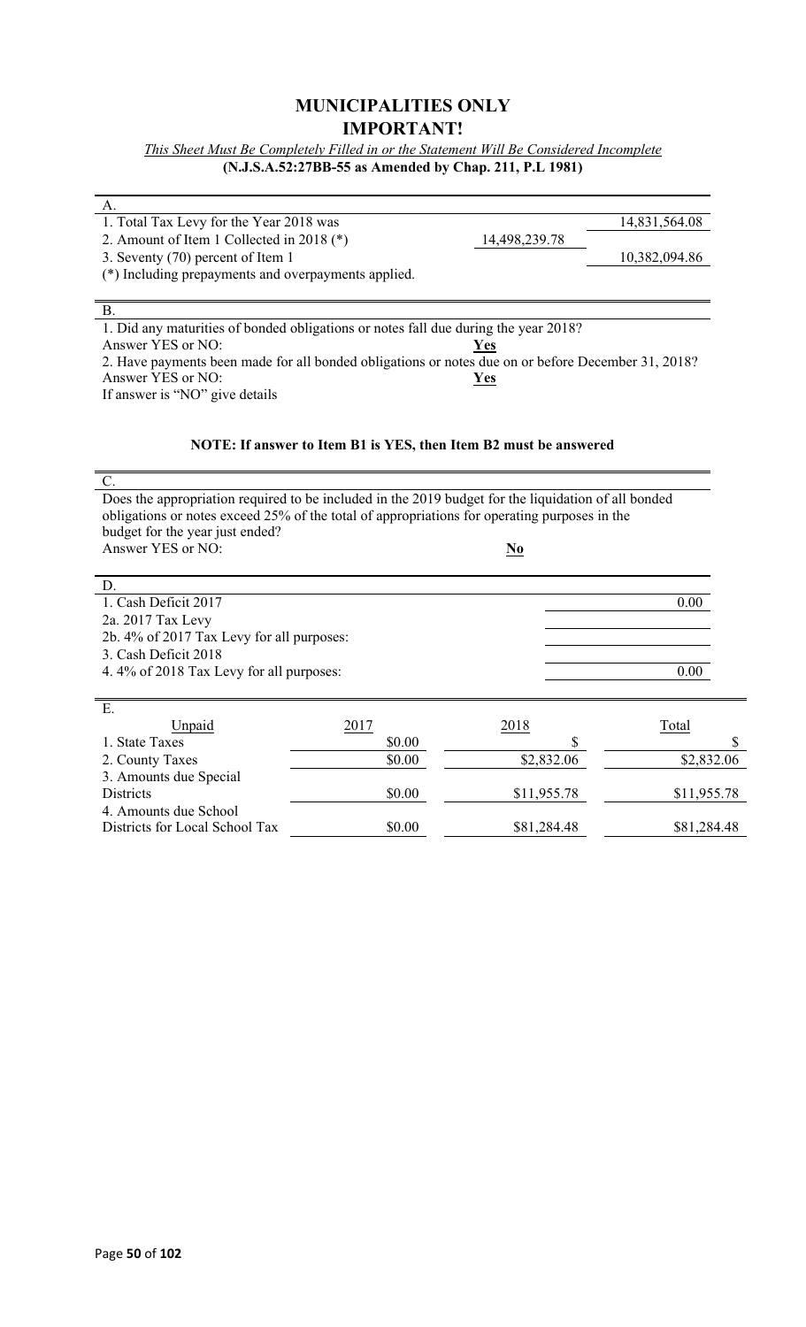# MUNICIPALITIES ONLY
# IMPORTANT!

*This Sheet Must Be Completely Filled in or the Statement Will Be Considered Incomplete*

**(N.J.S.A.52:27BB-55 as Amended by Chap. 211, P.L 1981)**

A.

| | | |
|---|---|---|
| 1. Total Tax Levy for the Year 2018 was | | 14,831,564.08 |
| 2. Amount of Item 1 Collected in 2018 (*) | 14,498,239.78 | |
| 3. Seventy (70) percent of Item 1 | | 10,382,094.86 |

(*) Including prepayments and overpayments applied.

B.

1. Did any maturities of bonded obligations or notes fall due during the year 2018?
Answer YES or NO: **Yes**

2. Have payments been made for all bonded obligations or notes due on or before December 31, 2018?
Answer YES or NO: **Yes**

If answer is "NO" give details

**NOTE: If answer to Item B1 is YES, then Item B2 must be answered**

C.

Does the appropriation required to be included in the 2019 budget for the liquidation of all bonded obligations or notes exceed 25% of the total of appropriations for operating purposes in the budget for the year just ended?
Answer YES or NO: **No**

D.

| | |
|---|---|
| 1. Cash Deficit 2017 | 0.00 |
| 2a. 2017 Tax Levy | |
| 2b. 4% of 2017 Tax Levy for all purposes: | |
| 3. Cash Deficit 2018 | |
| 4. 4% of 2018 Tax Levy for all purposes: | 0.00 |

E.

| Unpaid | 2017 | 2018 | Total |
|---|---|---|---|
| 1. State Taxes | $0.00 | $ | $ |
| 2. County Taxes | $0.00 | $2,832.06 | $2,832.06 |
| 3. Amounts due Special Districts | $0.00 | $11,955.78 | $11,955.78 |
| 4. Amounts due School Districts for Local School Tax | $0.00 | $81,284.48 | $81,284.48 |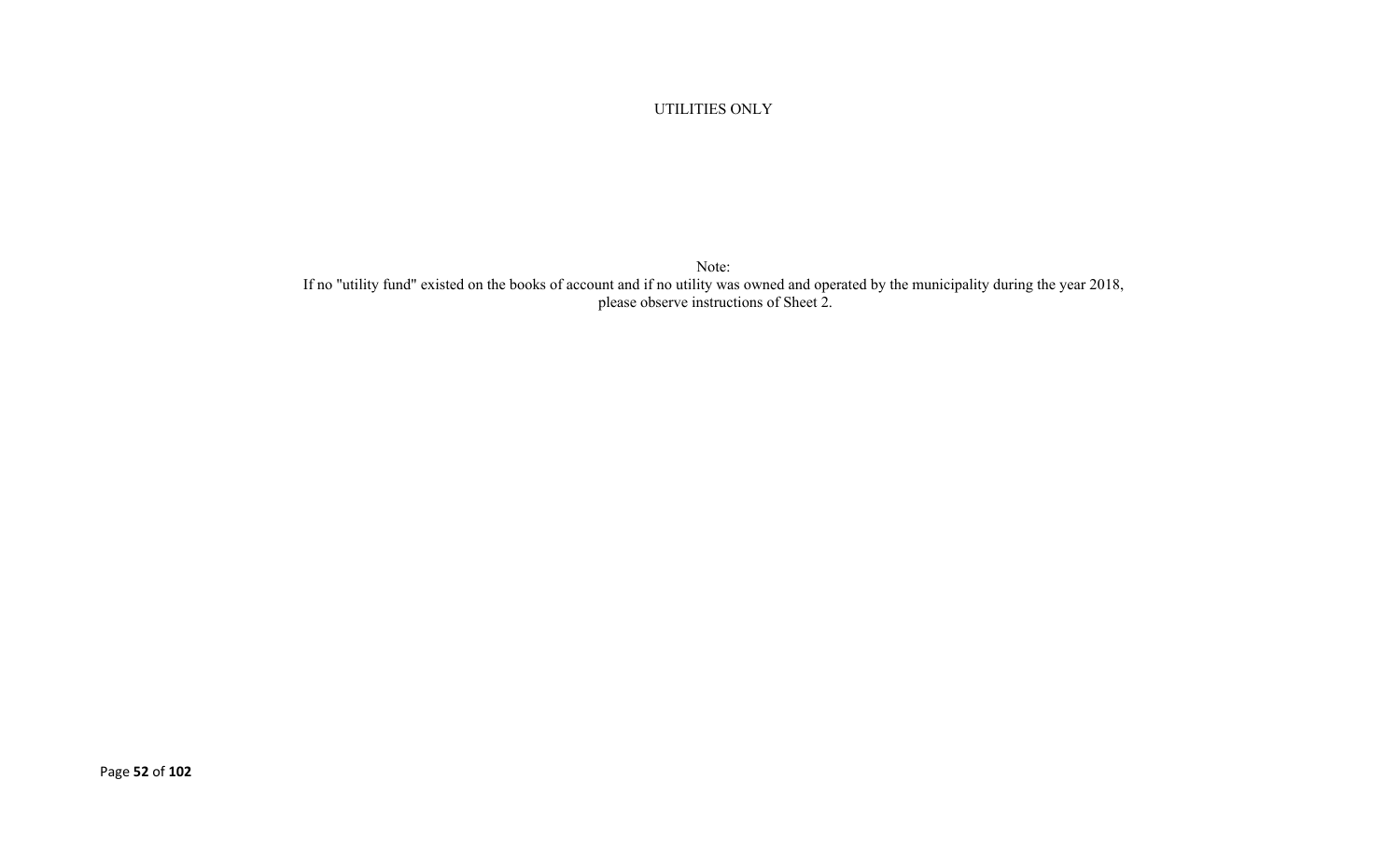UTILITIES ONLY

Note:
If no "utility fund" existed on the books of account and if no utility was owned and operated by the municipality during the year 2018, please observe instructions of Sheet 2.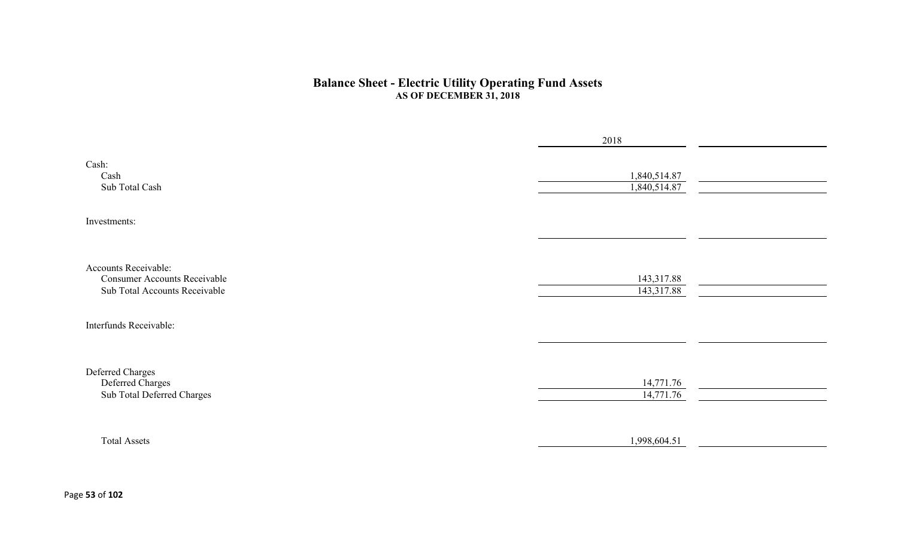# Balance Sheet - Electric Utility Operating Fund Assets

## AS OF DECEMBER 31, 2018

| | 2018 | |
|---|---|---|
| **Cash:** | | |
| Cash | 1,840,514.87 | |
| Sub Total Cash | 1,840,514.87 | |
| **Investments:** | | |
| | | |
| **Accounts Receivable:** | | |
| Consumer Accounts Receivable | 143,317.88 | |
| Sub Total Accounts Receivable | 143,317.88 | |
| **Interfunds Receivable:** | | |
| | | |
| **Deferred Charges** | | |
| Deferred Charges | 14,771.76 | |
| Sub Total Deferred Charges | 14,771.76 | |
| Total Assets | 1,998,604.51 | |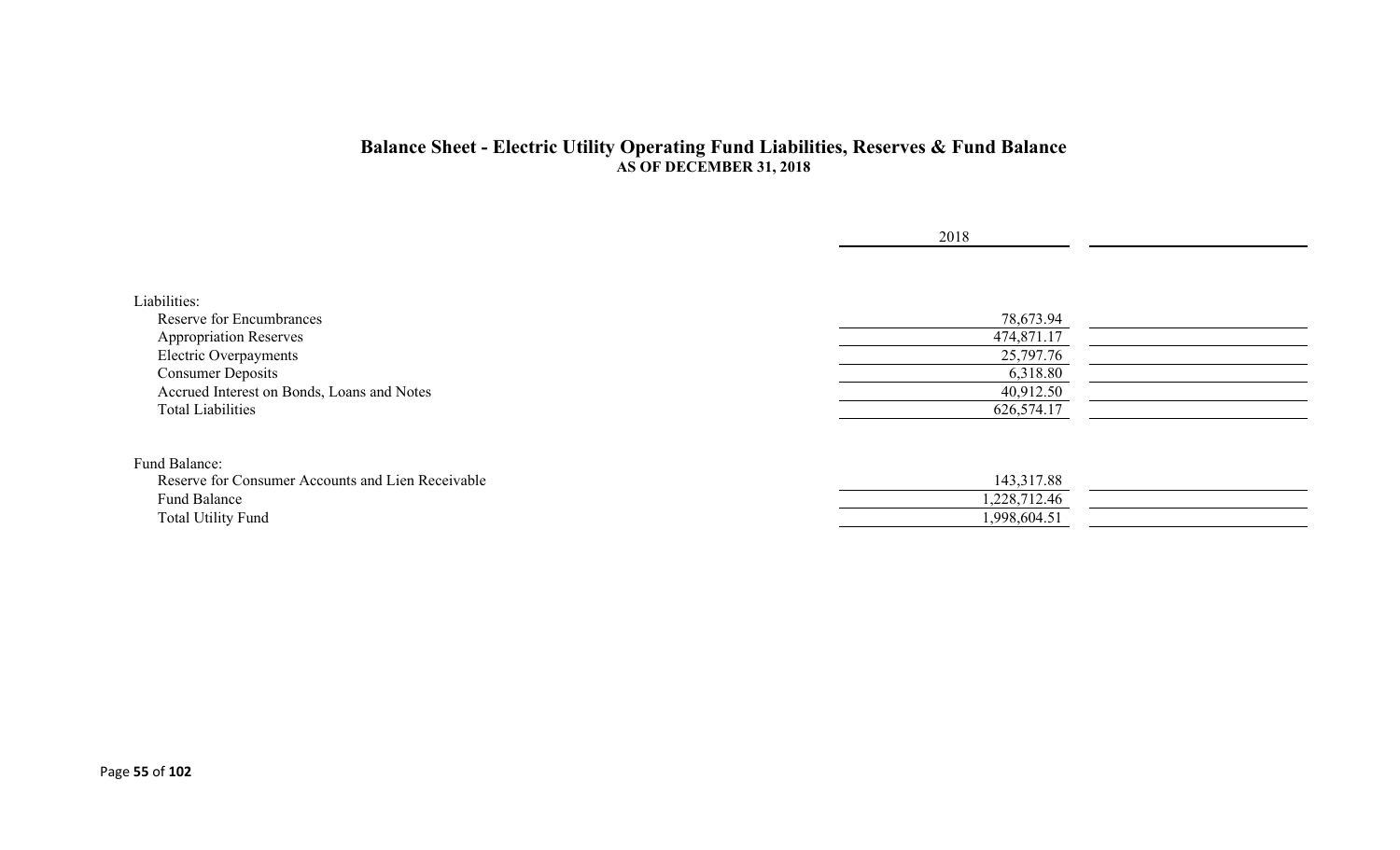## Balance Sheet - Electric Utility Operating Fund Liabilities, Reserves & Fund Balance

**AS OF DECEMBER 31, 2018**

| | 2018 | |
|---|---|---|
| **Liabilities:** | | |
| Reserve for Encumbrances | 78,673.94 | |
| Appropriation Reserves | 474,871.17 | |
| Electric Overpayments | 25,797.76 | |
| Consumer Deposits | 6,318.80 | |
| Accrued Interest on Bonds, Loans and Notes | 40,912.50 | |
| Total Liabilities | 626,574.17 | |
| | | |
| **Fund Balance:** | | |
| Reserve for Consumer Accounts and Lien Receivable | 143,317.88 | |
| Fund Balance | 1,228,712.46 | |
| Total Utility Fund | 1,998,604.51 | |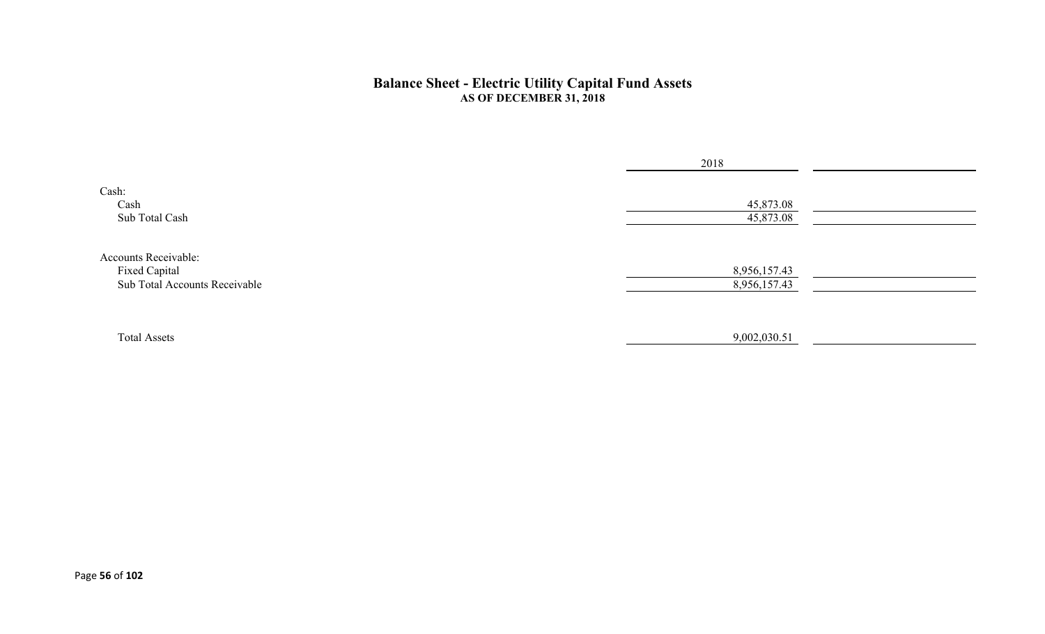# Balance Sheet - Electric Utility Capital Fund Assets

## AS OF DECEMBER 31, 2018

| | 2018 | |
|---|---|---|
| Cash: | | |
| Cash | 45,873.08 | |
| Sub Total Cash | 45,873.08 | |
| Accounts Receivable: | | |
| Fixed Capital | 8,956,157.43 | |
| Sub Total Accounts Receivable | 8,956,157.43 | |
| Total Assets | 9,002,030.51 | |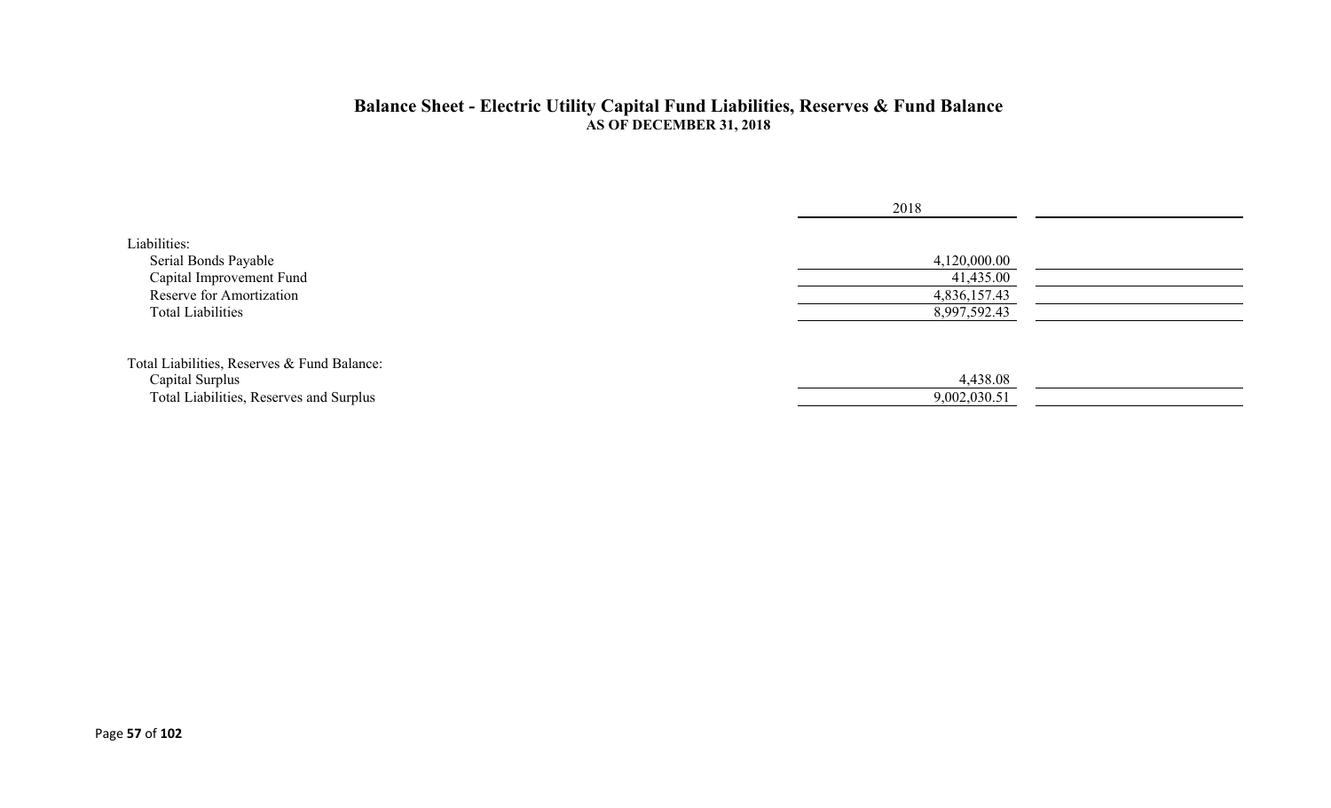# Balance Sheet - Electric Utility Capital Fund Liabilities, Reserves & Fund Balance

**AS OF DECEMBER 31, 2018**

| | 2018 | |
|---|---|---|
| Liabilities: | | |
| Serial Bonds Payable | 4,120,000.00 | |
| Capital Improvement Fund | 41,435.00 | |
| Reserve for Amortization | 4,836,157.43 | |
| Total Liabilities | 8,997,592.43 | |
| | | |
| Total Liabilities, Reserves & Fund Balance: | | |
| Capital Surplus | 4,438.08 | |
| Total Liabilities, Reserves and Surplus | 9,002,030.51 | |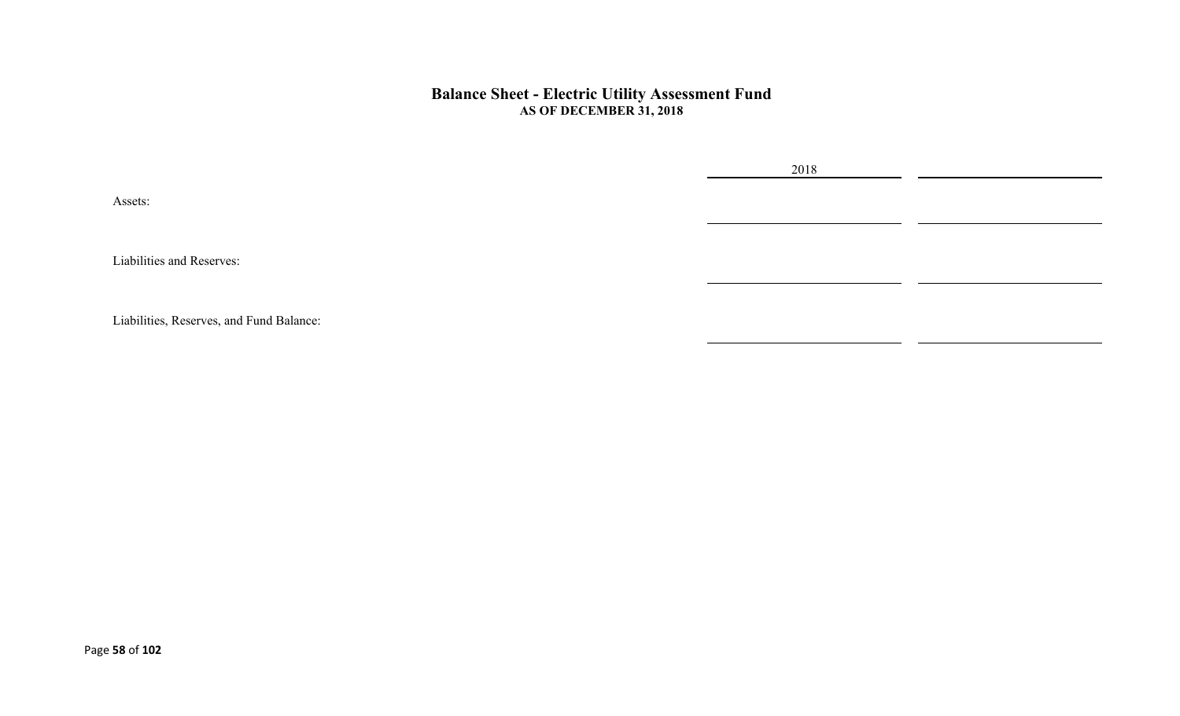## Balance Sheet - Electric Utility Assessment Fund

### AS OF DECEMBER 31, 2018

| | 2018 | |
|---|---|---|
| Assets: | | |
| Liabilities and Reserves: | | |
| Liabilities, Reserves, and Fund Balance: | | |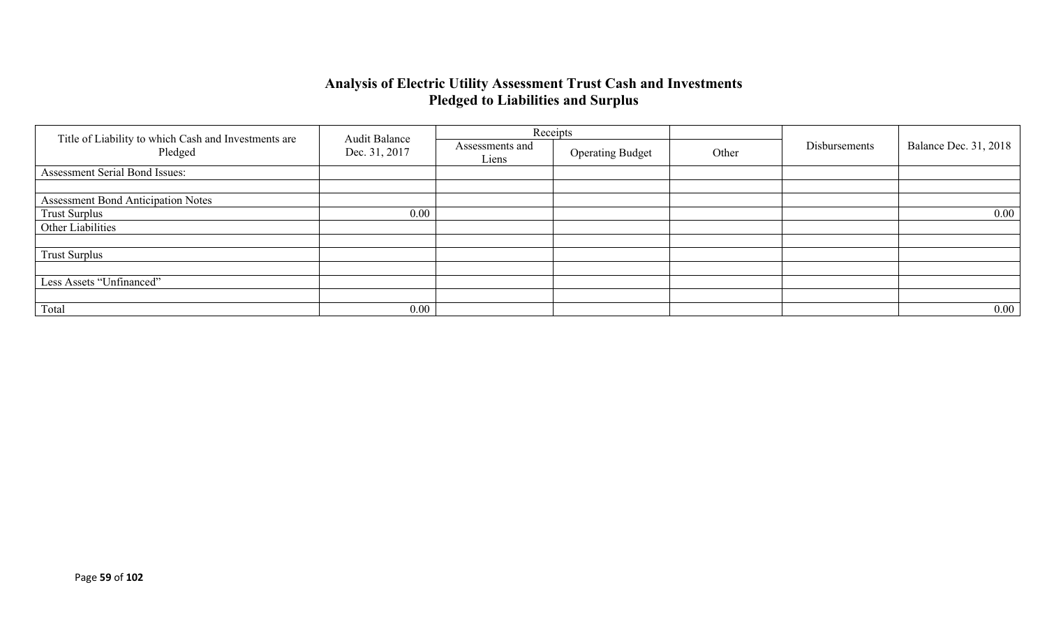# Analysis of Electric Utility Assessment Trust Cash and Investments Pledged to Liabilities and Surplus

| Title of Liability to which Cash and Investments are Pledged | Audit Balance Dec. 31, 2017 | Receipts | | | Disbursements | Balance Dec. 31, 2018 |
|---|---|---|---|---|---|---|
| | | Assessments and Liens | Operating Budget | Other | | |
| Assessment Serial Bond Issues: | | | | | | |
| | | | | | | |
| Assessment Bond Anticipation Notes | | | | | | |
| Trust Surplus | 0.00 | | | | | 0.00 |
| Other Liabilities | | | | | | |
| | | | | | | |
| Trust Surplus | | | | | | |
| | | | | | | |
| Less Assets "Unfinanced" | | | | | | |
| | | | | | | |
| Total | 0.00 | | | | | 0.00 |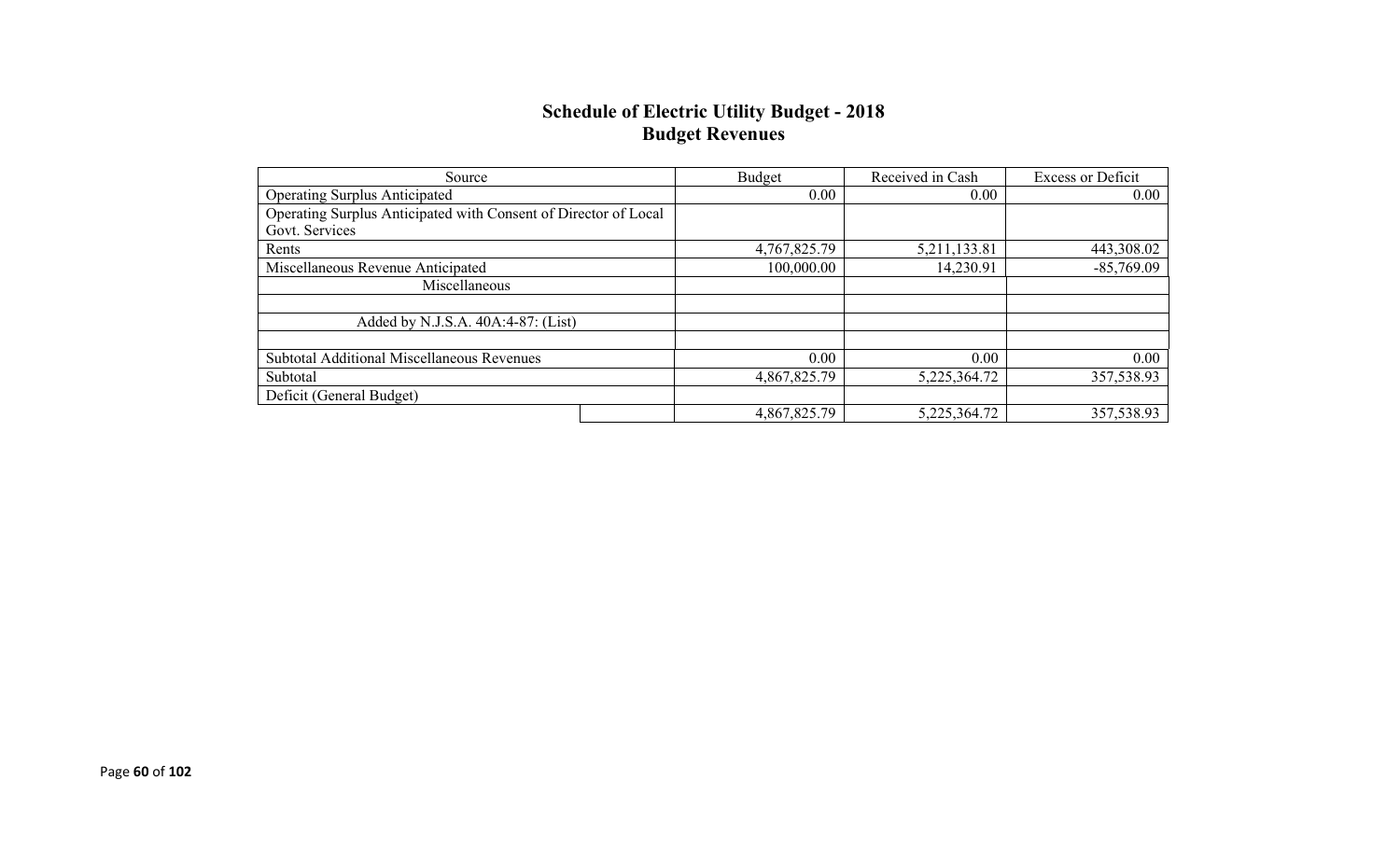## Schedule of Electric Utility Budget - 2018
## Budget Revenues

| Source | Budget | Received in Cash | Excess or Deficit |
|---|---|---|---|
| Operating Surplus Anticipated | 0.00 | 0.00 | 0.00 |
| Operating Surplus Anticipated with Consent of Director of Local Govt. Services | | | |
| Rents | 4,767,825.79 | 5,211,133.81 | 443,308.02 |
| Miscellaneous Revenue Anticipated | 100,000.00 | 14,230.91 | -85,769.09 |
| Miscellaneous | | | |
| | | | |
| Added by N.J.S.A. 40A:4-87: (List) | | | |
| | | | |
| Subtotal Additional Miscellaneous Revenues | 0.00 | 0.00 | 0.00 |
| Subtotal | 4,867,825.79 | 5,225,364.72 | 357,538.93 |
| Deficit (General Budget) | | | |
| | 4,867,825.79 | 5,225,364.72 | 357,538.93 |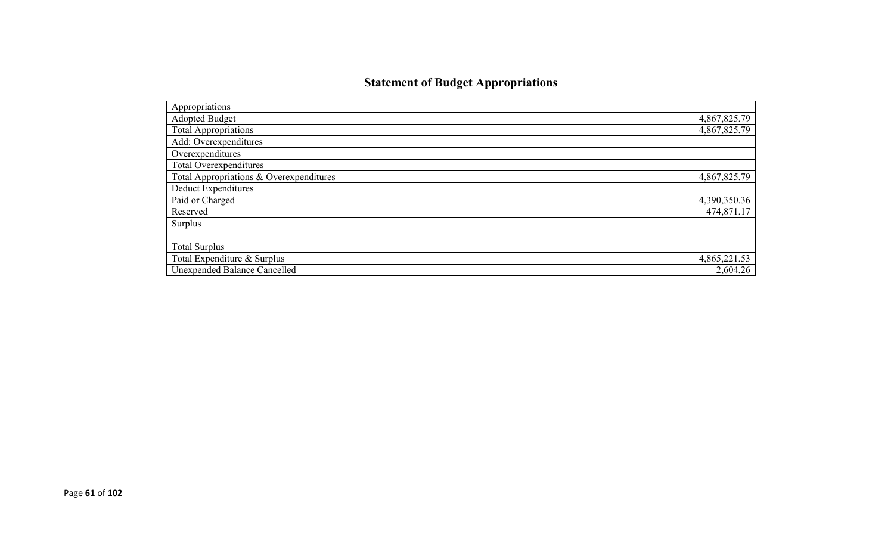## Statement of Budget Appropriations

| Appropriations | |
|---|---|
| Adopted Budget | 4,867,825.79 |
| Total Appropriations | 4,867,825.79 |
| Add: Overexpenditures | |
| Overexpenditures | |
| Total Overexpenditures | |
| Total Appropriations & Overexpenditures | 4,867,825.79 |
| Deduct Expenditures | |
| Paid or Charged | 4,390,350.36 |
| Reserved | 474,871.17 |
| Surplus | |
| | |
| Total Surplus | |
| Total Expenditure & Surplus | 4,865,221.53 |
| Unexpended Balance Cancelled | 2,604.26 |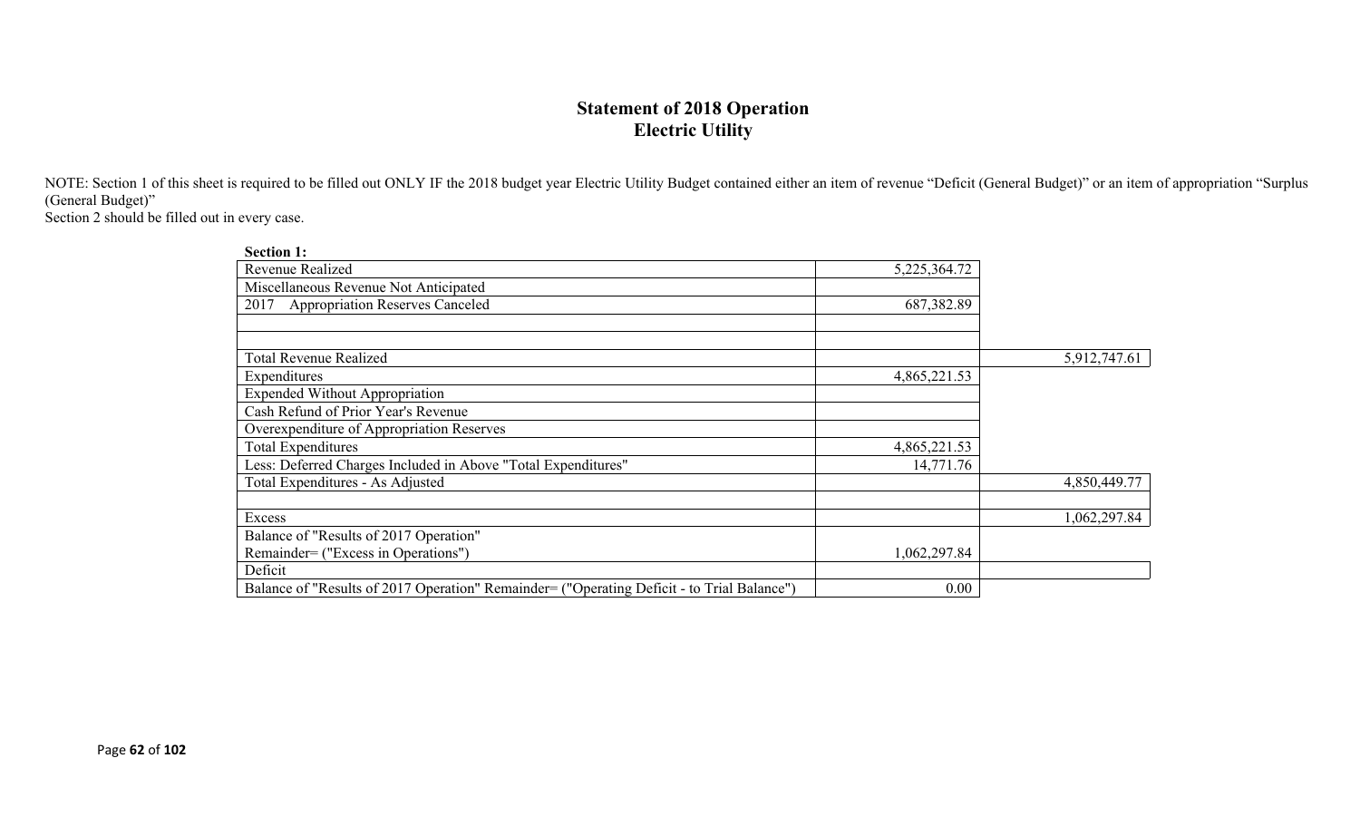# Statement of 2018 Operation
## Electric Utility

NOTE: Section 1 of this sheet is required to be filled out ONLY IF the 2018 budget year Electric Utility Budget contained either an item of revenue "Deficit (General Budget)" or an item of appropriation "Surplus (General Budget)"
Section 2 should be filled out in every case.

**Section 1:**

| | | |
|---|---|---|
| Revenue Realized | 5,225,364.72 | |
| Miscellaneous Revenue Not Anticipated | | |
| 2017 Appropriation Reserves Canceled | 687,382.89 | |
| | | |
| | | |
| Total Revenue Realized | | 5,912,747.61 |
| Expenditures | 4,865,221.53 | |
| Expended Without Appropriation | | |
| Cash Refund of Prior Year's Revenue | | |
| Overexpenditure of Appropriation Reserves | | |
| Total Expenditures | 4,865,221.53 | |
| Less: Deferred Charges Included in Above "Total Expenditures" | 14,771.76 | |
| Total Expenditures - As Adjusted | | 4,850,449.77 |
| | | |
| Excess | | 1,062,297.84 |
| Balance of "Results of 2017 Operation" Remainder= ("Excess in Operations") | 1,062,297.84 | |
| Deficit | | |
| Balance of "Results of 2017 Operation" Remainder= ("Operating Deficit - to Trial Balance") | 0.00 | |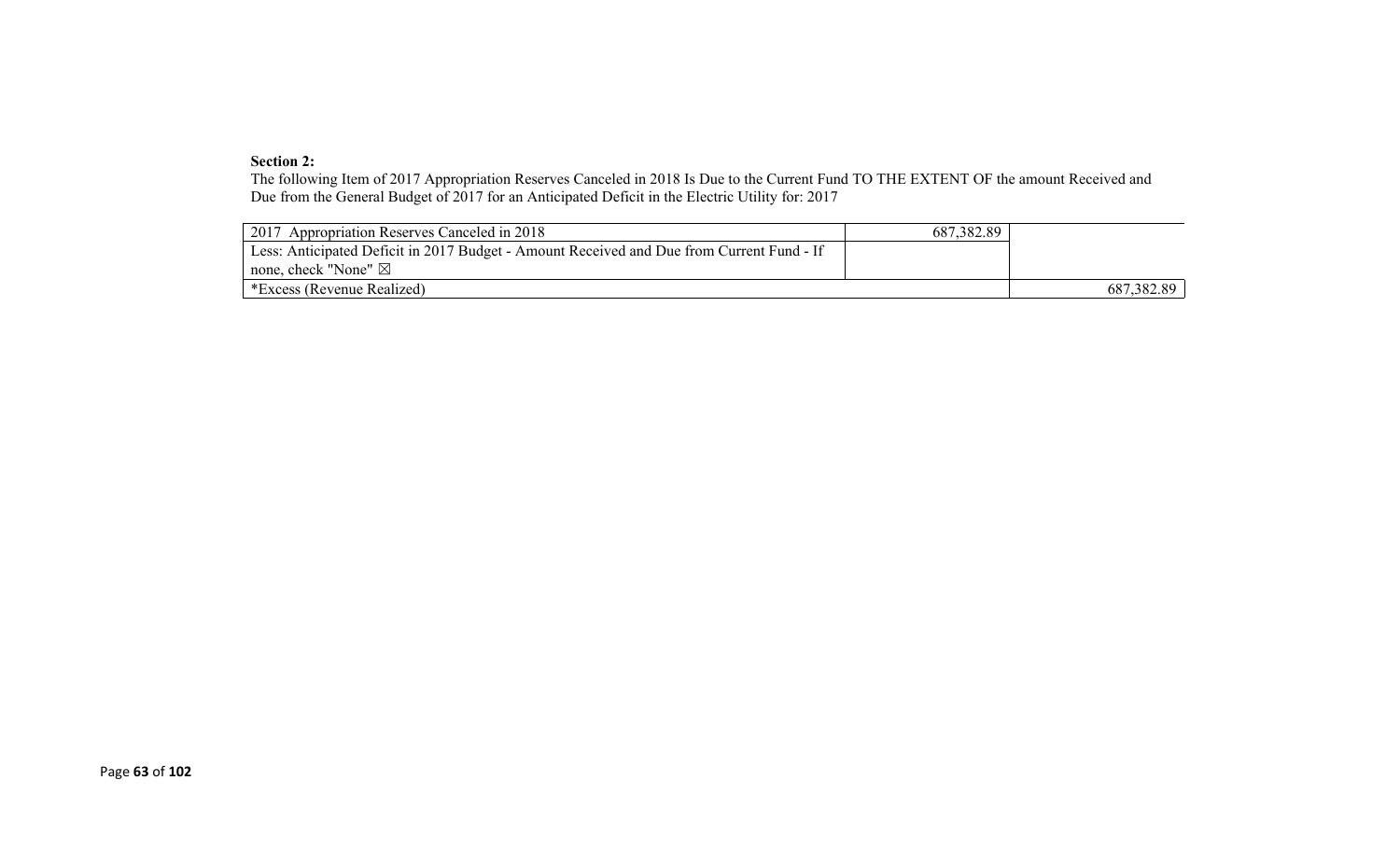**Section 2:**

The following Item of 2017 Appropriation Reserves Canceled in 2018 Is Due to the Current Fund TO THE EXTENT OF the amount Received and Due from the General Budget of 2017 for an Anticipated Deficit in the Electric Utility for: 2017

| | | |
|---|---|---|
| 2017 Appropriation Reserves Canceled in 2018 | 687,382.89 | |
| Less: Anticipated Deficit in 2017 Budget - Amount Received and Due from Current Fund - If none, check "None" ☒ | | |
| *Excess (Revenue Realized) | | 687,382.89 |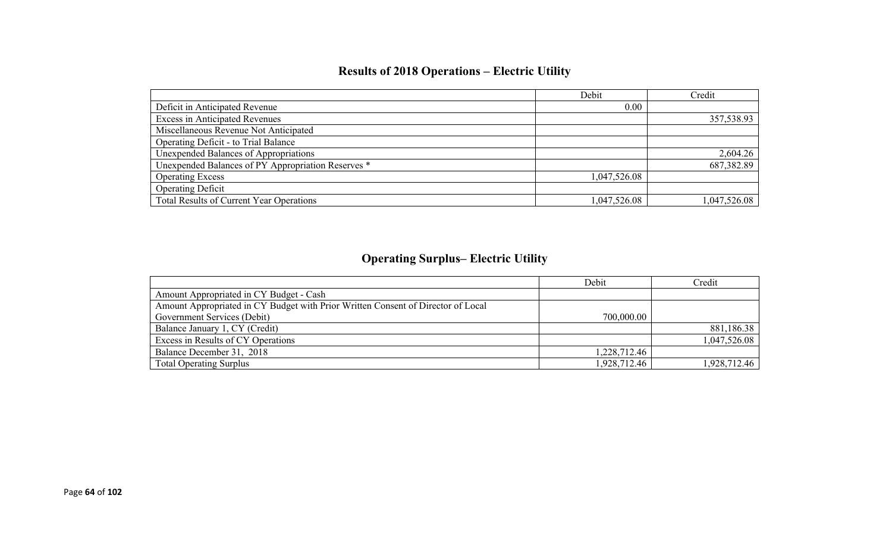## Results of 2018 Operations – Electric Utility

| | Debit | Credit |
|---|---|---|
| Deficit in Anticipated Revenue | 0.00 | |
| Excess in Anticipated Revenues | | 357,538.93 |
| Miscellaneous Revenue Not Anticipated | | |
| Operating Deficit - to Trial Balance | | |
| Unexpended Balances of Appropriations | | 2,604.26 |
| Unexpended Balances of PY Appropriation Reserves * | | 687,382.89 |
| Operating Excess | 1,047,526.08 | |
| Operating Deficit | | |
| Total Results of Current Year Operations | 1,047,526.08 | 1,047,526.08 |

## Operating Surplus– Electric Utility

| | Debit | Credit |
|---|---|---|
| Amount Appropriated in CY Budget - Cash | | |
| Amount Appropriated in CY Budget with Prior Written Consent of Director of Local Government Services (Debit) | 700,000.00 | |
| Balance January 1, CY (Credit) | | 881,186.38 |
| Excess in Results of CY Operations | | 1,047,526.08 |
| Balance December 31, 2018 | 1,228,712.46 | |
| Total Operating Surplus | 1,928,712.46 | 1,928,712.46 |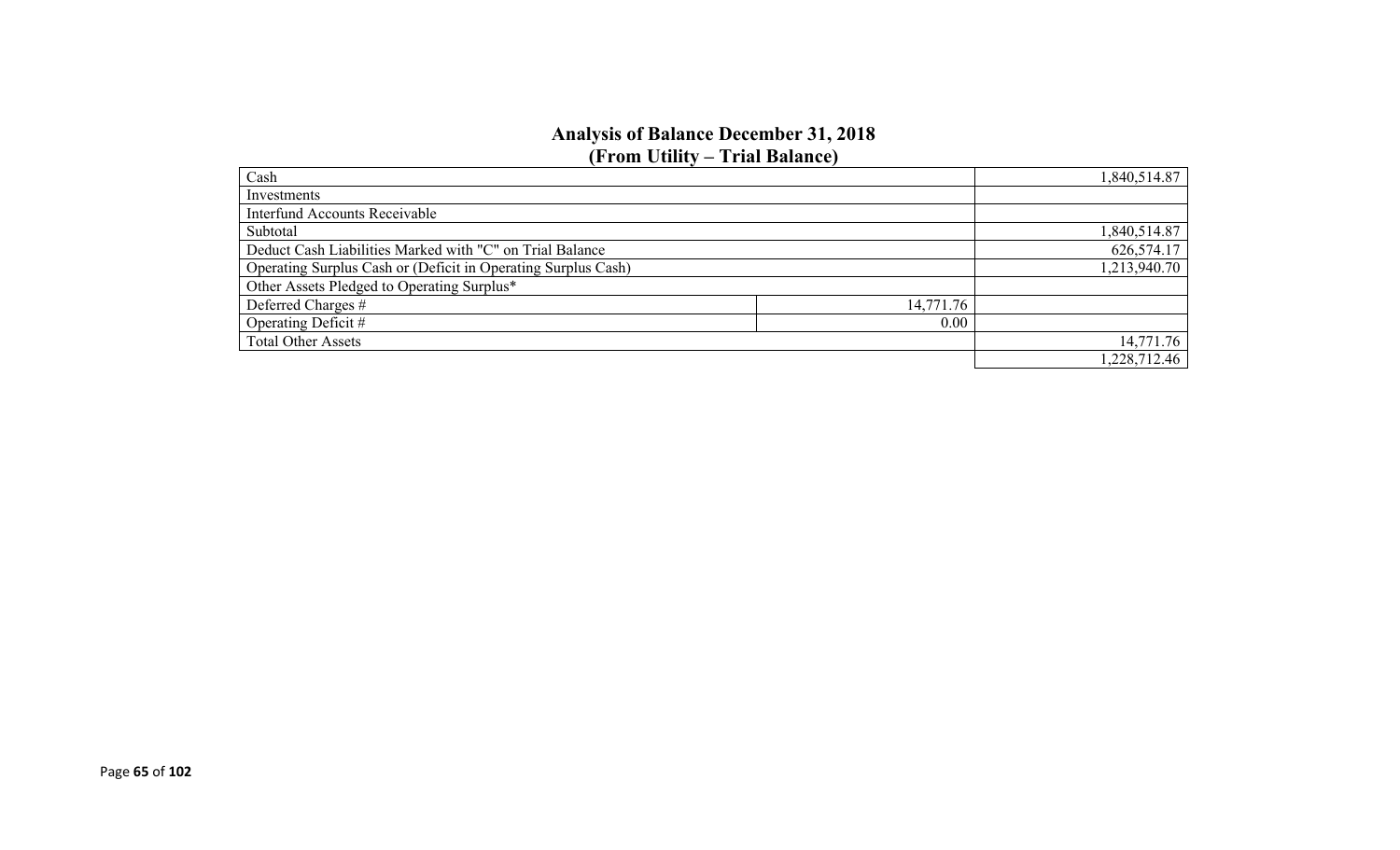## Analysis of Balance December 31, 2018
## (From Utility – Trial Balance)

| | | |
|---|---|---|
| Cash | | 1,840,514.87 |
| Investments | | |
| Interfund Accounts Receivable | | |
| Subtotal | | 1,840,514.87 |
| Deduct Cash Liabilities Marked with "C" on Trial Balance | | 626,574.17 |
| Operating Surplus Cash or (Deficit in Operating Surplus Cash) | | 1,213,940.70 |
| Other Assets Pledged to Operating Surplus* | | |
| Deferred Charges # | 14,771.76 | |
| Operating Deficit # | 0.00 | |
| Total Other Assets | | 14,771.76 |
| | | 1,228,712.46 |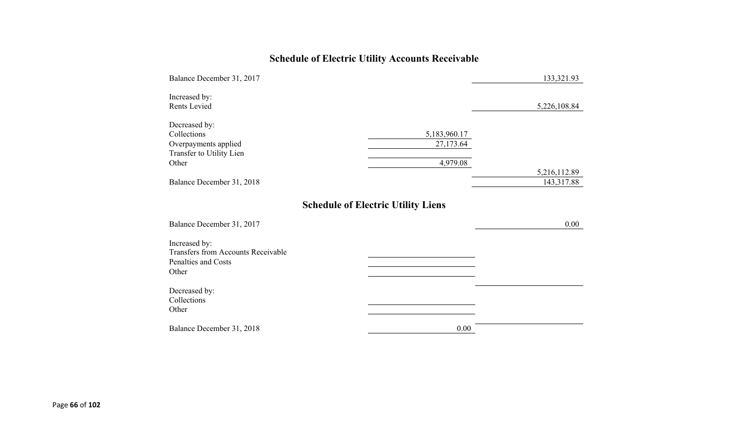## Schedule of Electric Utility Accounts Receivable

| | | |
|---|---|---|
| Balance December 31, 2017 | | 133,321.93 |
| Increased by: | | |
| Rents Levied | | 5,226,108.84 |
| Decreased by: | | |
| Collections | 5,183,960.17 | |
| Overpayments applied | 27,173.64 | |
| Transfer to Utility Lien | | |
| Other | 4,979.08 | |
| | | 5,216,112.89 |
| Balance December 31, 2018 | | 143,317.88 |

## Schedule of Electric Utility Liens

| | | |
|---|---|---|
| Balance December 31, 2017 | | 0.00 |
| Increased by: | | |
| Transfers from Accounts Receivable | | |
| Penalties and Costs | | |
| Other | | |
| Decreased by: | | |
| Collections | | |
| Other | | |
| Balance December 31, 2018 | 0.00 | |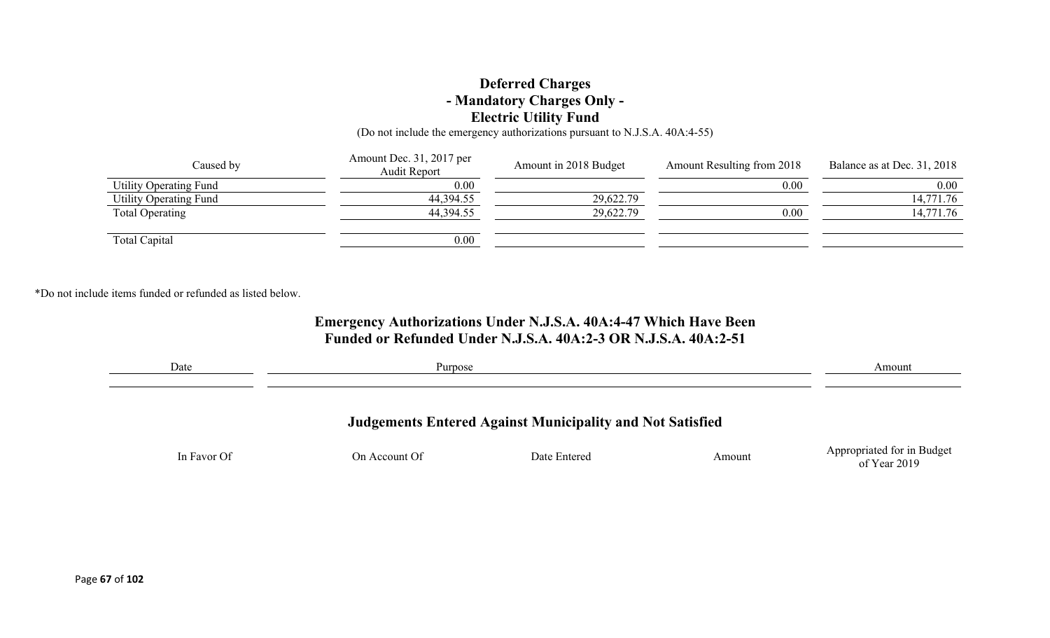# Deferred Charges
## - Mandatory Charges Only -
## Electric Utility Fund

(Do not include the emergency authorizations pursuant to N.J.S.A. 40A:4-55)

| Caused by | Amount Dec. 31, 2017 per Audit Report | Amount in 2018 Budget | Amount Resulting from 2018 | Balance as at Dec. 31, 2018 |
|---|---|---|---|---|
| Utility Operating Fund | 0.00 | | 0.00 | 0.00 |
| Utility Operating Fund | 44,394.55 | 29,622.79 | | 14,771.76 |
| Total Operating | 44,394.55 | 29,622.79 | 0.00 | 14,771.76 |
| | | | | |
| Total Capital | 0.00 | | | |

*Do not include items funded or refunded as listed below.

## Emergency Authorizations Under N.J.S.A. 40A:4-47 Which Have Been Funded or Refunded Under N.J.S.A. 40A:2-3 OR N.J.S.A. 40A:2-51

| Date | Purpose | Amount |
|---|---|---|
| | | |

## Judgements Entered Against Municipality and Not Satisfied

| In Favor Of | On Account Of | Date Entered | Amount | Appropriated for in Budget of Year 2019 |
|---|---|---|---|---|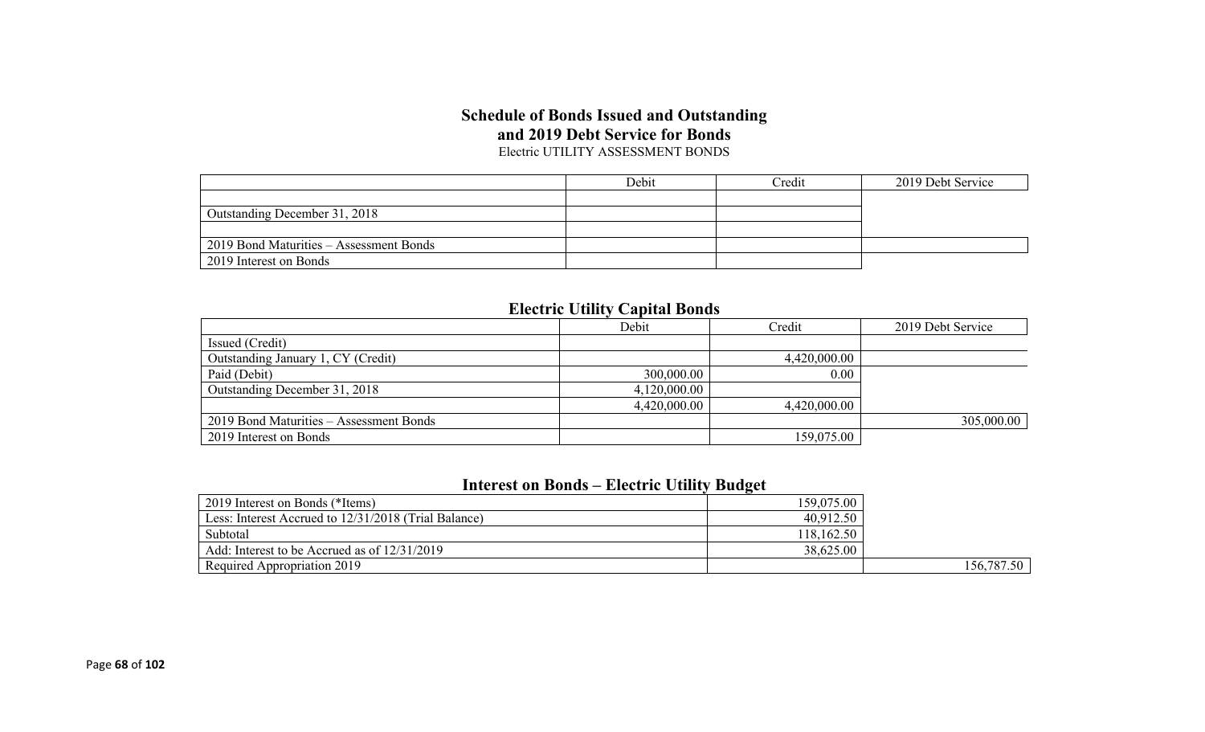## Schedule of Bonds Issued and Outstanding
## and 2019 Debt Service for Bonds

Electric UTILITY ASSESSMENT BONDS

| | Debit | Credit | 2019 Debt Service |
|---|---|---|---|
| | | | |
| Outstanding December 31, 2018 | | | |
| | | | |
| 2019 Bond Maturities – Assessment Bonds | | | |
| 2019 Interest on Bonds | | | |

## Electric Utility Capital Bonds

| | Debit | Credit | 2019 Debt Service |
|---|---|---|---|
| Issued (Credit) | | | |
| Outstanding January 1, CY (Credit) | | 4,420,000.00 | |
| Paid (Debit) | 300,000.00 | 0.00 | |
| Outstanding December 31, 2018 | 4,120,000.00 | | |
| | 4,420,000.00 | 4,420,000.00 | |
| 2019 Bond Maturities – Assessment Bonds | | | 305,000.00 |
| 2019 Interest on Bonds | | 159,075.00 | |

## Interest on Bonds – Electric Utility Budget

| | | |
|---|---|---|
| 2019 Interest on Bonds (*Items) | 159,075.00 | |
| Less: Interest Accrued to 12/31/2018 (Trial Balance) | 40,912.50 | |
| Subtotal | 118,162.50 | |
| Add: Interest to be Accrued as of 12/31/2019 | 38,625.00 | |
| Required Appropriation 2019 | | 156,787.50 |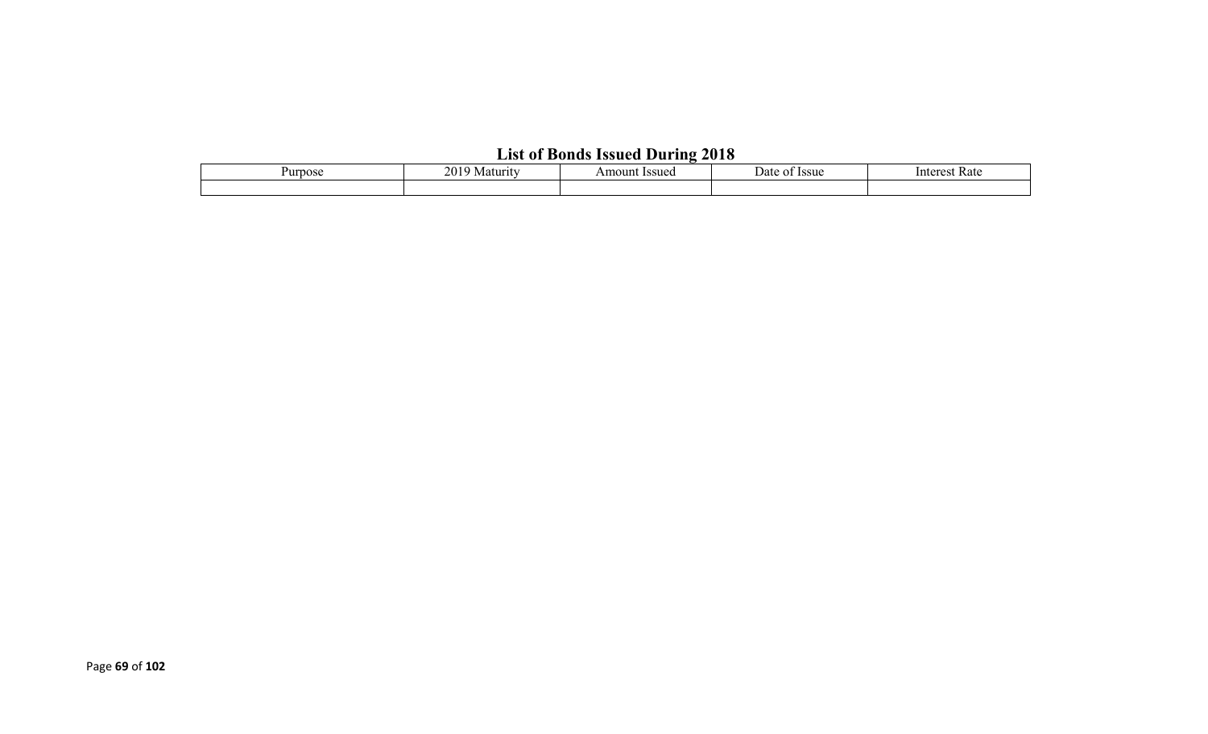## List of Bonds Issued During 2018

| Purpose | 2019 Maturity | Amount Issued | Date of Issue | Interest Rate |
|---|---|---|---|---|
| | | | | |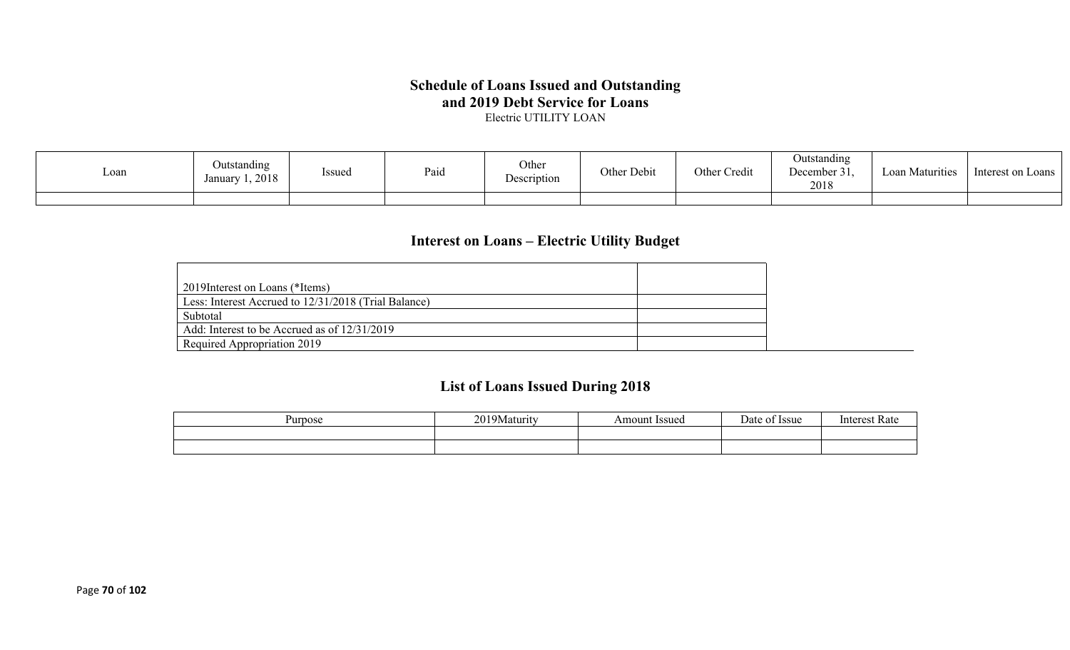## Schedule of Loans Issued and Outstanding
## and 2019 Debt Service for Loans

Electric UTILITY LOAN

| Loan | Outstanding January 1, 2018 | Issued | Paid | Other Description | Other Debit | Other Credit | Outstanding December 31, 2018 | Loan Maturities | Interest on Loans |
|---|---|---|---|---|---|---|---|---|---|
| | | | | | | | | | |

## Interest on Loans – Electric Utility Budget

| | |
|---|---|
| 2019Interest on Loans (*Items) | |
| Less: Interest Accrued to 12/31/2018 (Trial Balance) | |
| Subtotal | |
| Add: Interest to be Accrued as of 12/31/2019 | |
| Required Appropriation 2019 | |

## List of Loans Issued During 2018

| Purpose | 2019Maturity | Amount Issued | Date of Issue | Interest Rate |
|---|---|---|---|---|
| | | | | |
| | | | | |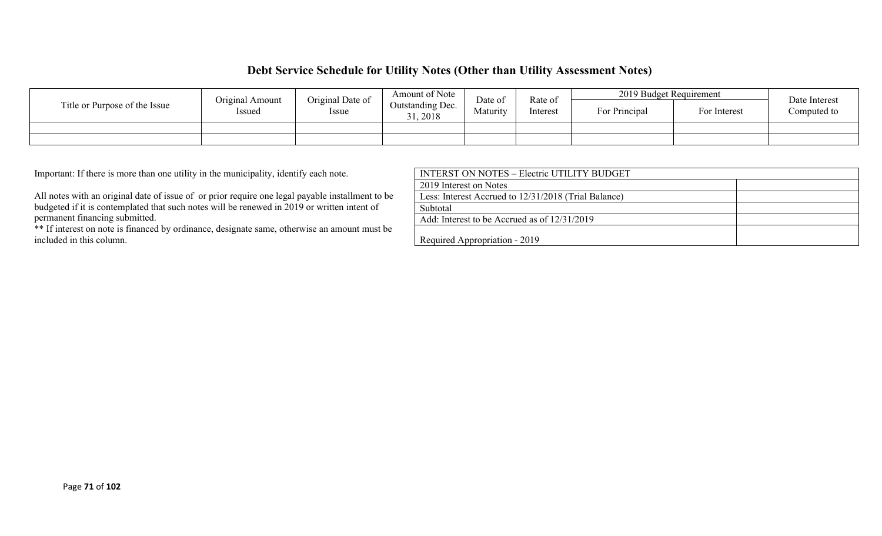## Debt Service Schedule for Utility Notes (Other than Utility Assessment Notes)

| Title or Purpose of the Issue | Original Amount Issued | Original Date of Issue | Amount of Note Outstanding Dec. 31, 2018 | Date of Maturity | Rate of Interest | 2019 Budget Requirement | | Date Interest Computed to |
|---|---|---|---|---|---|---|---|---|
| | | | | | | For Principal | For Interest | |
| | | | | | | | | |
| | | | | | | | | |

Important: If there is more than one utility in the municipality, identify each note.

All notes with an original date of issue of or prior require one legal payable installment to be budgeted if it is contemplated that such notes will be renewed in 2019 or written intent of permanent financing submitted.

** If interest on note is financed by ordinance, designate same, otherwise an amount must be included in this column.

| INTERST ON NOTES – Electric UTILITY BUDGET | |
|---|---|
| 2019 Interest on Notes | |
| Less: Interest Accrued to 12/31/2018 (Trial Balance) | |
| Subtotal | |
| Add: Interest to be Accrued as of 12/31/2019 | |
| Required Appropriation - 2019 | |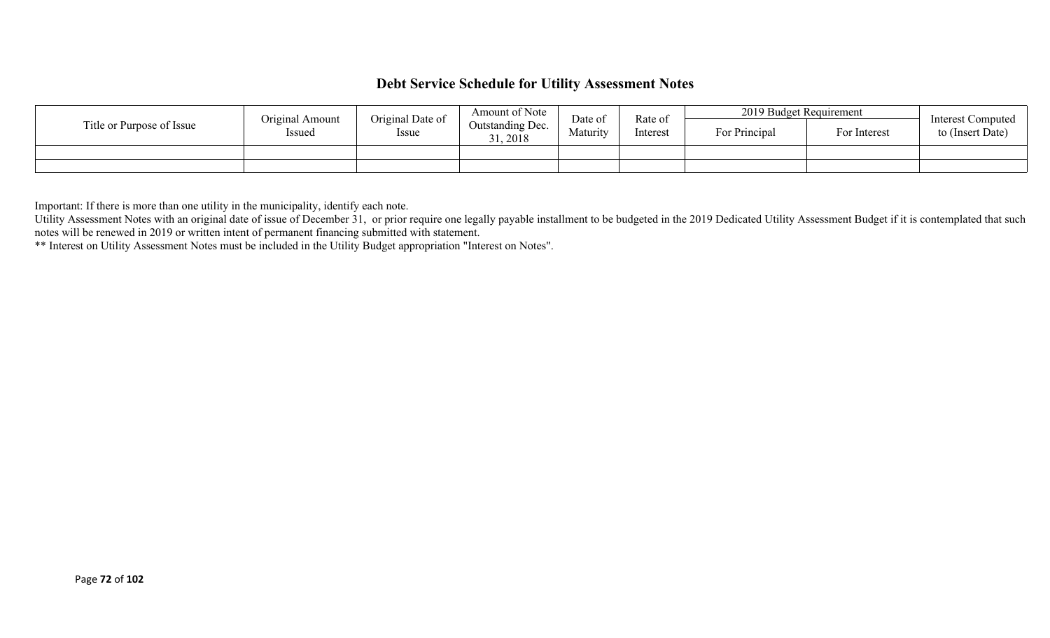## Debt Service Schedule for Utility Assessment Notes

| Title or Purpose of Issue | Original Amount Issued | Original Date of Issue | Amount of Note Outstanding Dec. 31, 2018 | Date of Maturity | Rate of Interest | 2019 Budget Requirement | | Interest Computed to (Insert Date) |
|---|---|---|---|---|---|---|---|---|
| | | | | | | For Principal | For Interest | |
| | | | | | | | | |
| | | | | | | | | |

Important: If there is more than one utility in the municipality, identify each note.
Utility Assessment Notes with an original date of issue of December 31, or prior require one legally payable installment to be budgeted in the 2019 Dedicated Utility Assessment Budget if it is contemplated that such notes will be renewed in 2019 or written intent of permanent financing submitted with statement.
** Interest on Utility Assessment Notes must be included in the Utility Budget appropriation "Interest on Notes".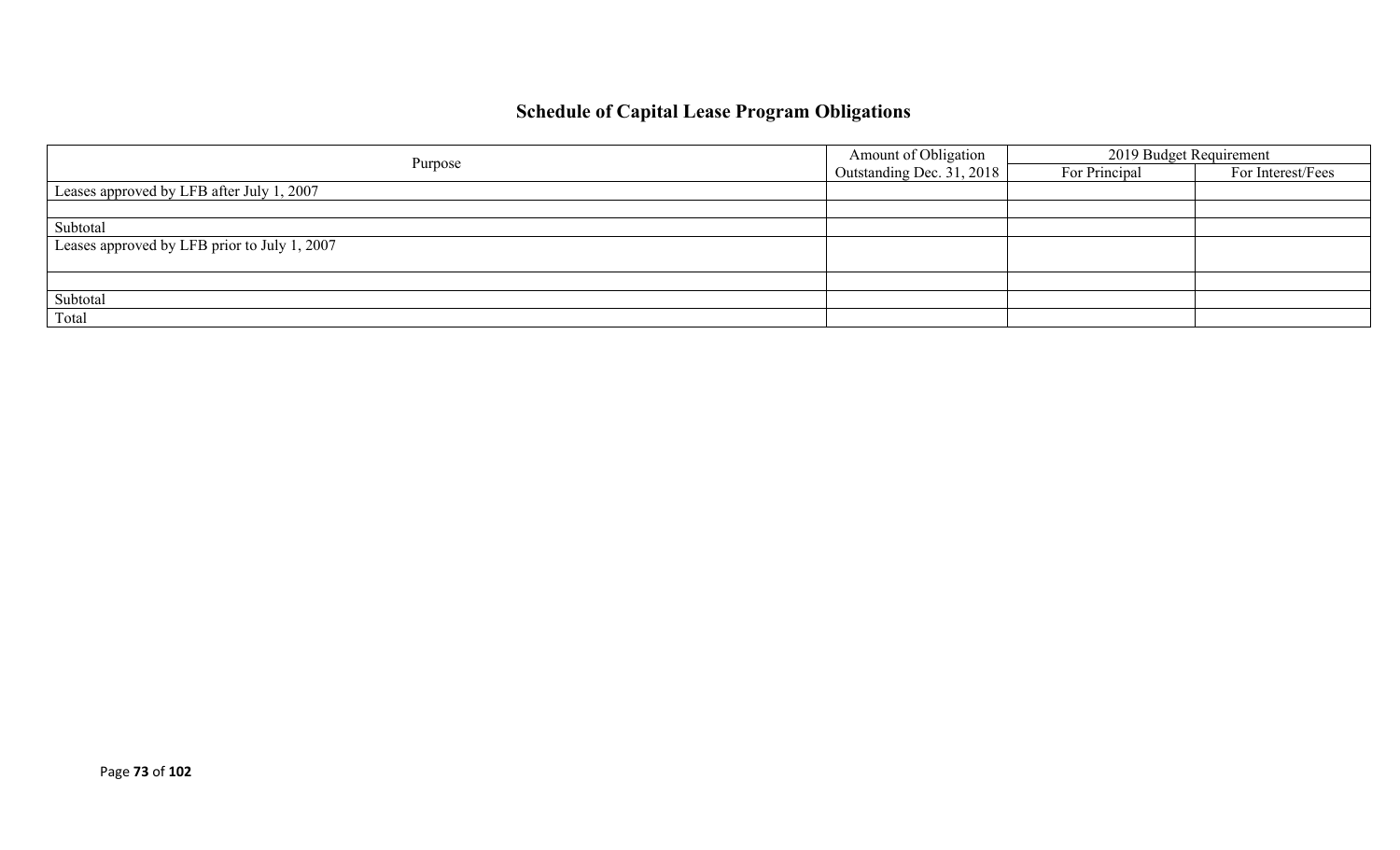## Schedule of Capital Lease Program Obligations

| Purpose | Amount of Obligation Outstanding Dec. 31, 2018 | 2019 Budget Requirement | |
|---|---|---|---|
| | | For Principal | For Interest/Fees |
| Leases approved by LFB after July 1, 2007 | | | |
| | | | |
| Subtotal | | | |
| Leases approved by LFB prior to July 1, 2007 | | | |
| | | | |
| Subtotal | | | |
| Total | | | |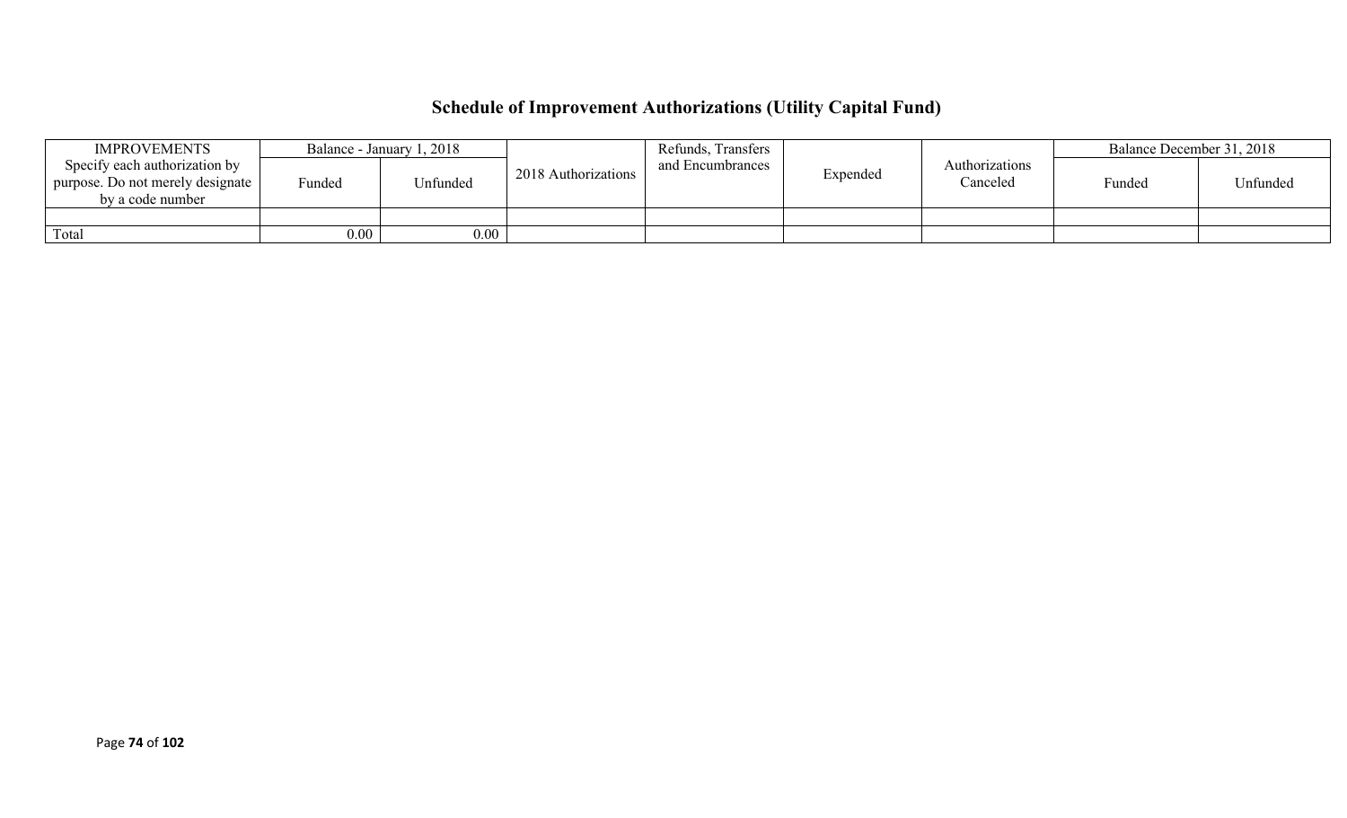## Schedule of Improvement Authorizations (Utility Capital Fund)

| IMPROVEMENTS Specify each authorization by purpose. Do not merely designate by a code number | Balance - January 1, 2018 | | 2018 Authorizations | Refunds, Transfers and Encumbrances | Expended | Authorizations Canceled | Balance December 31, 2018 | |
|---|---|---|---|---|---|---|---|---|
| | Funded | Unfunded | | | | | Funded | Unfunded |
| | | | | | | | | |
| Total | 0.00 | 0.00 | | | | | | |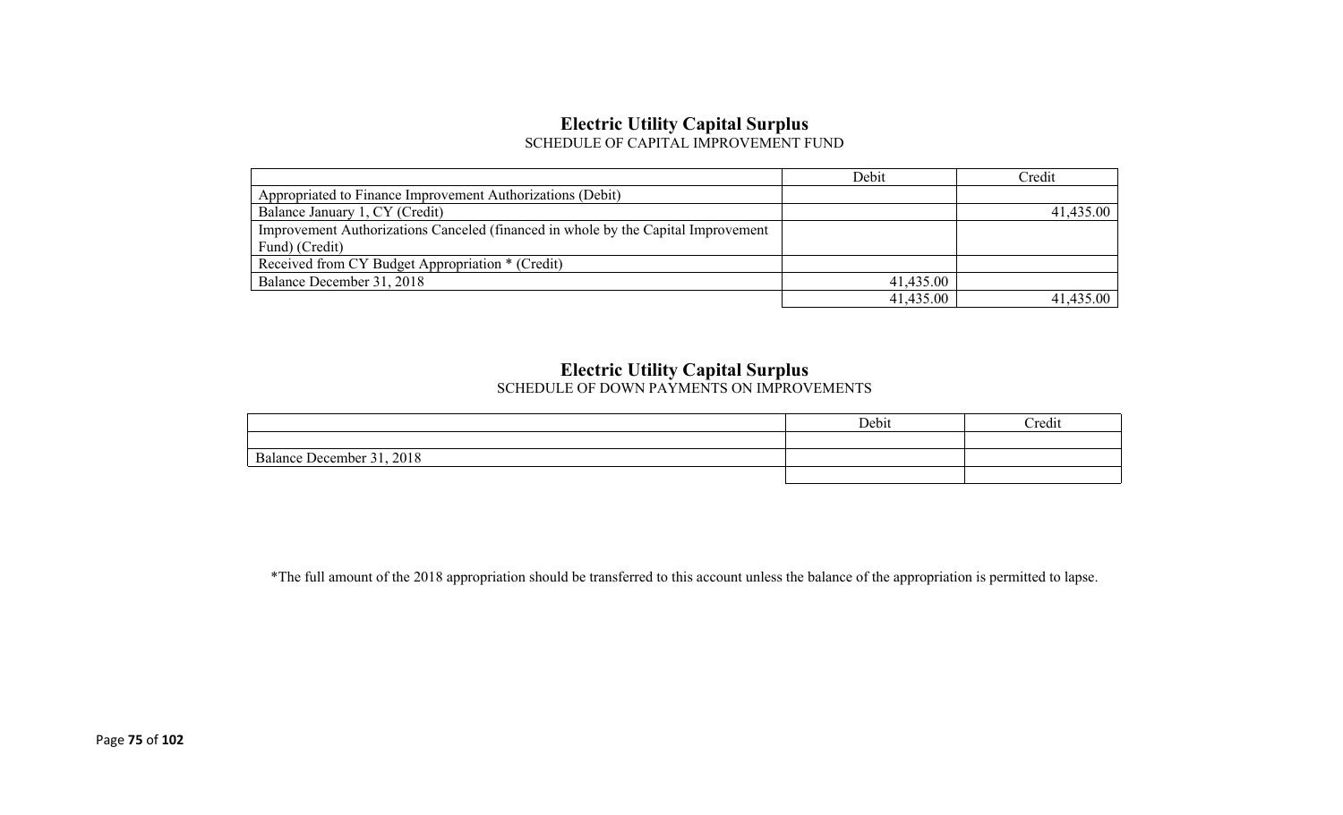## Electric Utility Capital Surplus

SCHEDULE OF CAPITAL IMPROVEMENT FUND

| | Debit | Credit |
|---|---|---|
| Appropriated to Finance Improvement Authorizations (Debit) | | |
| Balance January 1, CY (Credit) | | 41,435.00 |
| Improvement Authorizations Canceled (financed in whole by the Capital Improvement Fund) (Credit) | | |
| Received from CY Budget Appropriation * (Credit) | | |
| Balance December 31, 2018 | 41,435.00 | |
| | 41,435.00 | 41,435.00 |

## Electric Utility Capital Surplus

SCHEDULE OF DOWN PAYMENTS ON IMPROVEMENTS

| | Debit | Credit |
|---|---|---|
| | | |
| Balance December 31, 2018 | | |
| | | |

*The full amount of the 2018 appropriation should be transferred to this account unless the balance of the appropriation is permitted to lapse.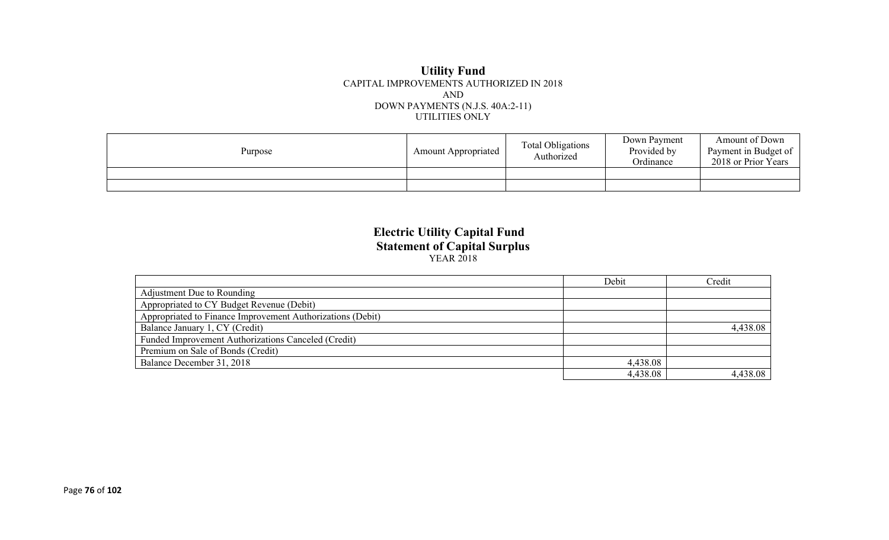## Utility Fund

CAPITAL IMPROVEMENTS AUTHORIZED IN 2018
AND
DOWN PAYMENTS (N.J.S. 40A:2-11)
UTILITIES ONLY

| Purpose | Amount Appropriated | Total Obligations Authorized | Down Payment Provided by Ordinance | Amount of Down Payment in Budget of 2018 or Prior Years |
|---|---|---|---|---|
| | | | | |
| | | | | |

## Electric Utility Capital Fund
### Statement of Capital Surplus

YEAR 2018

| | Debit | Credit |
|---|---|---|
| Adjustment Due to Rounding | | |
| Appropriated to CY Budget Revenue (Debit) | | |
| Appropriated to Finance Improvement Authorizations (Debit) | | |
| Balance January 1, CY (Credit) | | 4,438.08 |
| Funded Improvement Authorizations Canceled (Credit) | | |
| Premium on Sale of Bonds (Credit) | | |
| Balance December 31, 2018 | 4,438.08 | |
| | 4,438.08 | 4,438.08 |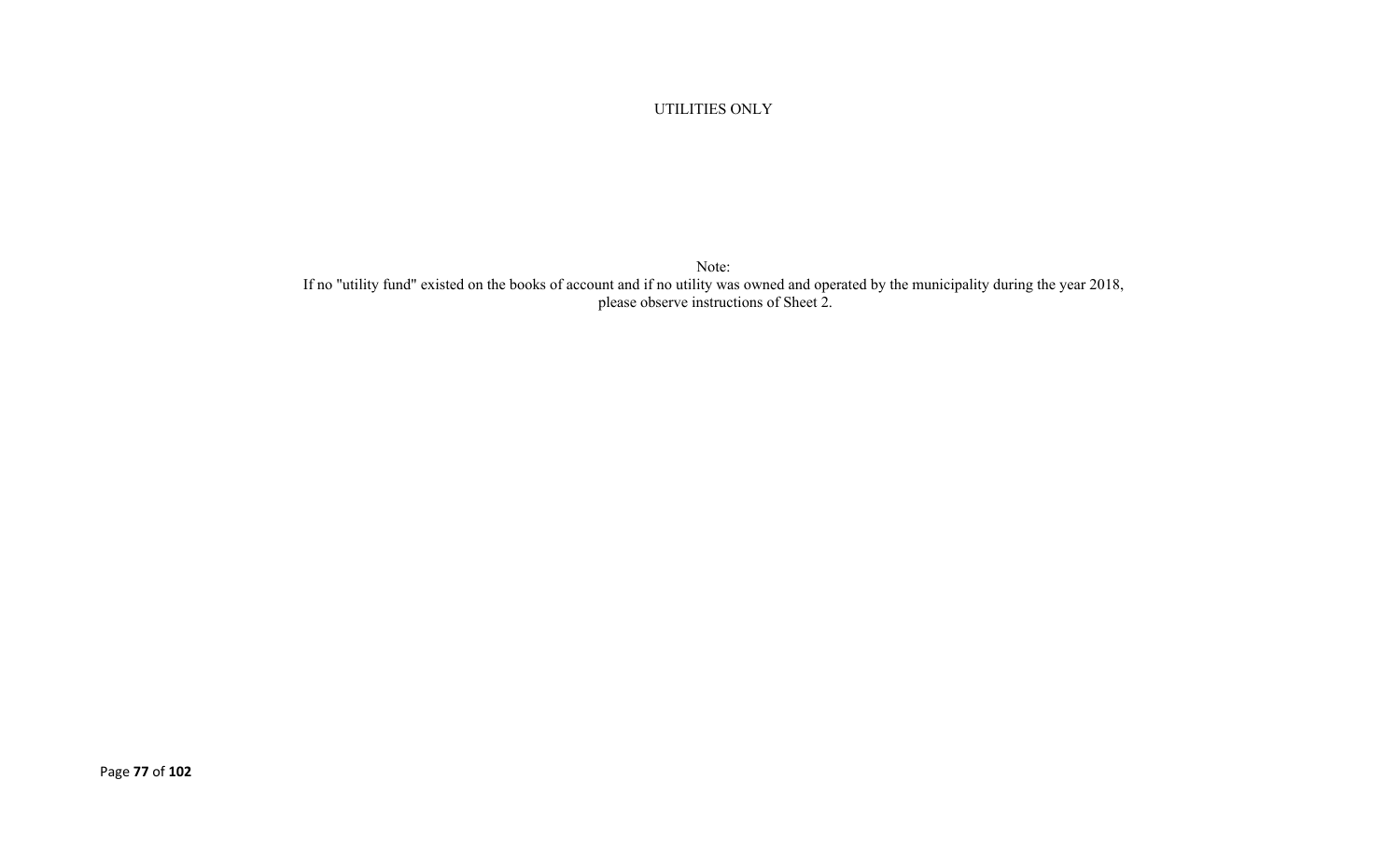UTILITIES ONLY

Note:
If no "utility fund" existed on the books of account and if no utility was owned and operated by the municipality during the year 2018, please observe instructions of Sheet 2.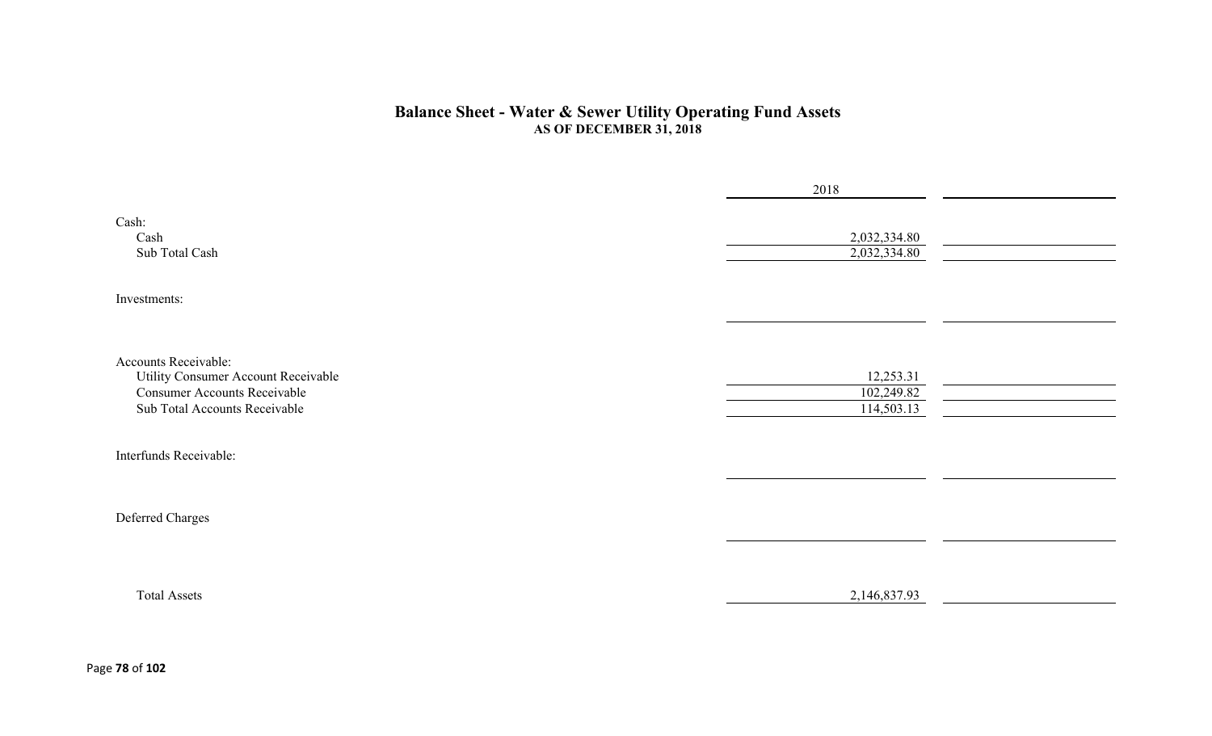# Balance Sheet - Water & Sewer Utility Operating Fund Assets
## AS OF DECEMBER 31, 2018

| | 2018 | |
|---|---|---|
| Cash: | | |
| Cash | 2,032,334.80 | |
| Sub Total Cash | 2,032,334.80 | |
| Investments: | | |
| | | |
| Accounts Receivable: | | |
| Utility Consumer Account Receivable | 12,253.31 | |
| Consumer Accounts Receivable | 102,249.82 | |
| Sub Total Accounts Receivable | 114,503.13 | |
| Interfunds Receivable: | | |
| | | |
| Deferred Charges | | |
| | | |
| Total Assets | 2,146,837.93 | |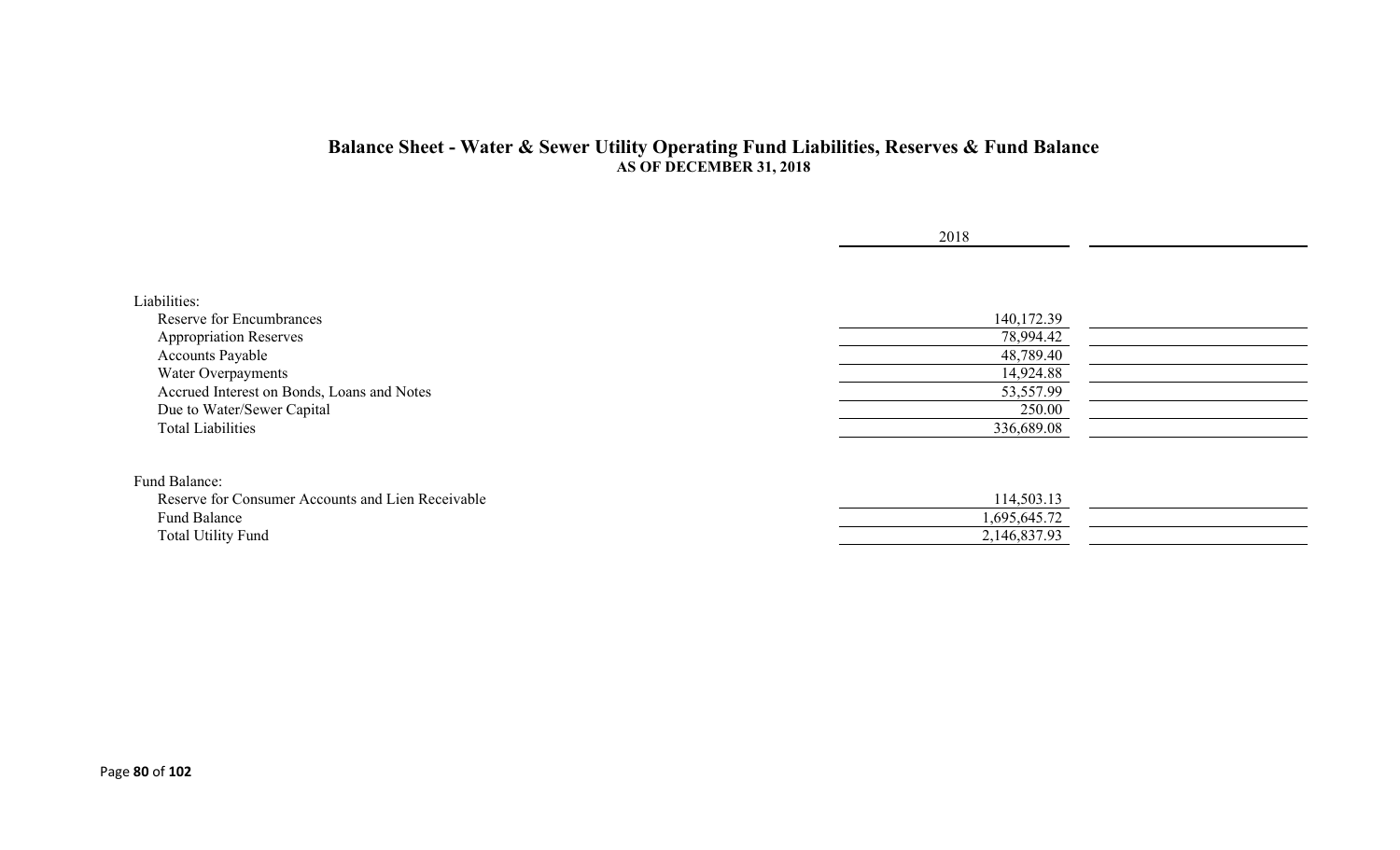## Balance Sheet - Water & Sewer Utility Operating Fund Liabilities, Reserves & Fund Balance

**AS OF DECEMBER 31, 2018**

| | 2018 | |
|---|---|---|
| Liabilities: | | |
| Reserve for Encumbrances | 140,172.39 | |
| Appropriation Reserves | 78,994.42 | |
| Accounts Payable | 48,789.40 | |
| Water Overpayments | 14,924.88 | |
| Accrued Interest on Bonds, Loans and Notes | 53,557.99 | |
| Due to Water/Sewer Capital | 250.00 | |
| Total Liabilities | 336,689.08 | |
| Fund Balance: | | |
| Reserve for Consumer Accounts and Lien Receivable | 114,503.13 | |
| Fund Balance | 1,695,645.72 | |
| Total Utility Fund | 2,146,837.93 | |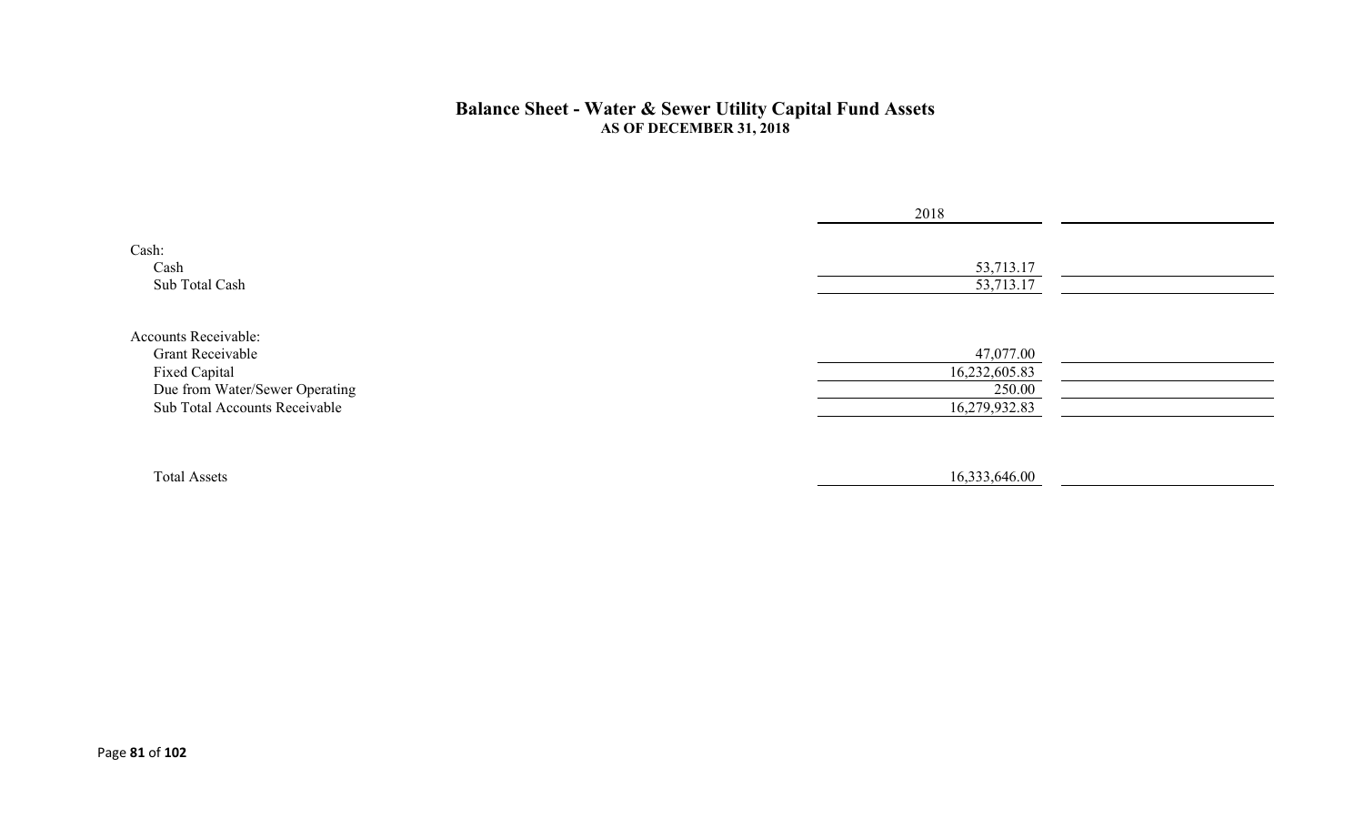## Balance Sheet - Water & Sewer Utility Capital Fund Assets

### AS OF DECEMBER 31, 2018

| | 2018 | |
|---|---|---|
| Cash: | | |
| Cash | 53,713.17 | |
| Sub Total Cash | 53,713.17 | |
| Accounts Receivable: | | |
| Grant Receivable | 47,077.00 | |
| Fixed Capital | 16,232,605.83 | |
| Due from Water/Sewer Operating | 250.00 | |
| Sub Total Accounts Receivable | 16,279,932.83 | |
| Total Assets | 16,333,646.00 | |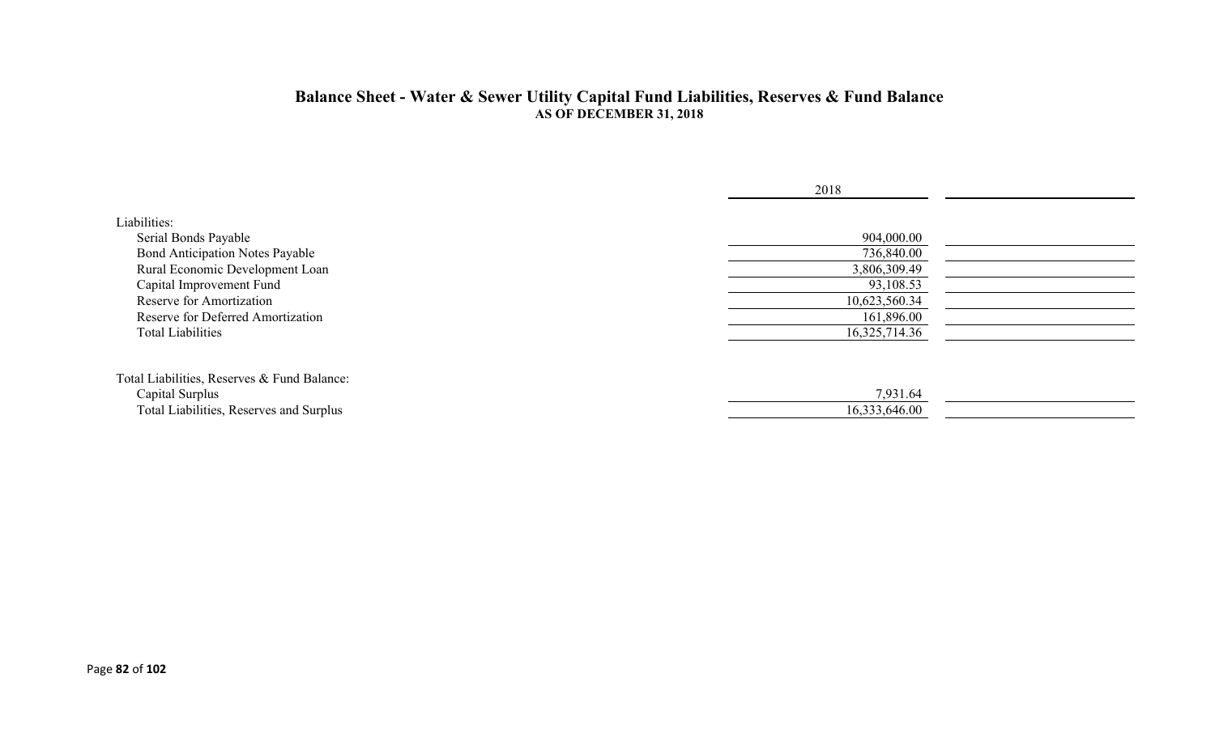## Balance Sheet - Water & Sewer Utility Capital Fund Liabilities, Reserves & Fund Balance
**AS OF DECEMBER 31, 2018**

| | 2018 | |
|---|---|---|
| Liabilities: | | |
| Serial Bonds Payable | 904,000.00 | |
| Bond Anticipation Notes Payable | 736,840.00 | |
| Rural Economic Development Loan | 3,806,309.49 | |
| Capital Improvement Fund | 93,108.53 | |
| Reserve for Amortization | 10,623,560.34 | |
| Reserve for Deferred Amortization | 161,896.00 | |
| Total Liabilities | 16,325,714.36 | |
| Total Liabilities, Reserves & Fund Balance: | | |
| Capital Surplus | 7,931.64 | |
| Total Liabilities, Reserves and Surplus | 16,333,646.00 | |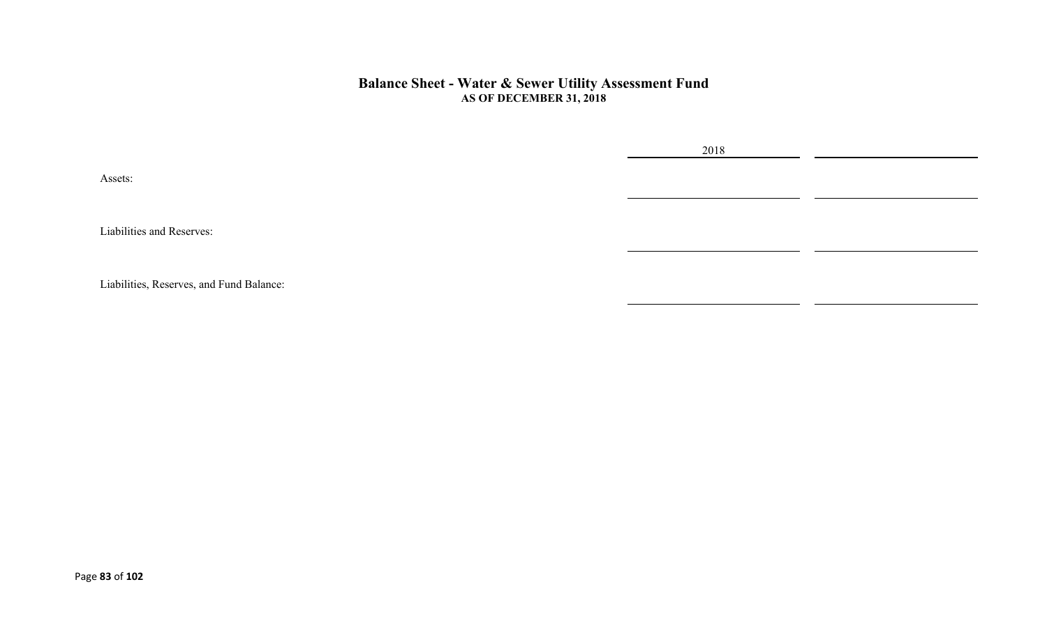## Balance Sheet - Water & Sewer Utility Assessment Fund

**AS OF DECEMBER 31, 2018**

| | 2018 | |
|---|---|---|
| Assets: | | |
| Liabilities and Reserves: | | |
| Liabilities, Reserves, and Fund Balance: | | |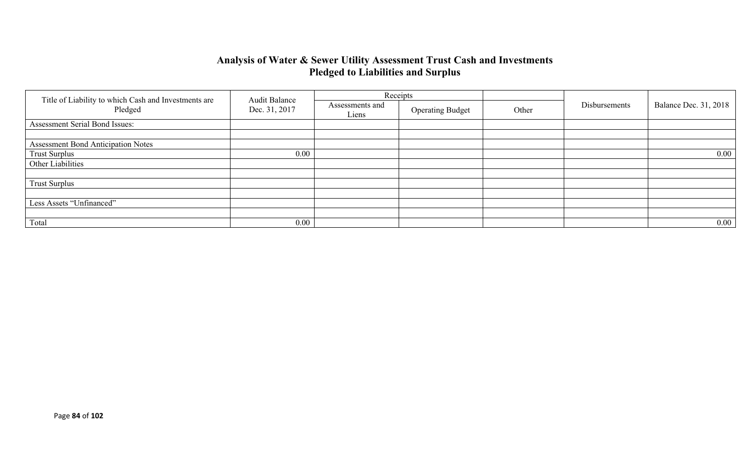## Analysis of Water & Sewer Utility Assessment Trust Cash and Investments Pledged to Liabilities and Surplus

| Title of Liability to which Cash and Investments are Pledged | Audit Balance Dec. 31, 2017 | Receipts | | | Disbursements | Balance Dec. 31, 2018 |
|---|---|---|---|---|---|---|
| | | Assessments and Liens | Operating Budget | Other | | |
| Assessment Serial Bond Issues: | | | | | | |
| | | | | | | |
| Assessment Bond Anticipation Notes | | | | | | |
| Trust Surplus | 0.00 | | | | | 0.00 |
| Other Liabilities | | | | | | |
| | | | | | | |
| Trust Surplus | | | | | | |
| | | | | | | |
| Less Assets "Unfinanced" | | | | | | |
| | | | | | | |
| Total | 0.00 | | | | | 0.00 |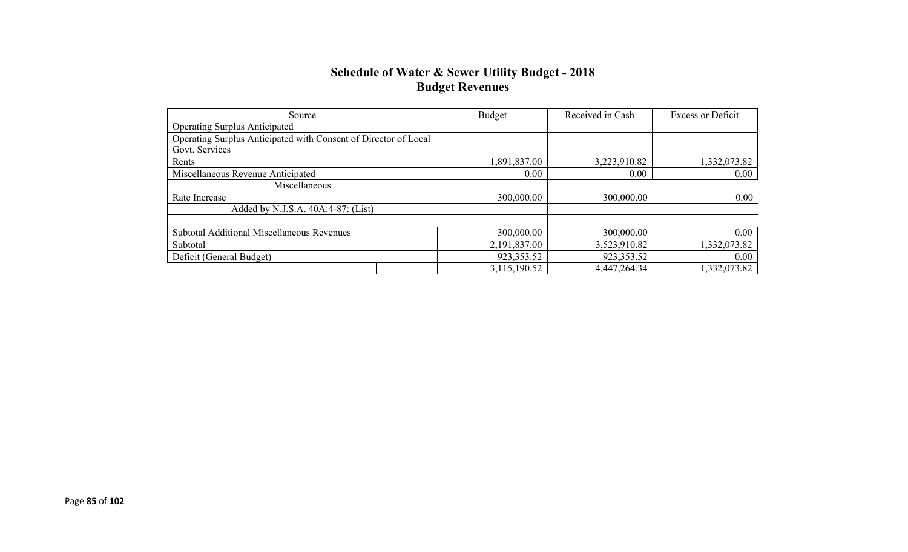# Schedule of Water & Sewer Utility Budget - 2018
## Budget Revenues

| Source | Budget | Received in Cash | Excess or Deficit |
|---|---|---|---|
| Operating Surplus Anticipated | | | |
| Operating Surplus Anticipated with Consent of Director of Local Govt. Services | | | |
| Rents | 1,891,837.00 | 3,223,910.82 | 1,332,073.82 |
| Miscellaneous Revenue Anticipated | 0.00 | 0.00 | 0.00 |
| Miscellaneous | | | |
| Rate Increase | 300,000.00 | 300,000.00 | 0.00 |
| Added by N.J.S.A. 40A:4-87: (List) | | | |
| | | | |
| Subtotal Additional Miscellaneous Revenues | 300,000.00 | 300,000.00 | 0.00 |
| Subtotal | 2,191,837.00 | 3,523,910.82 | 1,332,073.82 |
| Deficit (General Budget) | 923,353.52 | 923,353.52 | 0.00 |
| | 3,115,190.52 | 4,447,264.34 | 1,332,073.82 |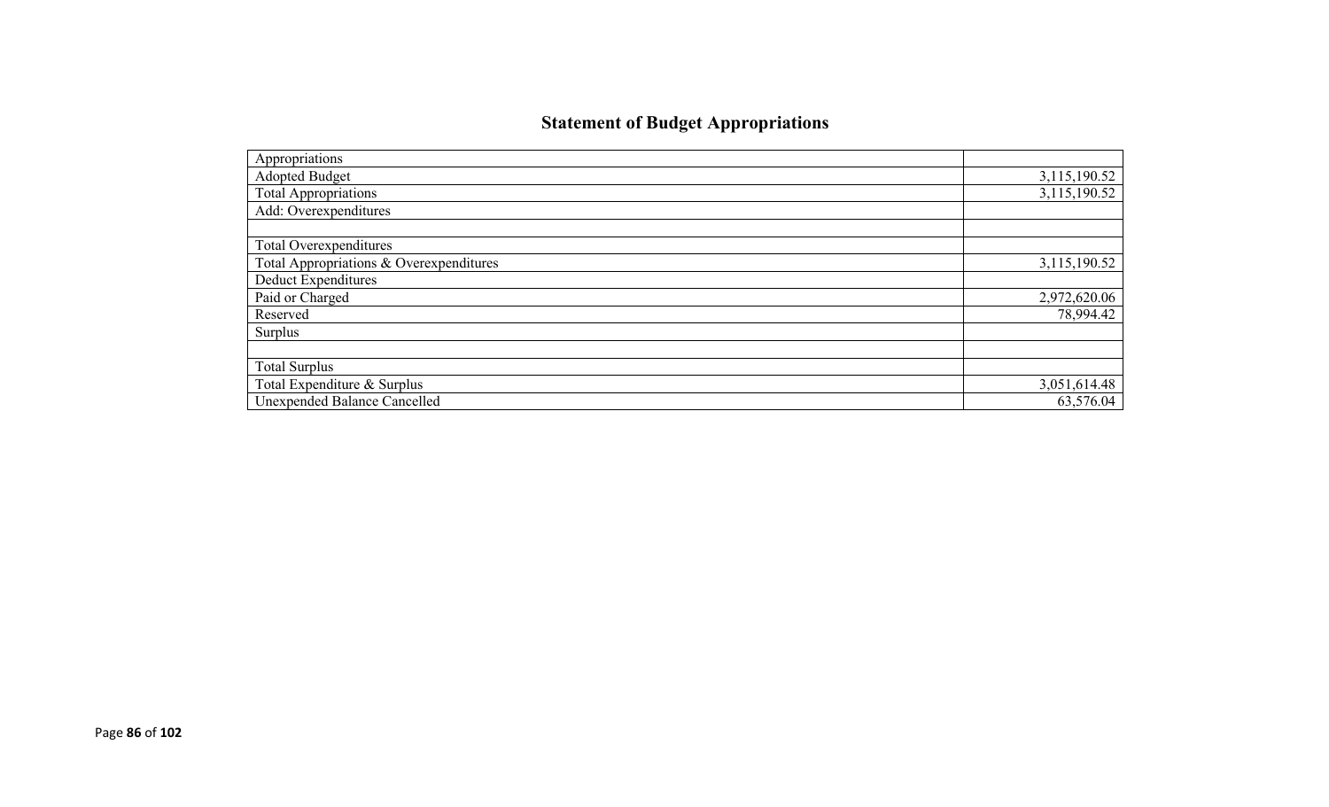## Statement of Budget Appropriations

| | |
|---|---|
| Appropriations | |
| Adopted Budget | 3,115,190.52 |
| Total Appropriations | 3,115,190.52 |
| Add: Overexpenditures | |
| | |
| Total Overexpenditures | |
| Total Appropriations & Overexpenditures | 3,115,190.52 |
| Deduct Expenditures | |
| Paid or Charged | 2,972,620.06 |
| Reserved | 78,994.42 |
| Surplus | |
| | |
| Total Surplus | |
| Total Expenditure & Surplus | 3,051,614.48 |
| Unexpended Balance Cancelled | 63,576.04 |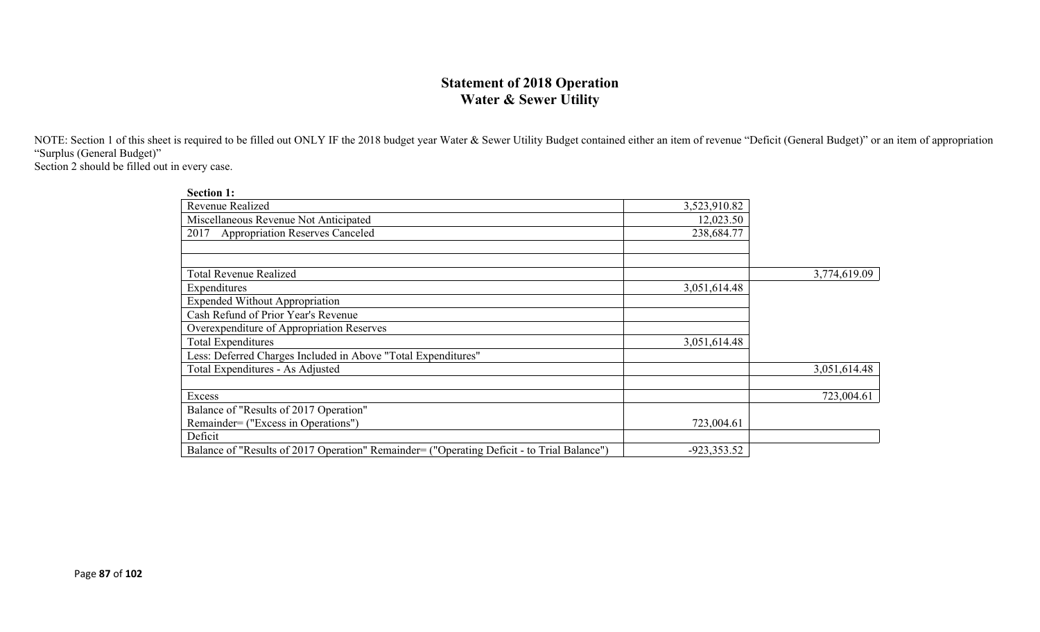## Statement of 2018 Operation
## Water & Sewer Utility

NOTE: Section 1 of this sheet is required to be filled out ONLY IF the 2018 budget year Water & Sewer Utility Budget contained either an item of revenue "Deficit (General Budget)" or an item of appropriation "Surplus (General Budget)"
Section 2 should be filled out in every case.

**Section 1:**

| | | |
|---|---|---|
| Revenue Realized | 3,523,910.82 | |
| Miscellaneous Revenue Not Anticipated | 12,023.50 | |
| 2017 Appropriation Reserves Canceled | 238,684.77 | |
| | | |
| | | |
| Total Revenue Realized | | 3,774,619.09 |
| Expenditures | 3,051,614.48 | |
| Expended Without Appropriation | | |
| Cash Refund of Prior Year's Revenue | | |
| Overexpenditure of Appropriation Reserves | | |
| Total Expenditures | 3,051,614.48 | |
| Less: Deferred Charges Included in Above "Total Expenditures" | | |
| Total Expenditures - As Adjusted | | 3,051,614.48 |
| | | |
| Excess | | 723,004.61 |
| Balance of "Results of 2017 Operation" Remainder= ("Excess in Operations") | 723,004.61 | |
| Deficit | | |
| Balance of "Results of 2017 Operation" Remainder= ("Operating Deficit - to Trial Balance") | -923,353.52 | |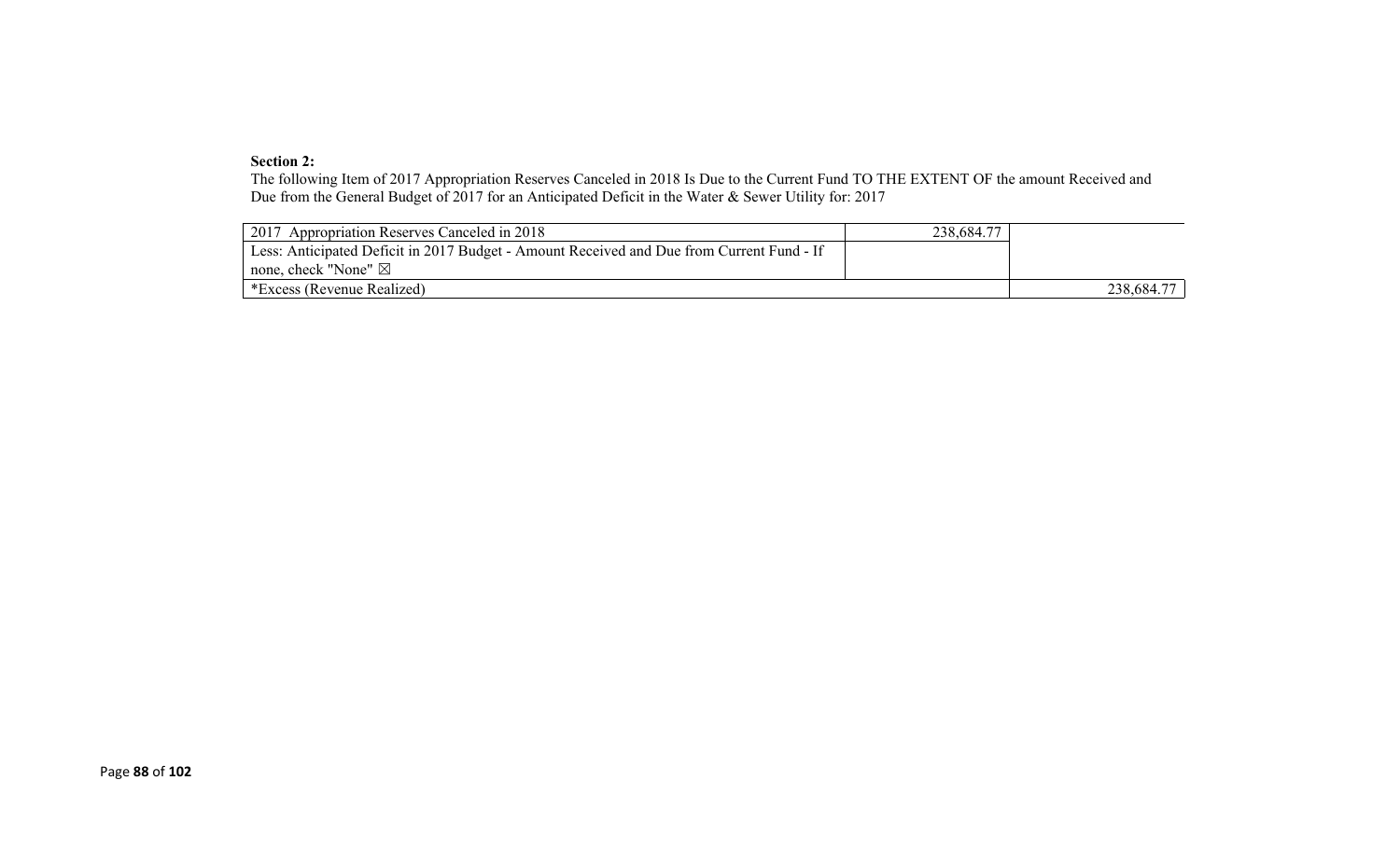**Section 2:**

The following Item of 2017 Appropriation Reserves Canceled in 2018 Is Due to the Current Fund TO THE EXTENT OF the amount Received and Due from the General Budget of 2017 for an Anticipated Deficit in the Water & Sewer Utility for: 2017

| | | |
|---|---|---|
| 2017 Appropriation Reserves Canceled in 2018 | 238,684.77 | |
| Less: Anticipated Deficit in 2017 Budget - Amount Received and Due from Current Fund - If none, check "None" ☒ | | |
| *Excess (Revenue Realized) | | 238,684.77 |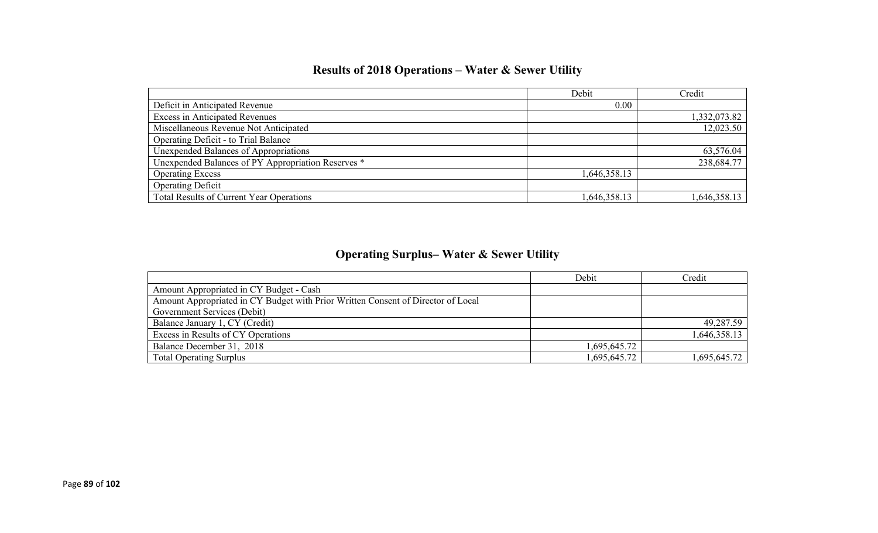## Results of 2018 Operations – Water & Sewer Utility

| | Debit | Credit |
|---|---|---|
| Deficit in Anticipated Revenue | 0.00 | |
| Excess in Anticipated Revenues | | 1,332,073.82 |
| Miscellaneous Revenue Not Anticipated | | 12,023.50 |
| Operating Deficit - to Trial Balance | | |
| Unexpended Balances of Appropriations | | 63,576.04 |
| Unexpended Balances of PY Appropriation Reserves * | | 238,684.77 |
| Operating Excess | 1,646,358.13 | |
| Operating Deficit | | |
| Total Results of Current Year Operations | 1,646,358.13 | 1,646,358.13 |

## Operating Surplus– Water & Sewer Utility

| | Debit | Credit |
|---|---|---|
| Amount Appropriated in CY Budget - Cash | | |
| Amount Appropriated in CY Budget with Prior Written Consent of Director of Local Government Services (Debit) | | |
| Balance January 1, CY (Credit) | | 49,287.59 |
| Excess in Results of CY Operations | | 1,646,358.13 |
| Balance December 31, 2018 | 1,695,645.72 | |
| Total Operating Surplus | 1,695,645.72 | 1,695,645.72 |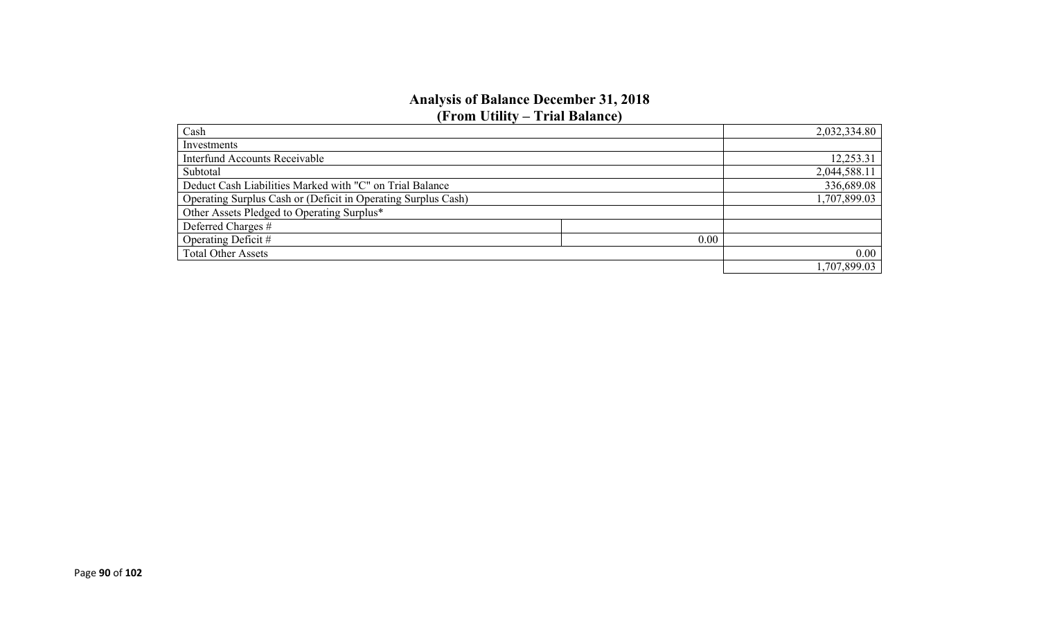## Analysis of Balance December 31, 2018
## (From Utility – Trial Balance)

| | | |
|---|---|---|
| Cash | | 2,032,334.80 |
| Investments | | |
| Interfund Accounts Receivable | | 12,253.31 |
| Subtotal | | 2,044,588.11 |
| Deduct Cash Liabilities Marked with "C" on Trial Balance | | 336,689.08 |
| Operating Surplus Cash or (Deficit in Operating Surplus Cash) | | 1,707,899.03 |
| Other Assets Pledged to Operating Surplus* | | |
| Deferred Charges # | | |
| Operating Deficit # | 0.00 | |
| Total Other Assets | | 0.00 |
| | | 1,707,899.03 |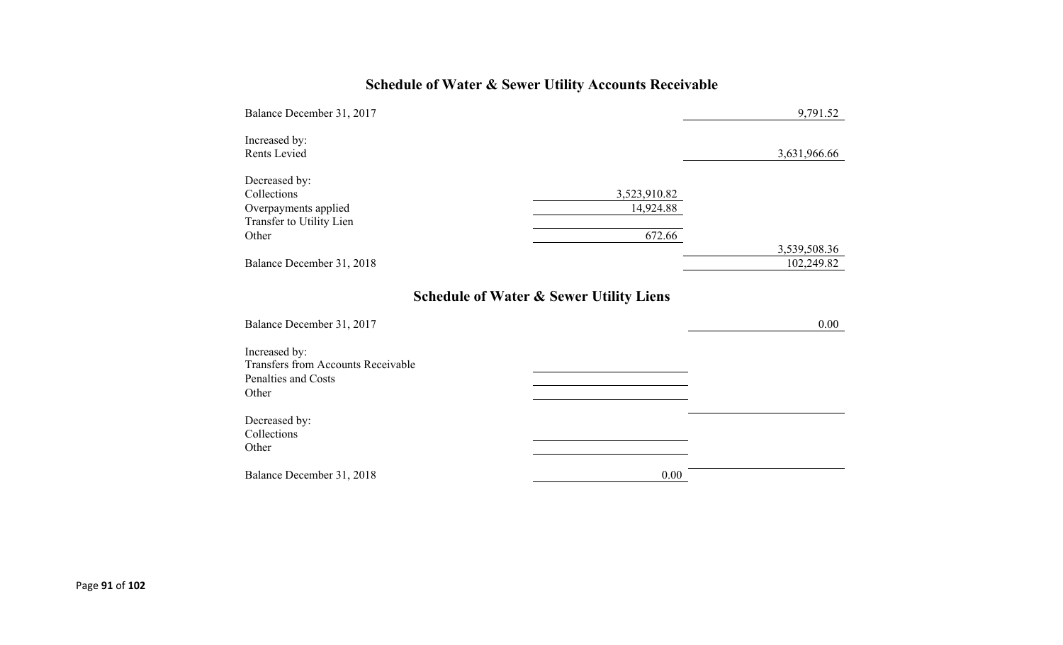## Schedule of Water & Sewer Utility Accounts Receivable

| | | |
|---|---|---|
| Balance December 31, 2017 | | 9,791.52 |
| | | |
| Increased by: | | |
| Rents Levied | | 3,631,966.66 |
| | | |
| Decreased by: | | |
| Collections | 3,523,910.82 | |
| Overpayments applied | 14,924.88 | |
| Transfer to Utility Lien | | |
| Other | 672.66 | |
| | | 3,539,508.36 |
| Balance December 31, 2018 | | 102,249.82 |

## Schedule of Water & Sewer Utility Liens

| | | |
|---|---|---|
| Balance December 31, 2017 | | 0.00 |
| | | |
| Increased by: | | |
| Transfers from Accounts Receivable | | |
| Penalties and Costs | | |
| Other | | |
| | | |
| Decreased by: | | |
| Collections | | |
| Other | | |
| | | |
| Balance December 31, 2018 | 0.00 | |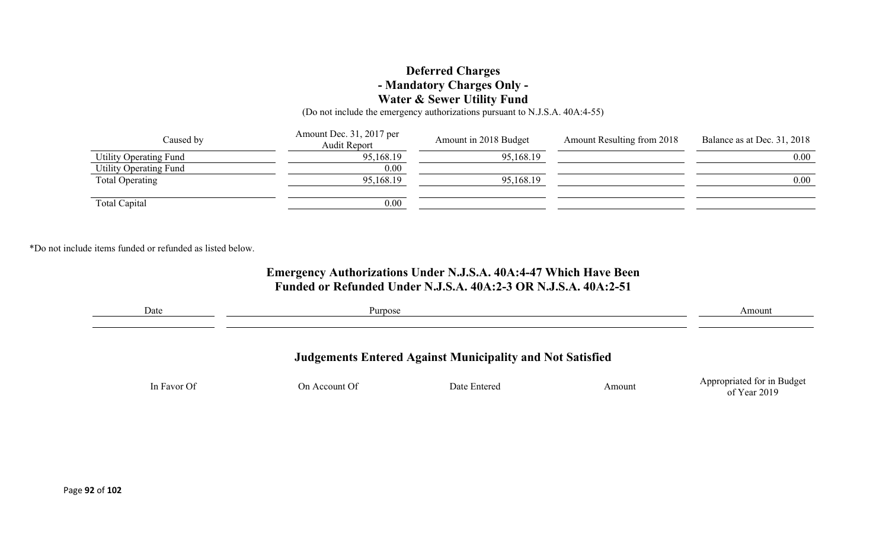## Deferred Charges
## - Mandatory Charges Only -
## Water & Sewer Utility Fund

(Do not include the emergency authorizations pursuant to N.J.S.A. 40A:4-55)

| Caused by | Amount Dec. 31, 2017 per Audit Report | Amount in 2018 Budget | Amount Resulting from 2018 | Balance as at Dec. 31, 2018 |
|---|---|---|---|---|
| Utility Operating Fund | 95,168.19 | 95,168.19 | | 0.00 |
| Utility Operating Fund | 0.00 | | | |
| Total Operating | 95,168.19 | 95,168.19 | | 0.00 |
| | | | | |
| Total Capital | 0.00 | | | |

*Do not include items funded or refunded as listed below.

## Emergency Authorizations Under N.J.S.A. 40A:4-47 Which Have Been Funded or Refunded Under N.J.S.A. 40A:2-3 OR N.J.S.A. 40A:2-51

| Date | Purpose | Amount |
|---|---|---|
| | | |

## Judgements Entered Against Municipality and Not Satisfied

| In Favor Of | On Account Of | Date Entered | Amount | Appropriated for in Budget of Year 2019 |
|---|---|---|---|---|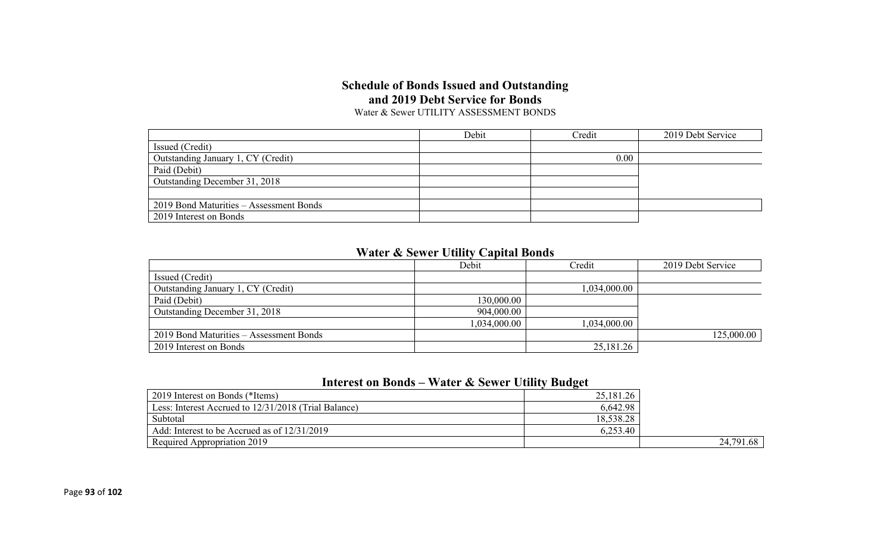## Schedule of Bonds Issued and Outstanding and 2019 Debt Service for Bonds

Water & Sewer UTILITY ASSESSMENT BONDS

| | Debit | Credit | 2019 Debt Service |
|---|---|---|---|
| Issued (Credit) | | | |
| Outstanding January 1, CY (Credit) | | 0.00 | |
| Paid (Debit) | | | |
| Outstanding December 31, 2018 | | | |
| | | | |
| 2019 Bond Maturities – Assessment Bonds | | | |
| 2019 Interest on Bonds | | | |

## Water & Sewer Utility Capital Bonds

| | Debit | Credit | 2019 Debt Service |
|---|---|---|---|
| Issued (Credit) | | | |
| Outstanding January 1, CY (Credit) | | 1,034,000.00 | |
| Paid (Debit) | 130,000.00 | | |
| Outstanding December 31, 2018 | 904,000.00 | | |
| | 1,034,000.00 | 1,034,000.00 | |
| 2019 Bond Maturities – Assessment Bonds | | | 125,000.00 |
| 2019 Interest on Bonds | | 25,181.26 | |

## Interest on Bonds – Water & Sewer Utility Budget

| | | |
|---|---|---|
| 2019 Interest on Bonds (*Items) | 25,181.26 | |
| Less: Interest Accrued to 12/31/2018 (Trial Balance) | 6,642.98 | |
| Subtotal | 18,538.28 | |
| Add: Interest to be Accrued as of 12/31/2019 | 6,253.40 | |
| Required Appropriation 2019 | | 24,791.68 |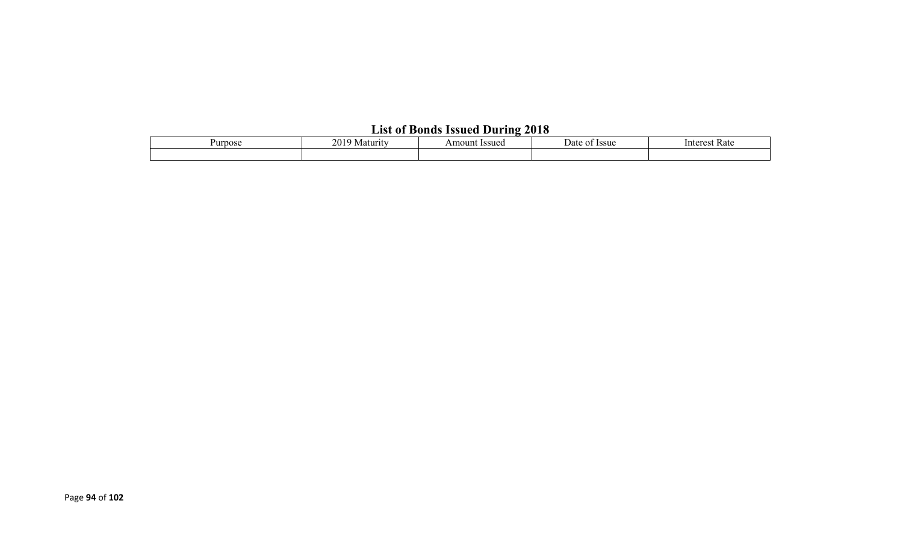## List of Bonds Issued During 2018

| Purpose | 2019 Maturity | Amount Issued | Date of Issue | Interest Rate |
|---|---|---|---|---|
| | | | | |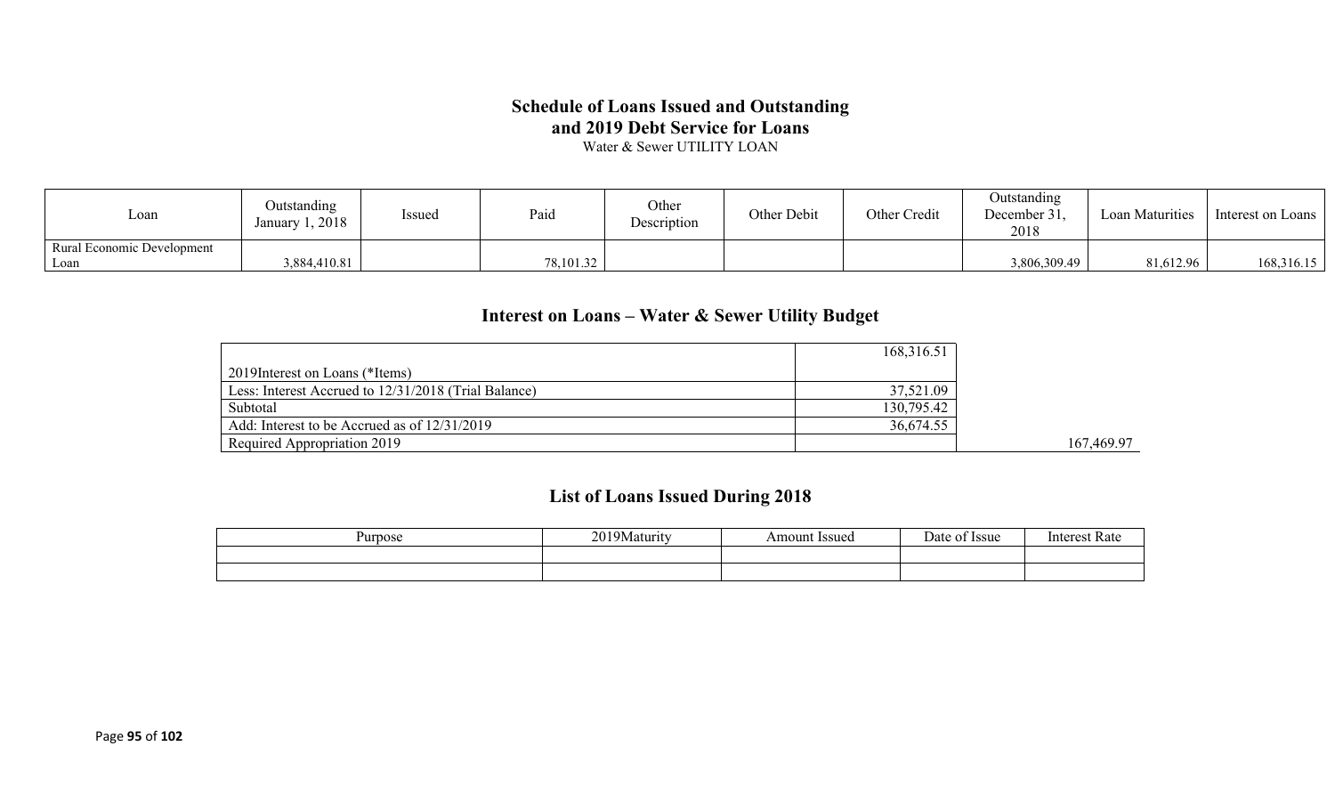## Schedule of Loans Issued and Outstanding and 2019 Debt Service for Loans

Water & Sewer UTILITY LOAN

| Loan | Outstanding January 1, 2018 | Issued | Paid | Other Description | Other Debit | Other Credit | Outstanding December 31, 2018 | Loan Maturities | Interest on Loans |
|---|---|---|---|---|---|---|---|---|---|
| Rural Economic Development Loan | 3,884,410.81 | | 78,101.32 | | | | 3,806,309.49 | 81,612.96 | 168,316.15 |

## Interest on Loans – Water & Sewer Utility Budget

| | | |
|---|---|---|
| 2019Interest on Loans (*Items) | 168,316.51 | |
| Less: Interest Accrued to 12/31/2018 (Trial Balance) | 37,521.09 | |
| Subtotal | 130,795.42 | |
| Add: Interest to be Accrued as of 12/31/2019 | 36,674.55 | |
| Required Appropriation 2019 | | 167,469.97 |

## List of Loans Issued During 2018

| Purpose | 2019Maturity | Amount Issued | Date of Issue | Interest Rate |
|---|---|---|---|---|
| | | | | |
| | | | | |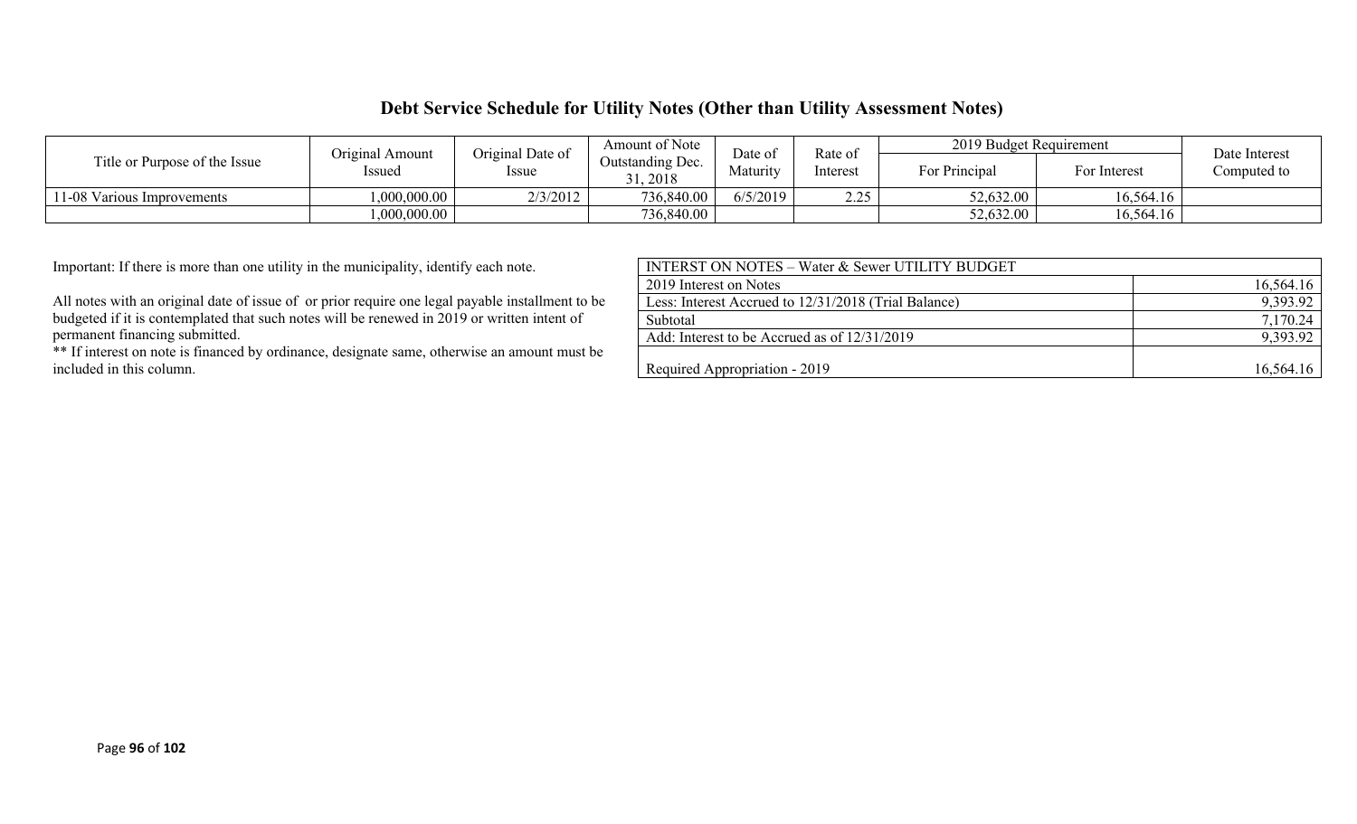# Debt Service Schedule for Utility Notes (Other than Utility Assessment Notes)

| Title or Purpose of the Issue | Original Amount Issued | Original Date of Issue | Amount of Note Outstanding Dec. 31, 2018 | Date of Maturity | Rate of Interest | 2019 Budget Requirement | | Date Interest Computed to |
|---|---|---|---|---|---|---|---|---|
| | | | | | | For Principal | For Interest | |
| 11-08 Various Improvements | 1,000,000.00 | 2/3/2012 | 736,840.00 | 6/5/2019 | 2.25 | 52,632.00 | 16,564.16 | |
| | 1,000,000.00 | | 736,840.00 | | | 52,632.00 | 16,564.16 | |

Important: If there is more than one utility in the municipality, identify each note.

All notes with an original date of issue of or prior require one legal payable installment to be budgeted if it is contemplated that such notes will be renewed in 2019 or written intent of permanent financing submitted.

** If interest on note is financed by ordinance, designate same, otherwise an amount must be included in this column.

| INTERST ON NOTES – Water & Sewer UTILITY BUDGET | |
|---|---|
| 2019 Interest on Notes | 16,564.16 |
| Less: Interest Accrued to 12/31/2018 (Trial Balance) | 9,393.92 |
| Subtotal | 7,170.24 |
| Add: Interest to be Accrued as of 12/31/2019 | 9,393.92 |
| Required Appropriation - 2019 | 16,564.16 |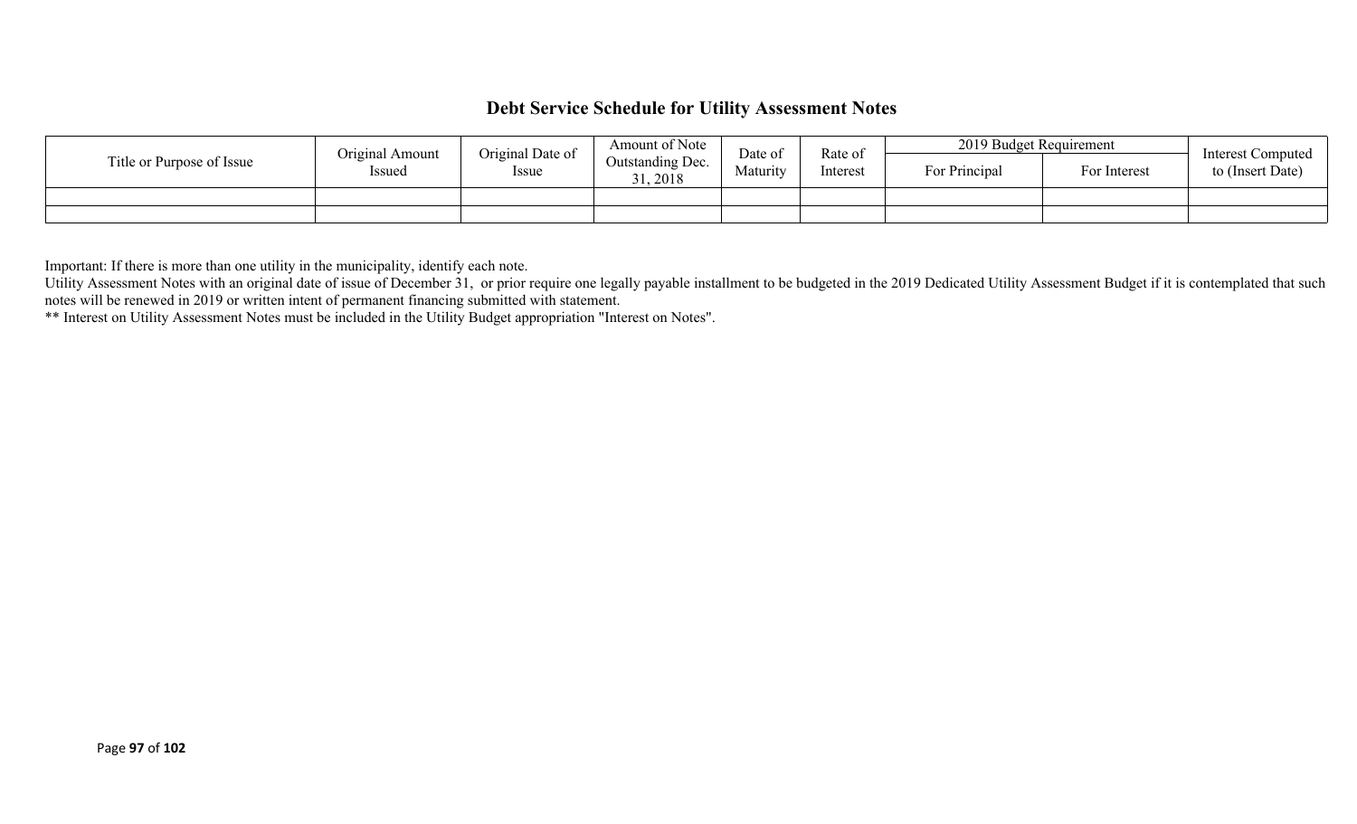# Debt Service Schedule for Utility Assessment Notes

| Title or Purpose of Issue | Original Amount Issued | Original Date of Issue | Amount of Note Outstanding Dec. 31, 2018 | Date of Maturity | Rate of Interest | 2019 Budget Requirement | | Interest Computed to (Insert Date) |
|---|---|---|---|---|---|---|---|---|
| | | | | | | For Principal | For Interest | |
| | | | | | | | | |
| | | | | | | | | |

Important: If there is more than one utility in the municipality, identify each note.

Utility Assessment Notes with an original date of issue of December 31, or prior require one legally payable installment to be budgeted in the 2019 Dedicated Utility Assessment Budget if it is contemplated that such notes will be renewed in 2019 or written intent of permanent financing submitted with statement.

** Interest on Utility Assessment Notes must be included in the Utility Budget appropriation "Interest on Notes".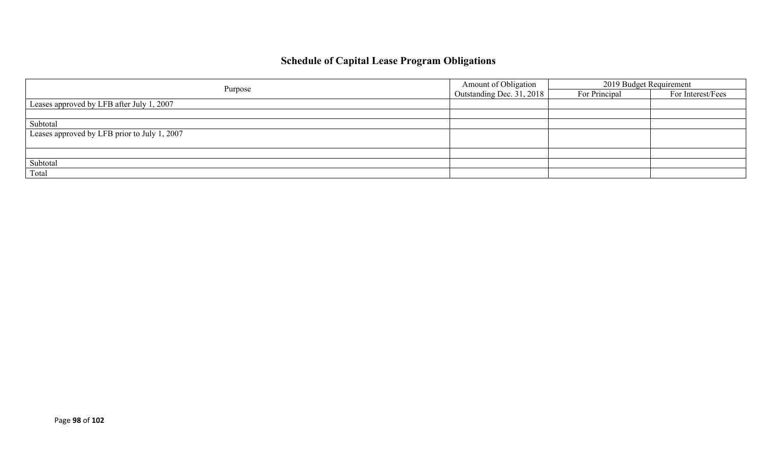## Schedule of Capital Lease Program Obligations

| Purpose | Amount of Obligation Outstanding Dec. 31, 2018 | 2019 Budget Requirement | |
|---|---|---|---|
| | | For Principal | For Interest/Fees |
| Leases approved by LFB after July 1, 2007 | | | |
| | | | |
| Subtotal | | | |
| Leases approved by LFB prior to July 1, 2007 | | | |
| | | | |
| Subtotal | | | |
| Total | | | |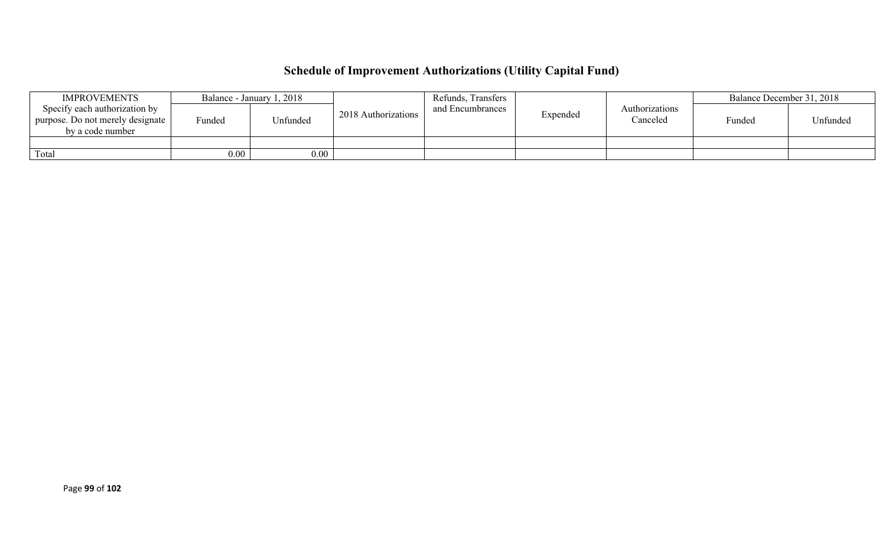## Schedule of Improvement Authorizations (Utility Capital Fund)

| IMPROVEMENTS<br>Specify each authorization by purpose. Do not merely designate by a code number | Balance - January 1, 2018 | | 2018 Authorizations | Refunds, Transfers and Encumbrances | Expended | Authorizations Canceled | Balance December 31, 2018 | |
|---|---|---|---|---|---|---|---|---|
| | Funded | Unfunded | | | | | Funded | Unfunded |
| | | | | | | | | |
| Total | 0.00 | 0.00 | | | | | | |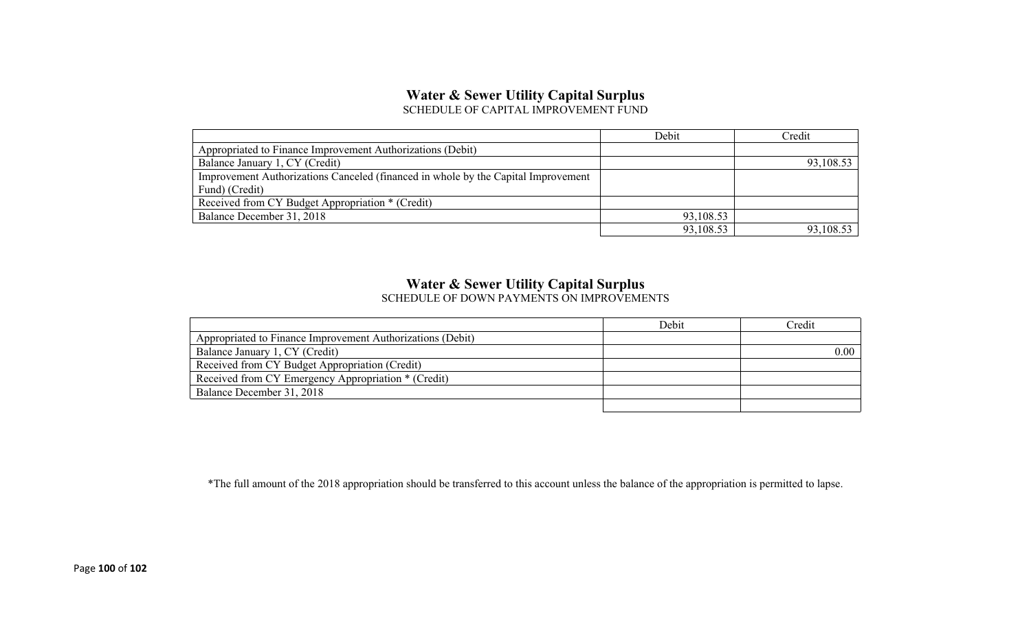## Water & Sewer Utility Capital Surplus

SCHEDULE OF CAPITAL IMPROVEMENT FUND

| | Debit | Credit |
|---|---|---|
| Appropriated to Finance Improvement Authorizations (Debit) | | |
| Balance January 1, CY (Credit) | | 93,108.53 |
| Improvement Authorizations Canceled (financed in whole by the Capital Improvement Fund) (Credit) | | |
| Received from CY Budget Appropriation * (Credit) | | |
| Balance December 31, 2018 | 93,108.53 | |
| | 93,108.53 | 93,108.53 |

## Water & Sewer Utility Capital Surplus

SCHEDULE OF DOWN PAYMENTS ON IMPROVEMENTS

| | Debit | Credit |
|---|---|---|
| Appropriated to Finance Improvement Authorizations (Debit) | | |
| Balance January 1, CY (Credit) | | 0.00 |
| Received from CY Budget Appropriation (Credit) | | |
| Received from CY Emergency Appropriation * (Credit) | | |
| Balance December 31, 2018 | | |
| | | |

*The full amount of the 2018 appropriation should be transferred to this account unless the balance of the appropriation is permitted to lapse.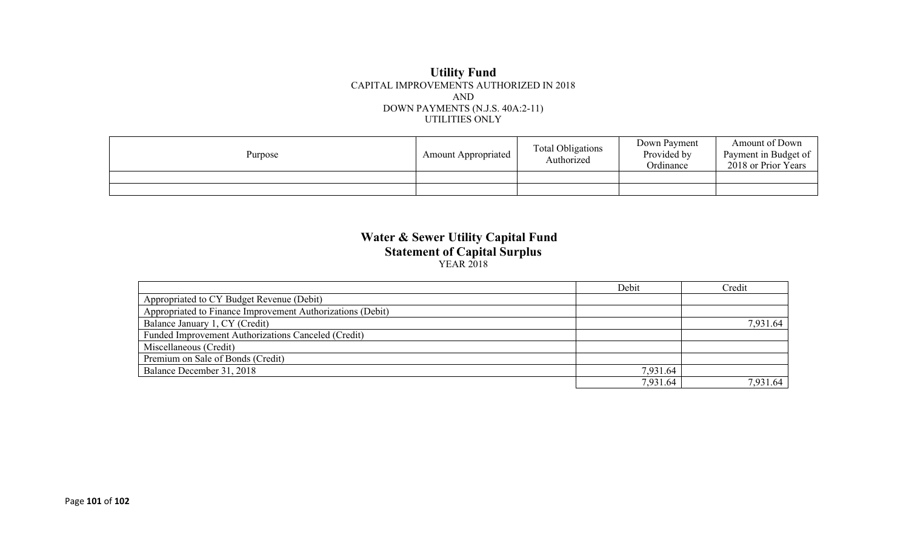# Utility Fund

CAPITAL IMPROVEMENTS AUTHORIZED IN 2018
AND
DOWN PAYMENTS (N.J.S. 40A:2-11)
UTILITIES ONLY

| Purpose | Amount Appropriated | Total Obligations Authorized | Down Payment Provided by Ordinance | Amount of Down Payment in Budget of 2018 or Prior Years |
|---|---|---|---|---|
| | | | | |
| | | | | |

# Water & Sewer Utility Capital Fund

## Statement of Capital Surplus

YEAR 2018

| | Debit | Credit |
|---|---|---|
| Appropriated to CY Budget Revenue (Debit) | | |
| Appropriated to Finance Improvement Authorizations (Debit) | | |
| Balance January 1, CY (Credit) | | 7,931.64 |
| Funded Improvement Authorizations Canceled (Credit) | | |
| Miscellaneous (Credit) | | |
| Premium on Sale of Bonds (Credit) | | |
| Balance December 31, 2018 | 7,931.64 | |
| | 7,931.64 | 7,931.64 |